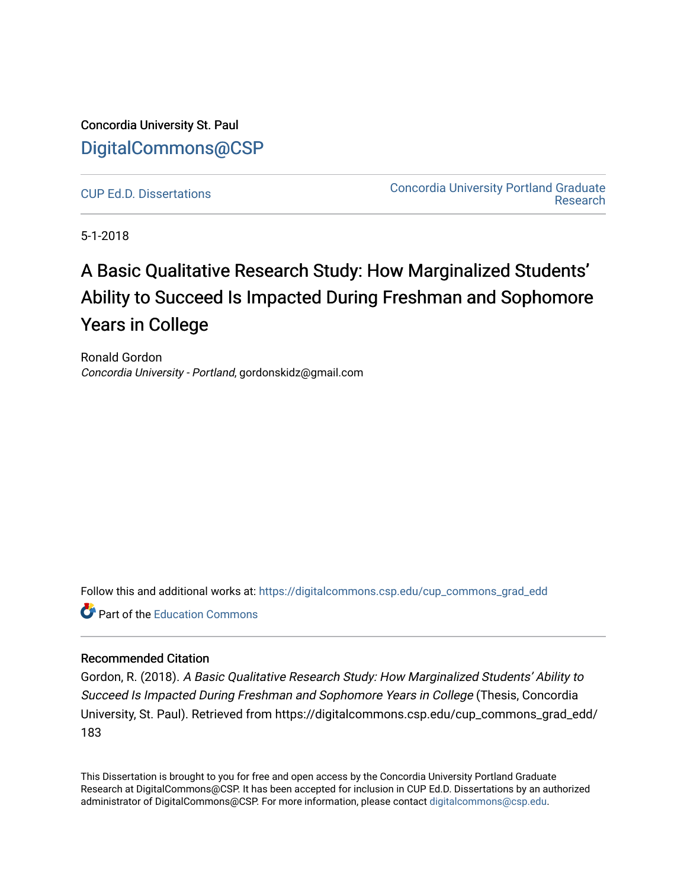Concordia University St. Paul

DigitalCommons@CSP

CUP Ed.D. Dissertations

Concordia University Portland Graduate Research

5-1-2018

# A Basic Qualitative Research Study: How Marginalized Students' Ability to Succeed Is Impacted During Freshman and Sophomore Years in College

Ronald Gordon
*Concordia University - Portland*, gordonskidz@gmail.com

Follow this and additional works at: https://digitalcommons.csp.edu/cup_commons_grad_edd

Part of the Education Commons

## Recommended Citation

Gordon, R. (2018). *A Basic Qualitative Research Study: How Marginalized Students' Ability to Succeed Is Impacted During Freshman and Sophomore Years in College* (Thesis, Concordia University, St. Paul). Retrieved from https://digitalcommons.csp.edu/cup_commons_grad_edd/183

This Dissertation is brought to you for free and open access by the Concordia University Portland Graduate Research at DigitalCommons@CSP. It has been accepted for inclusion in CUP Ed.D. Dissertations by an authorized administrator of DigitalCommons@CSP. For more information, please contact digitalcommons@csp.edu.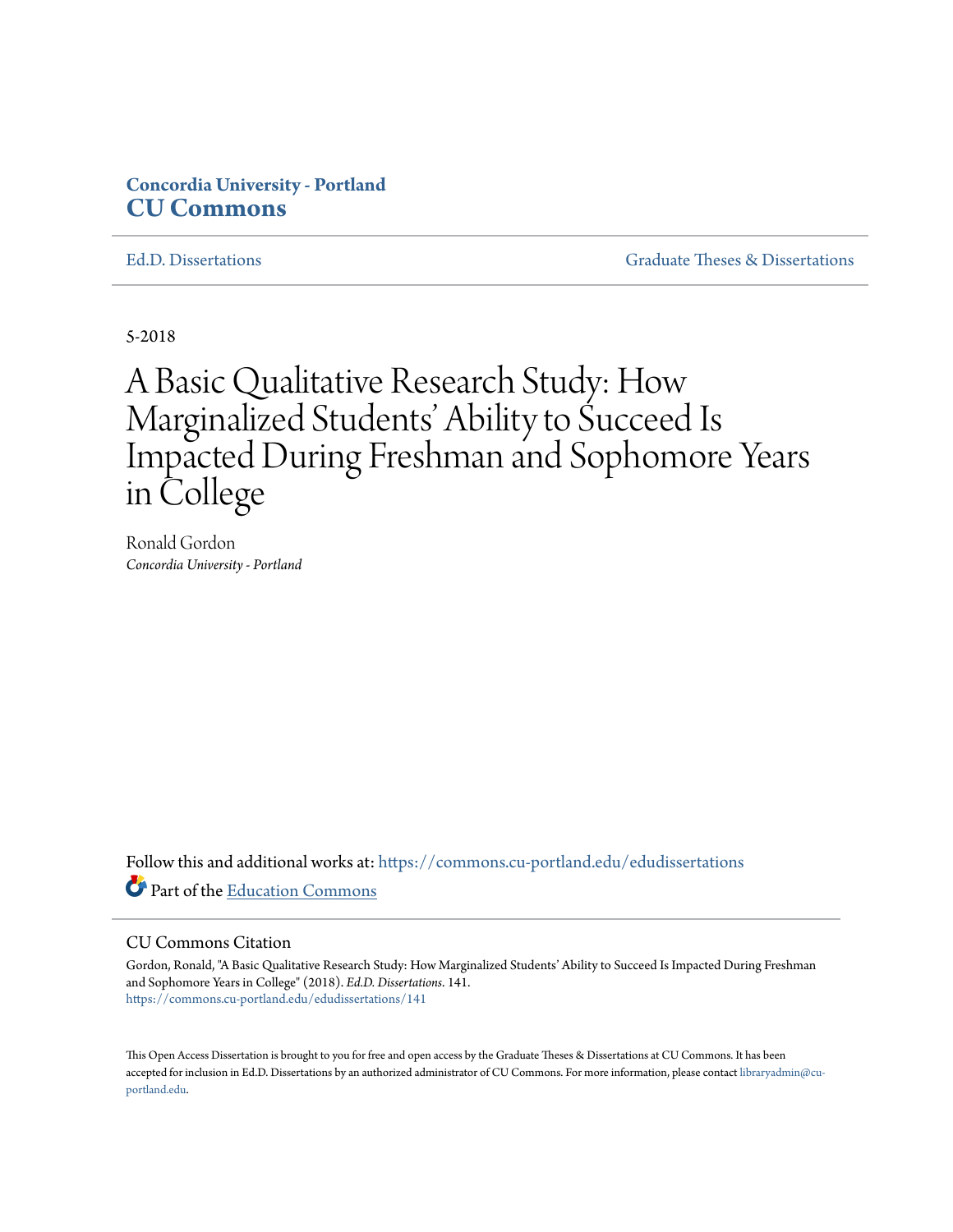Concordia University - Portland
**CU Commons**

Ed.D. Dissertations | Graduate Theses & Dissertations

5-2018

# A Basic Qualitative Research Study: How Marginalized Students' Ability to Succeed Is Impacted During Freshman and Sophomore Years in College

Ronald Gordon
*Concordia University - Portland*

Follow this and additional works at: https://commons.cu-portland.edu/edudissertations

Part of the Education Commons

## CU Commons Citation

Gordon, Ronald, "A Basic Qualitative Research Study: How Marginalized Students' Ability to Succeed Is Impacted During Freshman and Sophomore Years in College" (2018). *Ed.D. Dissertations*. 141.
https://commons.cu-portland.edu/edudissertations/141

This Open Access Dissertation is brought to you for free and open access by the Graduate Theses & Dissertations at CU Commons. It has been accepted for inclusion in Ed.D. Dissertations by an authorized administrator of CU Commons. For more information, please contact libraryadmin@cu-portland.edu.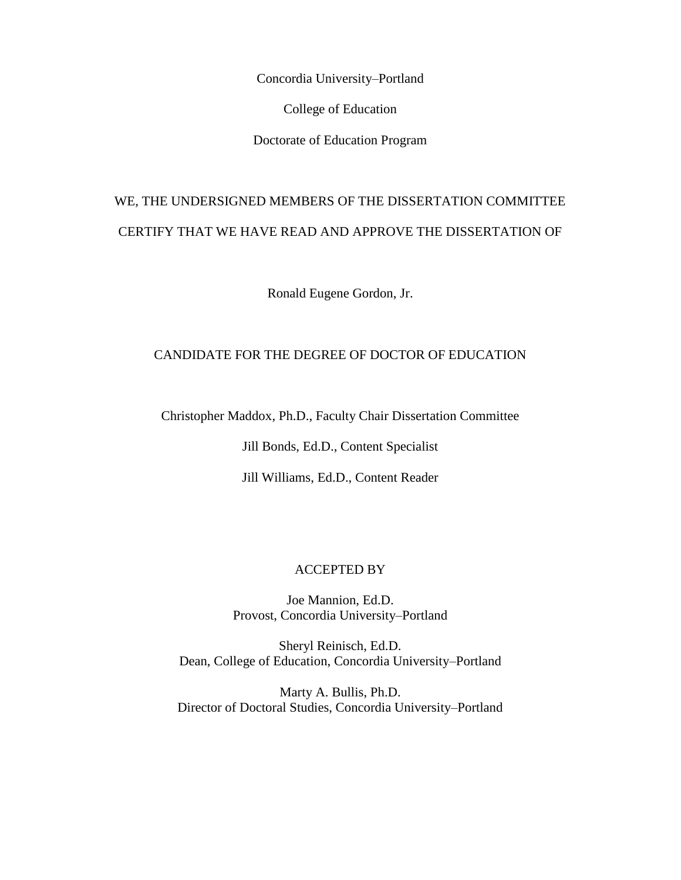Concordia University–Portland

College of Education

Doctorate of Education Program

WE, THE UNDERSIGNED MEMBERS OF THE DISSERTATION COMMITTEE

CERTIFY THAT WE HAVE READ AND APPROVE THE DISSERTATION OF

Ronald Eugene Gordon, Jr.

CANDIDATE FOR THE DEGREE OF DOCTOR OF EDUCATION

Christopher Maddox, Ph.D., Faculty Chair Dissertation Committee

Jill Bonds, Ed.D., Content Specialist

Jill Williams, Ed.D., Content Reader

ACCEPTED BY

Joe Mannion, Ed.D.
Provost, Concordia University–Portland

Sheryl Reinisch, Ed.D.
Dean, College of Education, Concordia University–Portland

Marty A. Bullis, Ph.D.
Director of Doctoral Studies, Concordia University–Portland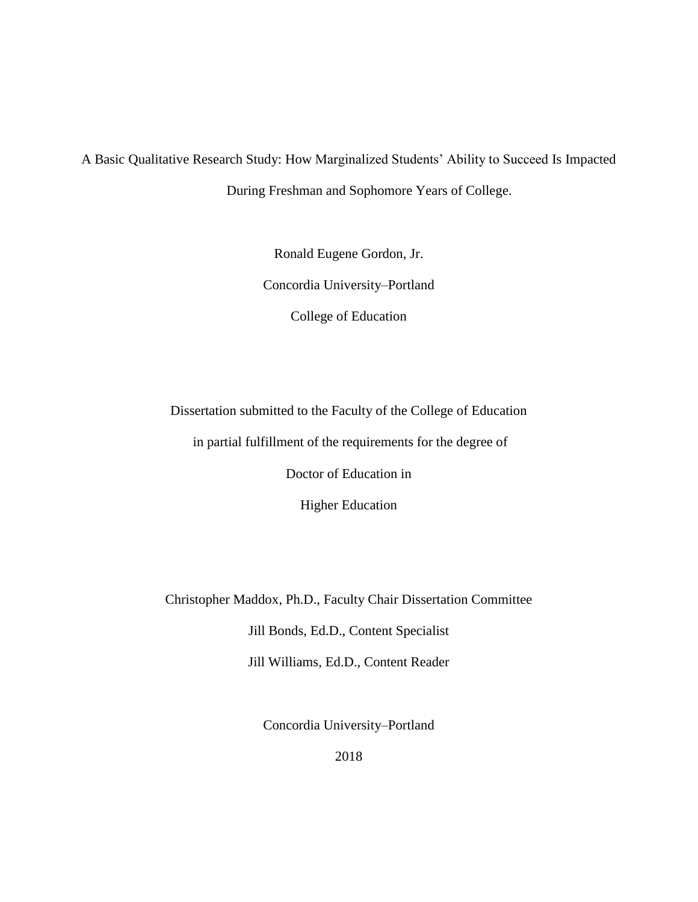A Basic Qualitative Research Study: How Marginalized Students' Ability to Succeed Is Impacted During Freshman and Sophomore Years of College.

Ronald Eugene Gordon, Jr.

Concordia University–Portland

College of Education

Dissertation submitted to the Faculty of the College of Education

in partial fulfillment of the requirements for the degree of

Doctor of Education in

Higher Education

Christopher Maddox, Ph.D., Faculty Chair Dissertation Committee

Jill Bonds, Ed.D., Content Specialist

Jill Williams, Ed.D., Content Reader

Concordia University–Portland

2018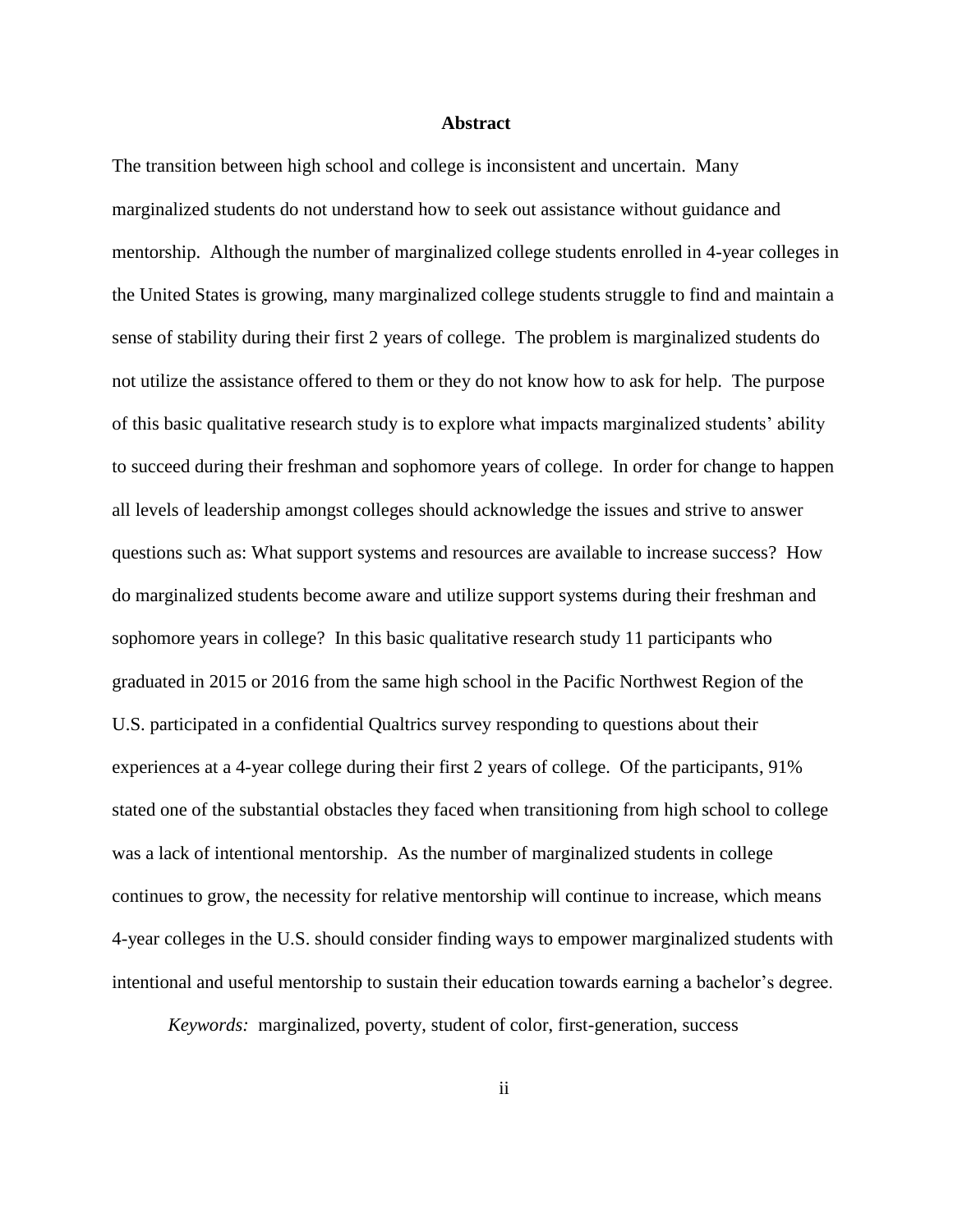# Abstract

The transition between high school and college is inconsistent and uncertain. Many marginalized students do not understand how to seek out assistance without guidance and mentorship. Although the number of marginalized college students enrolled in 4-year colleges in the United States is growing, many marginalized college students struggle to find and maintain a sense of stability during their first 2 years of college. The problem is marginalized students do not utilize the assistance offered to them or they do not know how to ask for help. The purpose of this basic qualitative research study is to explore what impacts marginalized students' ability to succeed during their freshman and sophomore years of college. In order for change to happen all levels of leadership amongst colleges should acknowledge the issues and strive to answer questions such as: What support systems and resources are available to increase success? How do marginalized students become aware and utilize support systems during their freshman and sophomore years in college? In this basic qualitative research study 11 participants who graduated in 2015 or 2016 from the same high school in the Pacific Northwest Region of the U.S. participated in a confidential Qualtrics survey responding to questions about their experiences at a 4-year college during their first 2 years of college. Of the participants, 91% stated one of the substantial obstacles they faced when transitioning from high school to college was a lack of intentional mentorship. As the number of marginalized students in college continues to grow, the necessity for relative mentorship will continue to increase, which means 4-year colleges in the U.S. should consider finding ways to empower marginalized students with intentional and useful mentorship to sustain their education towards earning a bachelor's degree.

*Keywords:* marginalized, poverty, student of color, first-generation, success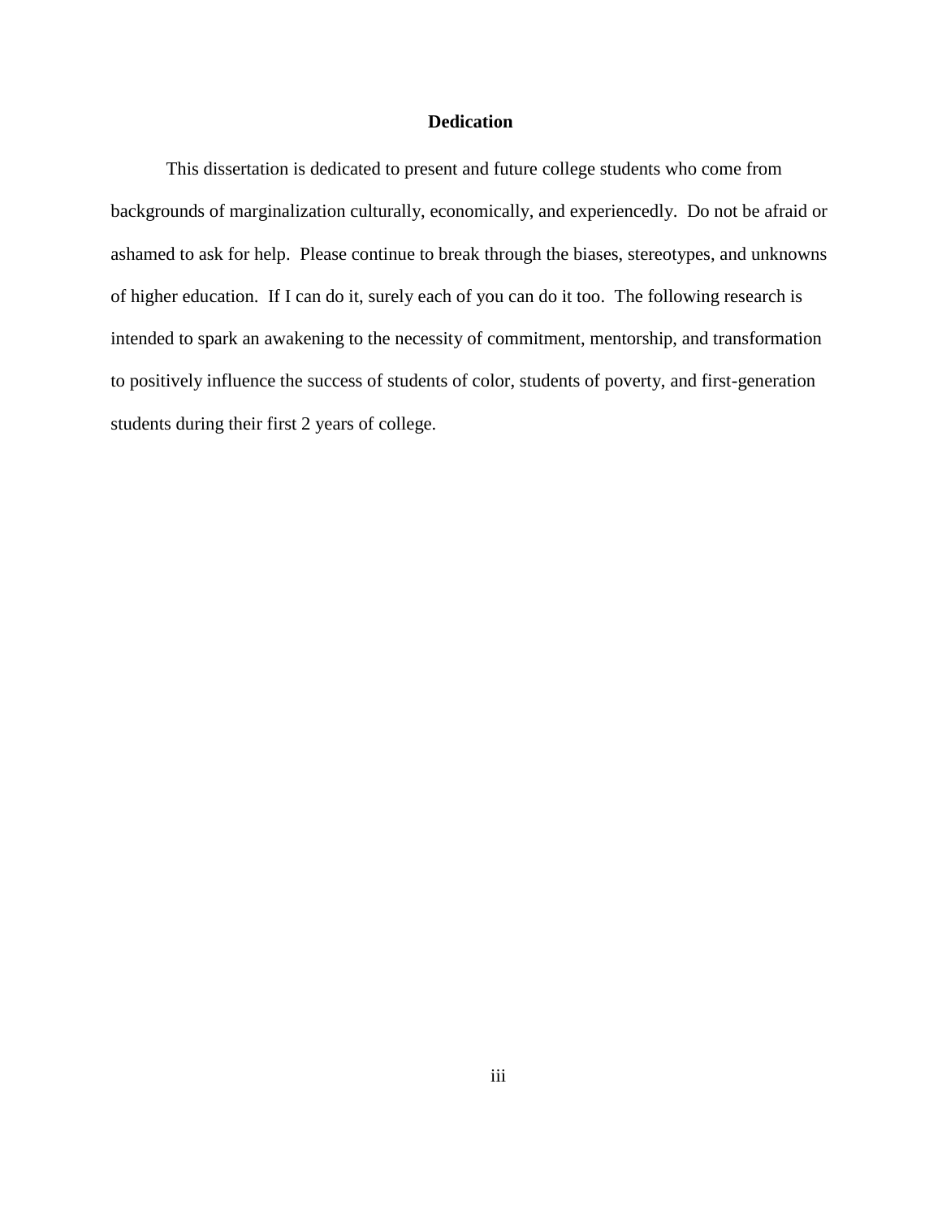# Dedication

This dissertation is dedicated to present and future college students who come from backgrounds of marginalization culturally, economically, and experiencedly. Do not be afraid or ashamed to ask for help. Please continue to break through the biases, stereotypes, and unknowns of higher education. If I can do it, surely each of you can do it too. The following research is intended to spark an awakening to the necessity of commitment, mentorship, and transformation to positively influence the success of students of color, students of poverty, and first-generation students during their first 2 years of college.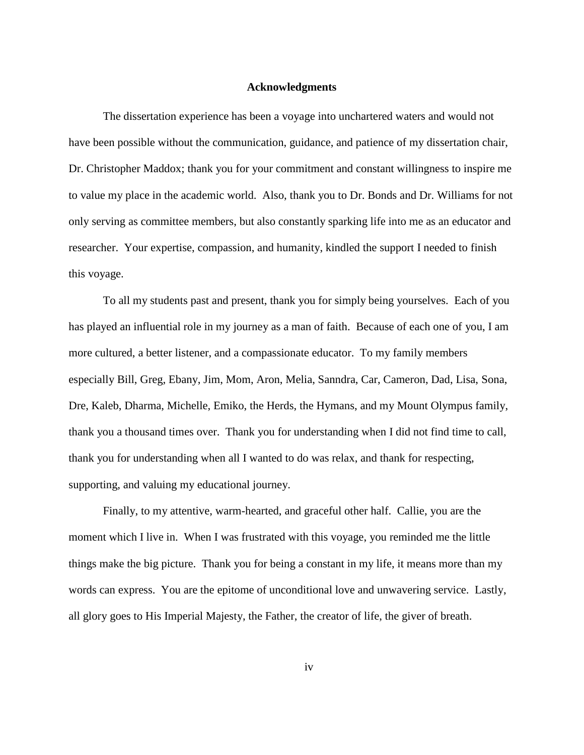# Acknowledgments

The dissertation experience has been a voyage into unchartered waters and would not have been possible without the communication, guidance, and patience of my dissertation chair, Dr. Christopher Maddox; thank you for your commitment and constant willingness to inspire me to value my place in the academic world. Also, thank you to Dr. Bonds and Dr. Williams for not only serving as committee members, but also constantly sparking life into me as an educator and researcher. Your expertise, compassion, and humanity, kindled the support I needed to finish this voyage.

To all my students past and present, thank you for simply being yourselves. Each of you has played an influential role in my journey as a man of faith. Because of each one of you, I am more cultured, a better listener, and a compassionate educator. To my family members especially Bill, Greg, Ebany, Jim, Mom, Aron, Melia, Sanndra, Car, Cameron, Dad, Lisa, Sona, Dre, Kaleb, Dharma, Michelle, Emiko, the Herds, the Hymans, and my Mount Olympus family, thank you a thousand times over. Thank you for understanding when I did not find time to call, thank you for understanding when all I wanted to do was relax, and thank for respecting, supporting, and valuing my educational journey.

Finally, to my attentive, warm-hearted, and graceful other half. Callie, you are the moment which I live in. When I was frustrated with this voyage, you reminded me the little things make the big picture. Thank you for being a constant in my life, it means more than my words can express. You are the epitome of unconditional love and unwavering service. Lastly, all glory goes to His Imperial Majesty, the Father, the creator of life, the giver of breath.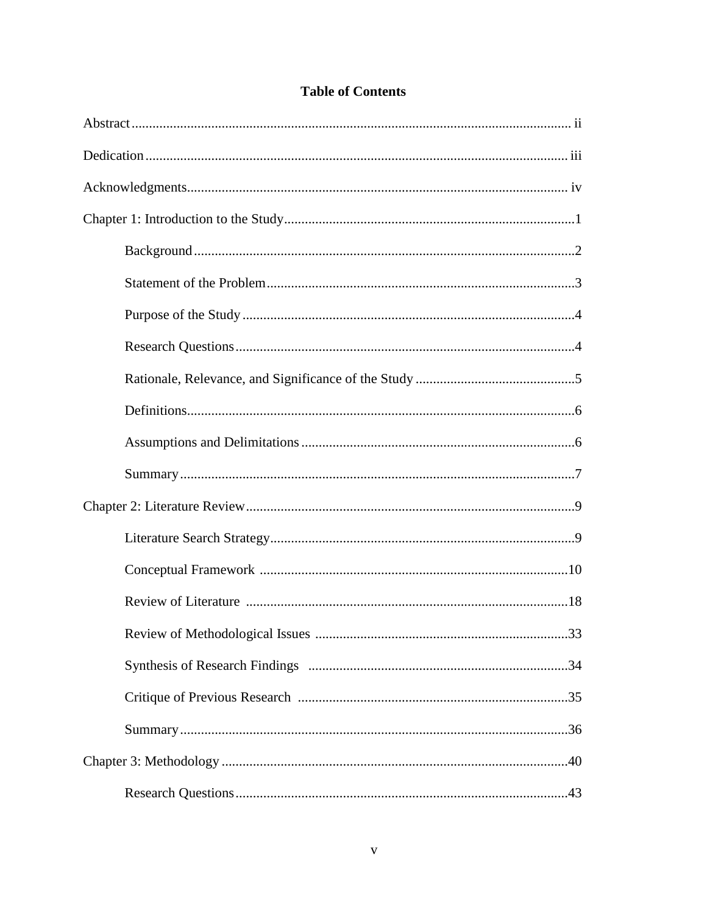# Table of Contents

Abstract ii

Dedication iii

Acknowledgments iv

Chapter 1: Introduction to the Study 1

- Background 2
- Statement of the Problem 3
- Purpose of the Study 4
- Research Questions 4
- Rationale, Relevance, and Significance of the Study 5
- Definitions 6
- Assumptions and Delimitations 6
- Summary 7

Chapter 2: Literature Review 9

- Literature Search Strategy 9
- Conceptual Framework 10
- Review of Literature 18
- Review of Methodological Issues 33
- Synthesis of Research Findings 34
- Critique of Previous Research 35
- Summary 36

Chapter 3: Methodology 40

- Research Questions 43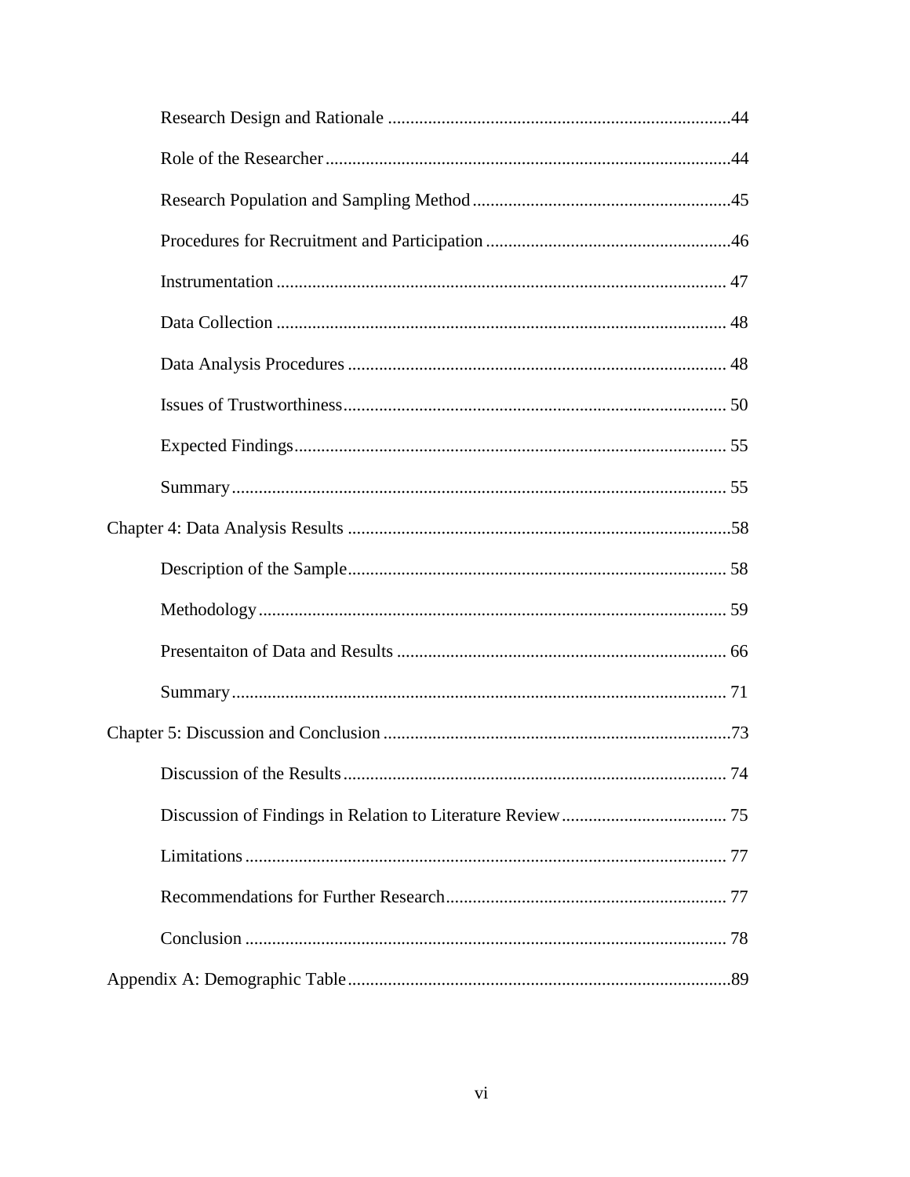Research Design and Rationale ............................................................................44

Role of the Researcher..........................................................................................44

Research Population and Sampling Method.........................................................45

Procedures for Recruitment and Participation......................................................46

Instrumentation .................................................................................................... 47

Data Collection .................................................................................................... 48

Data Analysis Procedures .................................................................................... 48

Issues of Trustworthiness..................................................................................... 50

Expected Findings................................................................................................ 55

Summary.............................................................................................................. 55

Chapter 4: Data Analysis Results .....................................................................................58

Description of the Sample.................................................................................... 58

Methodology........................................................................................................ 59

Presentaiton of Data and Results ......................................................................... 66

Summary.............................................................................................................. 71

Chapter 5: Discussion and Conclusion .............................................................................73

Discussion of the Results..................................................................................... 74

Discussion of Findings in Relation to Literature Review..................................... 75

Limitations........................................................................................................... 77

Recommendations for Further Research.............................................................. 77

Conclusion ........................................................................................................... 78

Appendix A: Demographic Table.....................................................................................89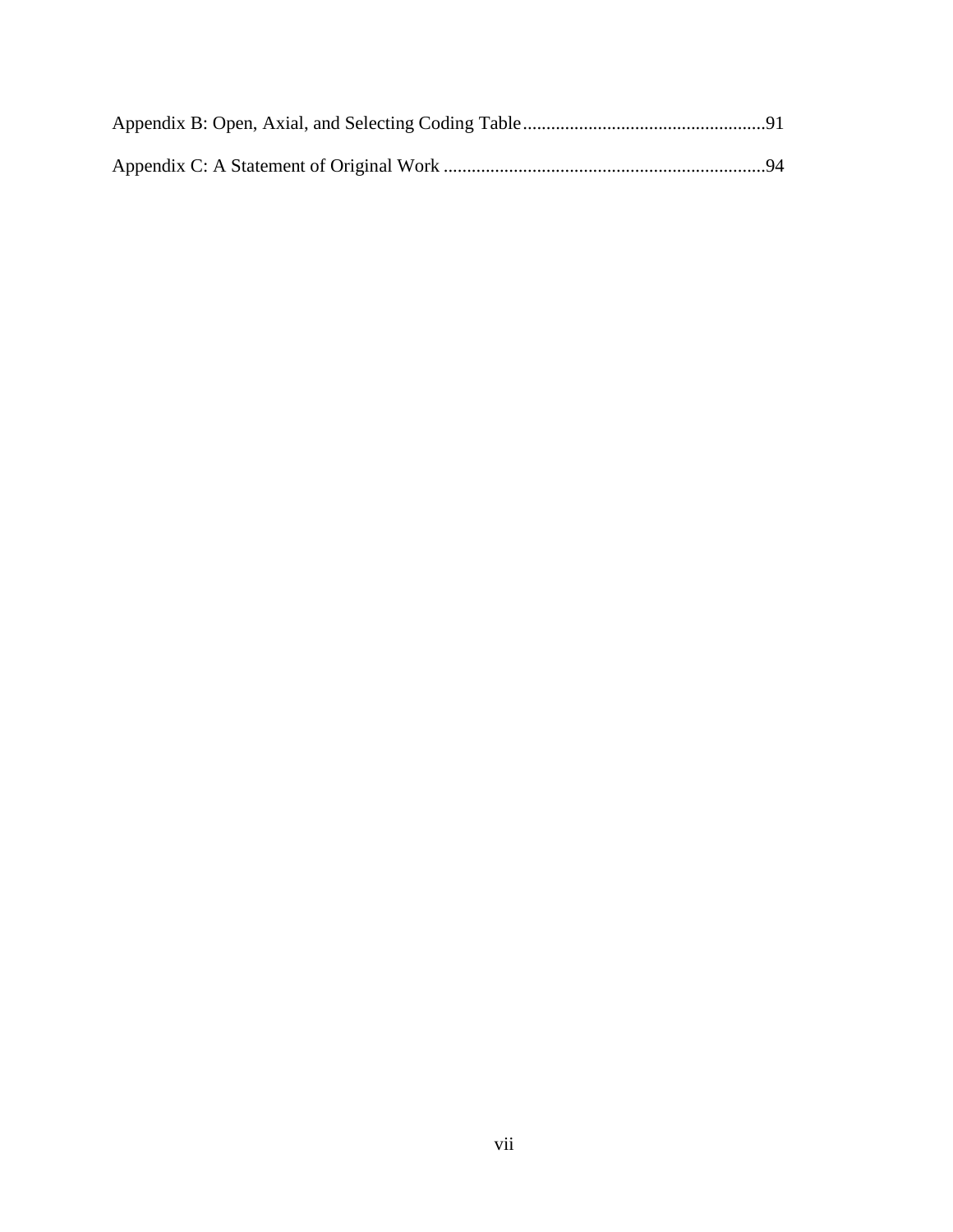Appendix B: Open, Axial, and Selecting Coding Table....................................................91

Appendix C: A Statement of Original Work ....................................................................94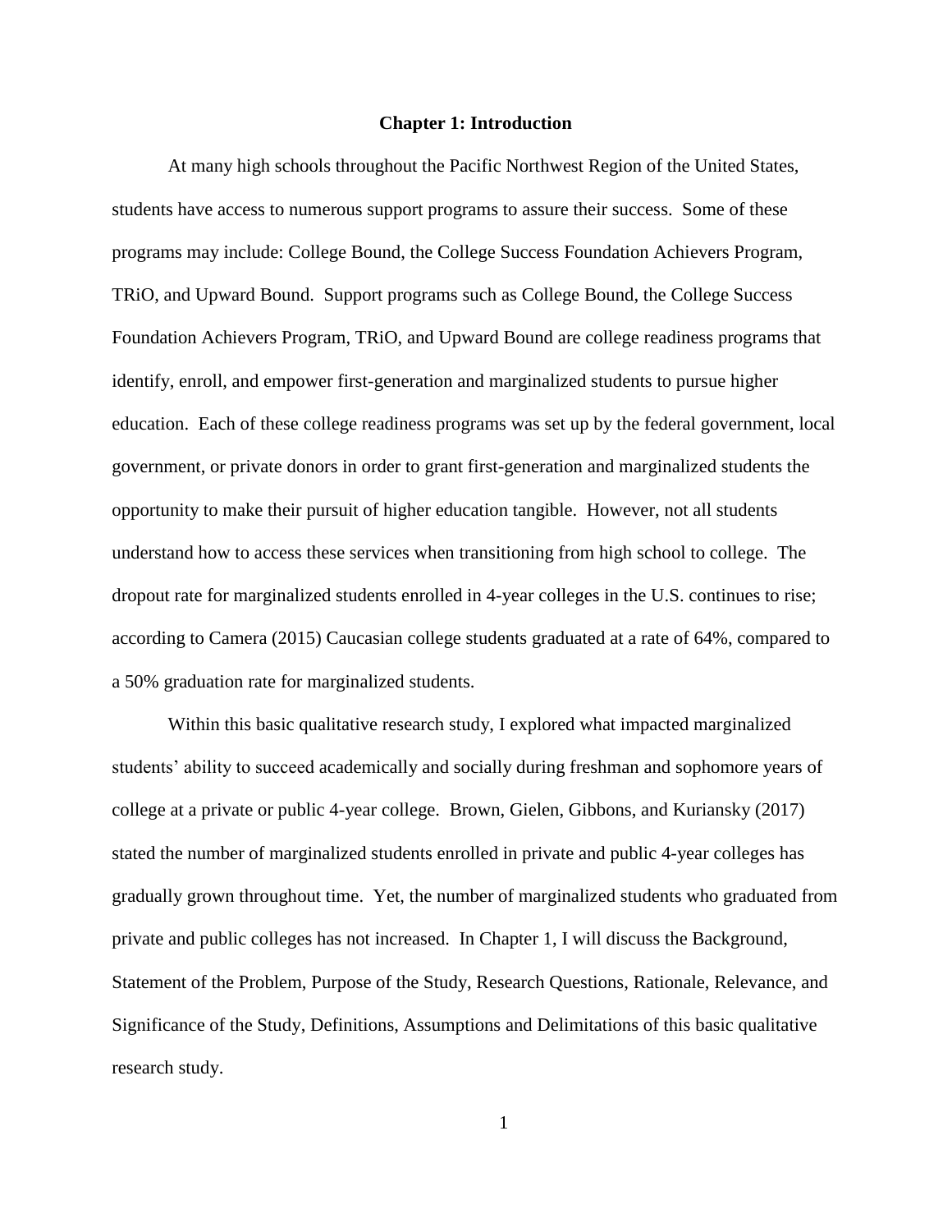# Chapter 1: Introduction

At many high schools throughout the Pacific Northwest Region of the United States, students have access to numerous support programs to assure their success. Some of these programs may include: College Bound, the College Success Foundation Achievers Program, TRiO, and Upward Bound. Support programs such as College Bound, the College Success Foundation Achievers Program, TRiO, and Upward Bound are college readiness programs that identify, enroll, and empower first-generation and marginalized students to pursue higher education. Each of these college readiness programs was set up by the federal government, local government, or private donors in order to grant first-generation and marginalized students the opportunity to make their pursuit of higher education tangible. However, not all students understand how to access these services when transitioning from high school to college. The dropout rate for marginalized students enrolled in 4-year colleges in the U.S. continues to rise; according to Camera (2015) Caucasian college students graduated at a rate of 64%, compared to a 50% graduation rate for marginalized students.

Within this basic qualitative research study, I explored what impacted marginalized students' ability to succeed academically and socially during freshman and sophomore years of college at a private or public 4-year college. Brown, Gielen, Gibbons, and Kuriansky (2017) stated the number of marginalized students enrolled in private and public 4-year colleges has gradually grown throughout time. Yet, the number of marginalized students who graduated from private and public colleges has not increased. In Chapter 1, I will discuss the Background, Statement of the Problem, Purpose of the Study, Research Questions, Rationale, Relevance, and Significance of the Study, Definitions, Assumptions and Delimitations of this basic qualitative research study.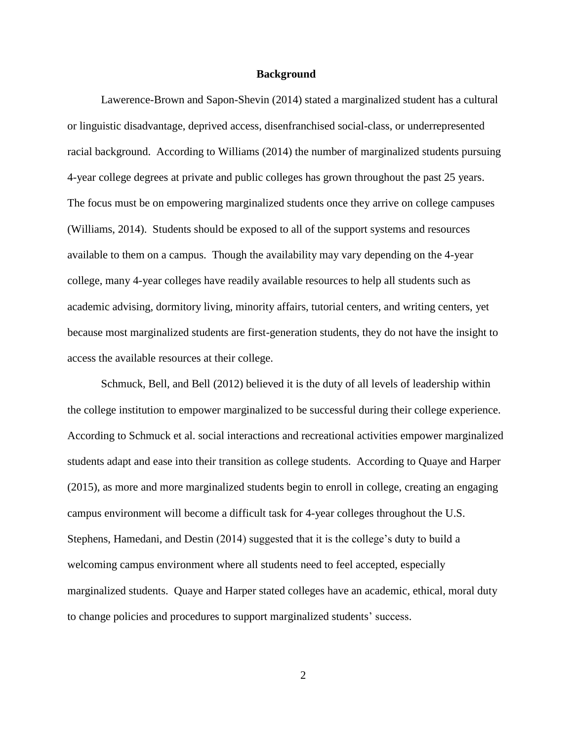## Background

Lawerence-Brown and Sapon-Shevin (2014) stated a marginalized student has a cultural or linguistic disadvantage, deprived access, disenfranchised social-class, or underrepresented racial background. According to Williams (2014) the number of marginalized students pursuing 4-year college degrees at private and public colleges has grown throughout the past 25 years. The focus must be on empowering marginalized students once they arrive on college campuses (Williams, 2014). Students should be exposed to all of the support systems and resources available to them on a campus. Though the availability may vary depending on the 4-year college, many 4-year colleges have readily available resources to help all students such as academic advising, dormitory living, minority affairs, tutorial centers, and writing centers, yet because most marginalized students are first-generation students, they do not have the insight to access the available resources at their college.

Schmuck, Bell, and Bell (2012) believed it is the duty of all levels of leadership within the college institution to empower marginalized to be successful during their college experience. According to Schmuck et al. social interactions and recreational activities empower marginalized students adapt and ease into their transition as college students. According to Quaye and Harper (2015), as more and more marginalized students begin to enroll in college, creating an engaging campus environment will become a difficult task for 4-year colleges throughout the U.S. Stephens, Hamedani, and Destin (2014) suggested that it is the college's duty to build a welcoming campus environment where all students need to feel accepted, especially marginalized students. Quaye and Harper stated colleges have an academic, ethical, moral duty to change policies and procedures to support marginalized students' success.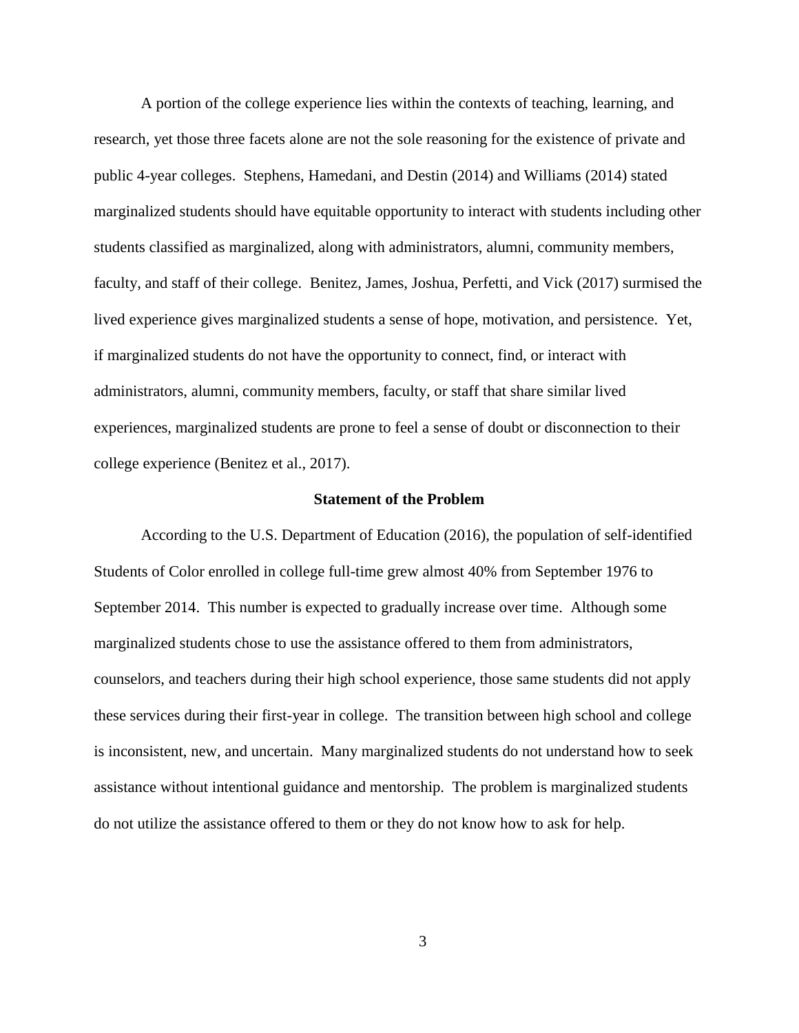A portion of the college experience lies within the contexts of teaching, learning, and research, yet those three facets alone are not the sole reasoning for the existence of private and public 4-year colleges. Stephens, Hamedani, and Destin (2014) and Williams (2014) stated marginalized students should have equitable opportunity to interact with students including other students classified as marginalized, along with administrators, alumni, community members, faculty, and staff of their college. Benitez, James, Joshua, Perfetti, and Vick (2017) surmised the lived experience gives marginalized students a sense of hope, motivation, and persistence. Yet, if marginalized students do not have the opportunity to connect, find, or interact with administrators, alumni, community members, faculty, or staff that share similar lived experiences, marginalized students are prone to feel a sense of doubt or disconnection to their college experience (Benitez et al., 2017).

## Statement of the Problem

According to the U.S. Department of Education (2016), the population of self-identified Students of Color enrolled in college full-time grew almost 40% from September 1976 to September 2014. This number is expected to gradually increase over time. Although some marginalized students chose to use the assistance offered to them from administrators, counselors, and teachers during their high school experience, those same students did not apply these services during their first-year in college. The transition between high school and college is inconsistent, new, and uncertain. Many marginalized students do not understand how to seek assistance without intentional guidance and mentorship. The problem is marginalized students do not utilize the assistance offered to them or they do not know how to ask for help.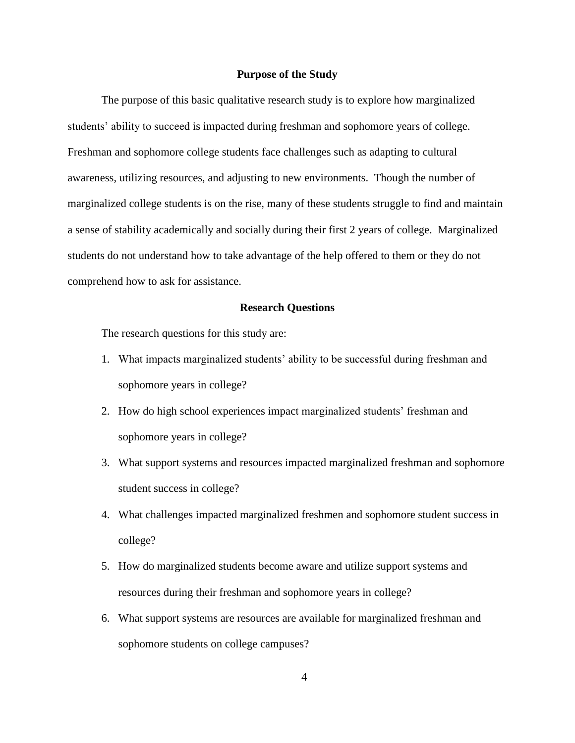## Purpose of the Study

The purpose of this basic qualitative research study is to explore how marginalized students' ability to succeed is impacted during freshman and sophomore years of college. Freshman and sophomore college students face challenges such as adapting to cultural awareness, utilizing resources, and adjusting to new environments. Though the number of marginalized college students is on the rise, many of these students struggle to find and maintain a sense of stability academically and socially during their first 2 years of college. Marginalized students do not understand how to take advantage of the help offered to them or they do not comprehend how to ask for assistance.

## Research Questions

The research questions for this study are:

1. What impacts marginalized students' ability to be successful during freshman and sophomore years in college?
2. How do high school experiences impact marginalized students' freshman and sophomore years in college?
3. What support systems and resources impacted marginalized freshman and sophomore student success in college?
4. What challenges impacted marginalized freshmen and sophomore student success in college?
5. How do marginalized students become aware and utilize support systems and resources during their freshman and sophomore years in college?
6. What support systems are resources are available for marginalized freshman and sophomore students on college campuses?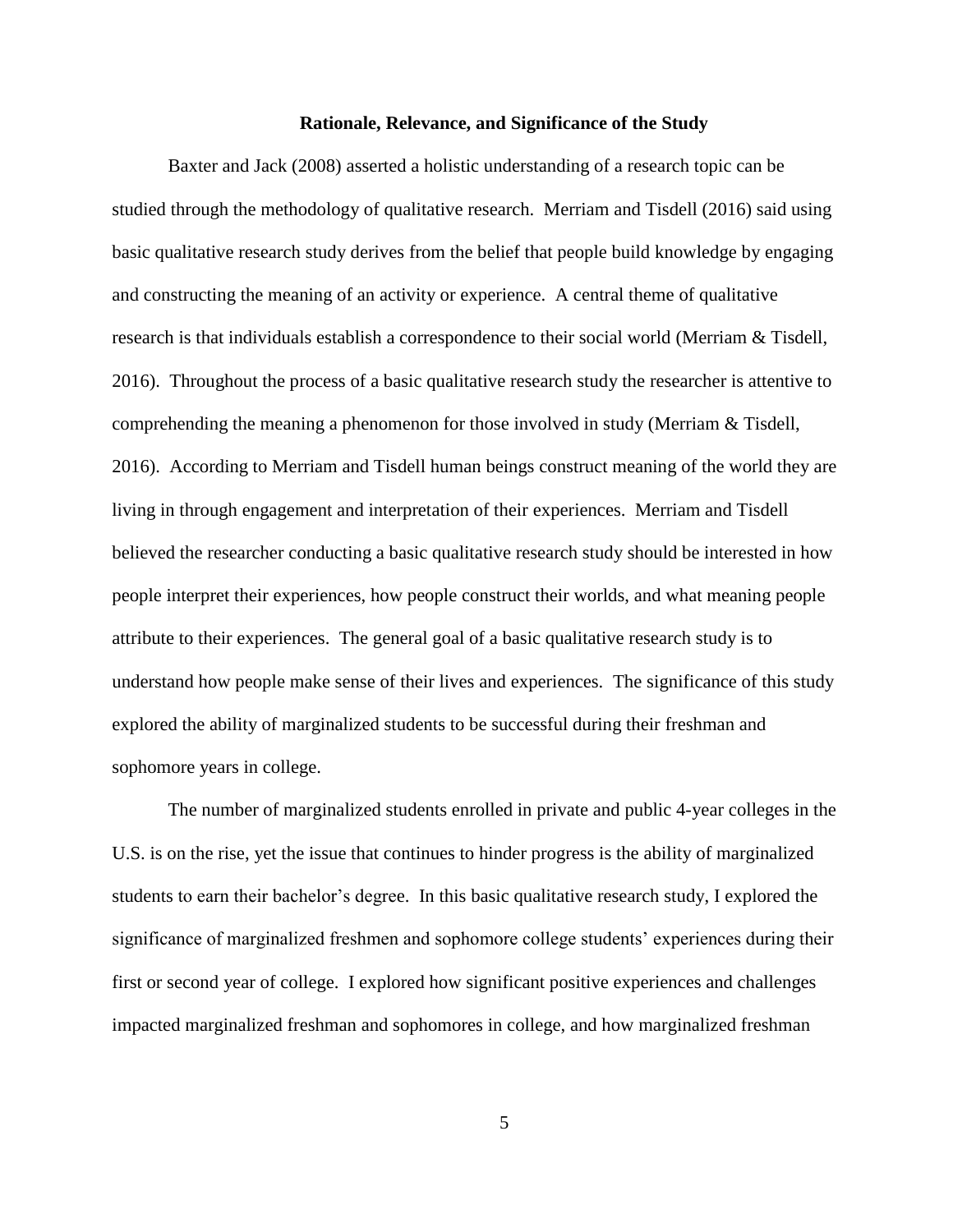## Rationale, Relevance, and Significance of the Study

Baxter and Jack (2008) asserted a holistic understanding of a research topic can be studied through the methodology of qualitative research. Merriam and Tisdell (2016) said using basic qualitative research study derives from the belief that people build knowledge by engaging and constructing the meaning of an activity or experience. A central theme of qualitative research is that individuals establish a correspondence to their social world (Merriam & Tisdell, 2016). Throughout the process of a basic qualitative research study the researcher is attentive to comprehending the meaning a phenomenon for those involved in study (Merriam & Tisdell, 2016). According to Merriam and Tisdell human beings construct meaning of the world they are living in through engagement and interpretation of their experiences. Merriam and Tisdell believed the researcher conducting a basic qualitative research study should be interested in how people interpret their experiences, how people construct their worlds, and what meaning people attribute to their experiences. The general goal of a basic qualitative research study is to understand how people make sense of their lives and experiences. The significance of this study explored the ability of marginalized students to be successful during their freshman and sophomore years in college.

The number of marginalized students enrolled in private and public 4-year colleges in the U.S. is on the rise, yet the issue that continues to hinder progress is the ability of marginalized students to earn their bachelor's degree. In this basic qualitative research study, I explored the significance of marginalized freshmen and sophomore college students' experiences during their first or second year of college. I explored how significant positive experiences and challenges impacted marginalized freshman and sophomores in college, and how marginalized freshman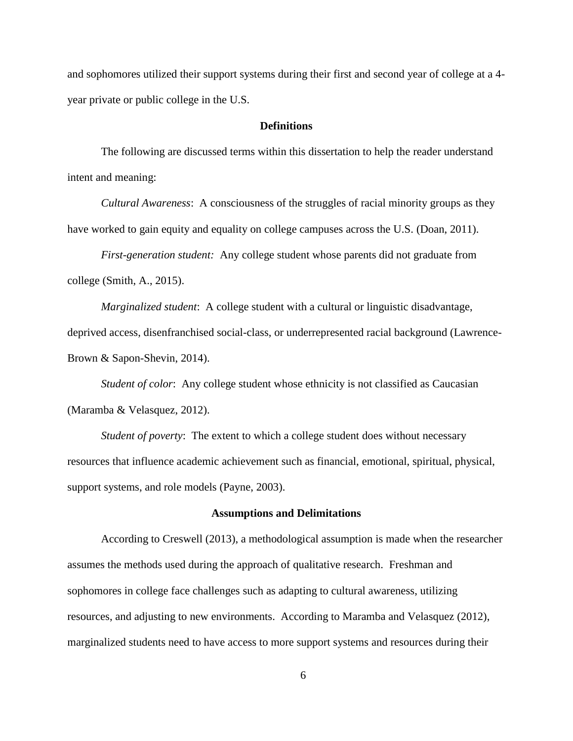and sophomores utilized their support systems during their first and second year of college at a 4-year private or public college in the U.S.

## Definitions

The following are discussed terms within this dissertation to help the reader understand intent and meaning:

*Cultural Awareness*: A consciousness of the struggles of racial minority groups as they have worked to gain equity and equality on college campuses across the U.S. (Doan, 2011).

*First-generation student:* Any college student whose parents did not graduate from college (Smith, A., 2015).

*Marginalized student*: A college student with a cultural or linguistic disadvantage, deprived access, disenfranchised social-class, or underrepresented racial background (Lawrence-Brown & Sapon-Shevin, 2014).

*Student of color*: Any college student whose ethnicity is not classified as Caucasian (Maramba & Velasquez, 2012).

*Student of poverty*: The extent to which a college student does without necessary resources that influence academic achievement such as financial, emotional, spiritual, physical, support systems, and role models (Payne, 2003).

## Assumptions and Delimitations

According to Creswell (2013), a methodological assumption is made when the researcher assumes the methods used during the approach of qualitative research. Freshman and sophomores in college face challenges such as adapting to cultural awareness, utilizing resources, and adjusting to new environments. According to Maramba and Velasquez (2012), marginalized students need to have access to more support systems and resources during their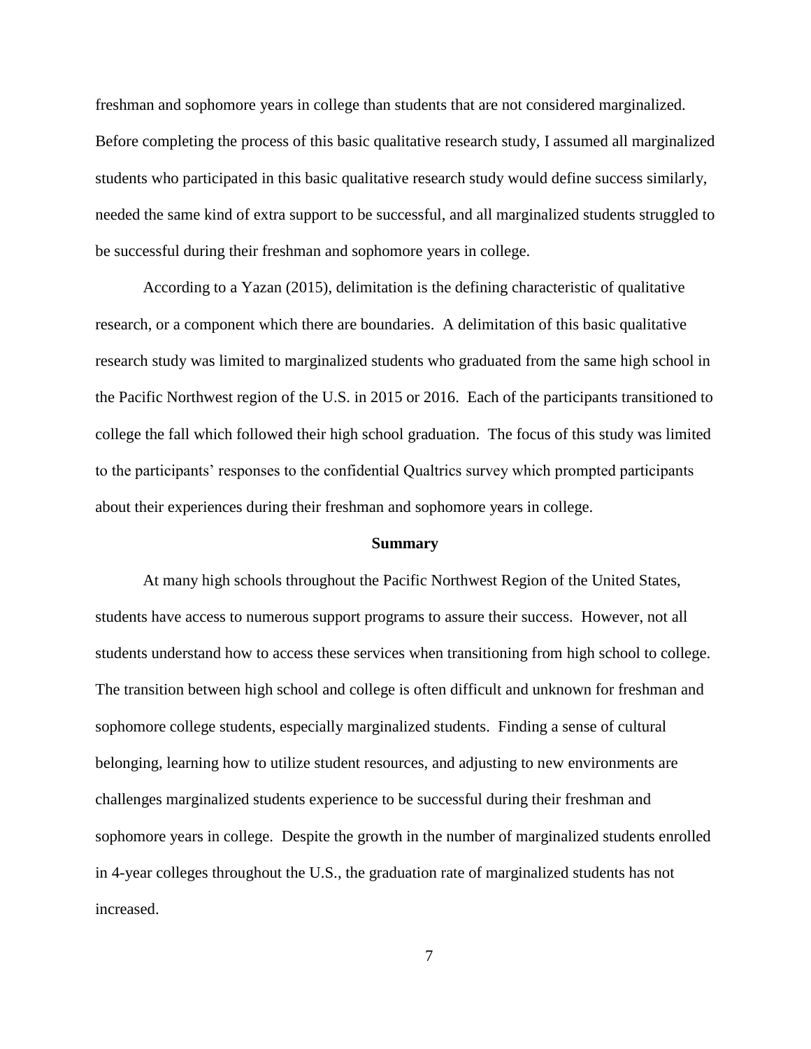freshman and sophomore years in college than students that are not considered marginalized. Before completing the process of this basic qualitative research study, I assumed all marginalized students who participated in this basic qualitative research study would define success similarly, needed the same kind of extra support to be successful, and all marginalized students struggled to be successful during their freshman and sophomore years in college.

According to a Yazan (2015), delimitation is the defining characteristic of qualitative research, or a component which there are boundaries. A delimitation of this basic qualitative research study was limited to marginalized students who graduated from the same high school in the Pacific Northwest region of the U.S. in 2015 or 2016. Each of the participants transitioned to college the fall which followed their high school graduation. The focus of this study was limited to the participants' responses to the confidential Qualtrics survey which prompted participants about their experiences during their freshman and sophomore years in college.

## Summary

At many high schools throughout the Pacific Northwest Region of the United States, students have access to numerous support programs to assure their success. However, not all students understand how to access these services when transitioning from high school to college. The transition between high school and college is often difficult and unknown for freshman and sophomore college students, especially marginalized students. Finding a sense of cultural belonging, learning how to utilize student resources, and adjusting to new environments are challenges marginalized students experience to be successful during their freshman and sophomore years in college. Despite the growth in the number of marginalized students enrolled in 4-year colleges throughout the U.S., the graduation rate of marginalized students has not increased.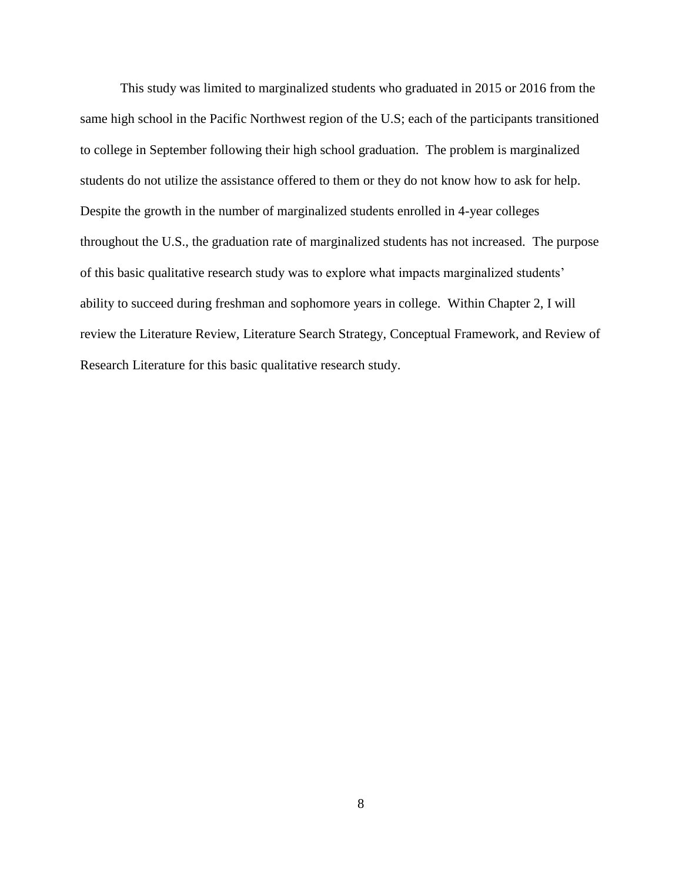This study was limited to marginalized students who graduated in 2015 or 2016 from the same high school in the Pacific Northwest region of the U.S; each of the participants transitioned to college in September following their high school graduation. The problem is marginalized students do not utilize the assistance offered to them or they do not know how to ask for help. Despite the growth in the number of marginalized students enrolled in 4-year colleges throughout the U.S., the graduation rate of marginalized students has not increased. The purpose of this basic qualitative research study was to explore what impacts marginalized students' ability to succeed during freshman and sophomore years in college. Within Chapter 2, I will review the Literature Review, Literature Search Strategy, Conceptual Framework, and Review of Research Literature for this basic qualitative research study.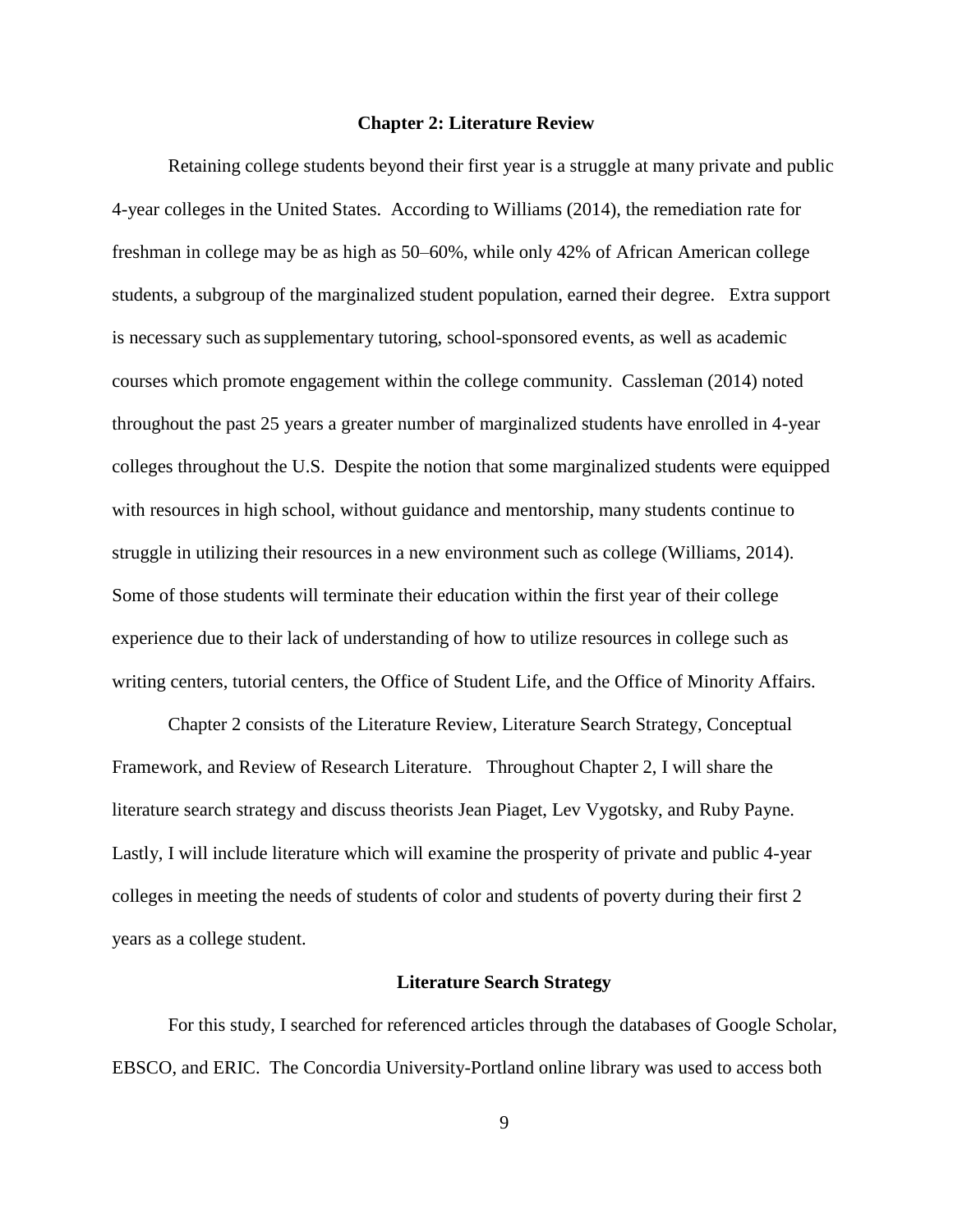# Chapter 2: Literature Review

Retaining college students beyond their first year is a struggle at many private and public 4-year colleges in the United States. According to Williams (2014), the remediation rate for freshman in college may be as high as 50–60%, while only 42% of African American college students, a subgroup of the marginalized student population, earned their degree. Extra support is necessary such as supplementary tutoring, school-sponsored events, as well as academic courses which promote engagement within the college community. Cassleman (2014) noted throughout the past 25 years a greater number of marginalized students have enrolled in 4-year colleges throughout the U.S. Despite the notion that some marginalized students were equipped with resources in high school, without guidance and mentorship, many students continue to struggle in utilizing their resources in a new environment such as college (Williams, 2014). Some of those students will terminate their education within the first year of their college experience due to their lack of understanding of how to utilize resources in college such as writing centers, tutorial centers, the Office of Student Life, and the Office of Minority Affairs.

Chapter 2 consists of the Literature Review, Literature Search Strategy, Conceptual Framework, and Review of Research Literature. Throughout Chapter 2, I will share the literature search strategy and discuss theorists Jean Piaget, Lev Vygotsky, and Ruby Payne. Lastly, I will include literature which will examine the prosperity of private and public 4-year colleges in meeting the needs of students of color and students of poverty during their first 2 years as a college student.

## Literature Search Strategy

For this study, I searched for referenced articles through the databases of Google Scholar, EBSCO, and ERIC. The Concordia University-Portland online library was used to access both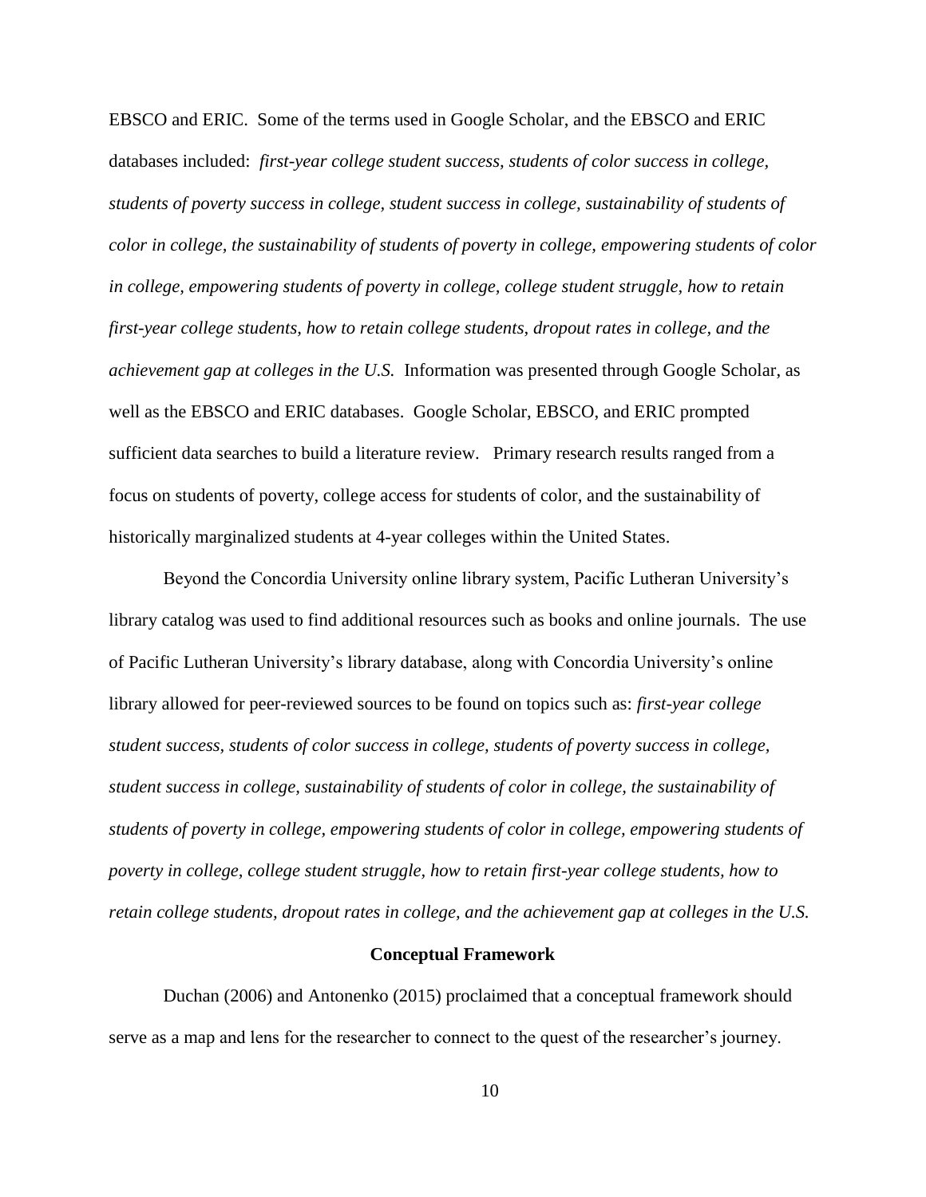EBSCO and ERIC. Some of the terms used in Google Scholar, and the EBSCO and ERIC databases included: *first-year college student success, students of color success in college, students of poverty success in college, student success in college, sustainability of students of color in college, the sustainability of students of poverty in college, empowering students of color in college, empowering students of poverty in college, college student struggle, how to retain first-year college students, how to retain college students, dropout rates in college, and the achievement gap at colleges in the U.S.* Information was presented through Google Scholar, as well as the EBSCO and ERIC databases. Google Scholar, EBSCO, and ERIC prompted sufficient data searches to build a literature review. Primary research results ranged from a focus on students of poverty, college access for students of color, and the sustainability of historically marginalized students at 4-year colleges within the United States.

Beyond the Concordia University online library system, Pacific Lutheran University's library catalog was used to find additional resources such as books and online journals. The use of Pacific Lutheran University's library database, along with Concordia University's online library allowed for peer-reviewed sources to be found on topics such as: *first-year college student success, students of color success in college, students of poverty success in college, student success in college, sustainability of students of color in college, the sustainability of students of poverty in college, empowering students of color in college, empowering students of poverty in college, college student struggle, how to retain first-year college students, how to retain college students, dropout rates in college, and the achievement gap at colleges in the U.S.*

## Conceptual Framework

Duchan (2006) and Antonenko (2015) proclaimed that a conceptual framework should serve as a map and lens for the researcher to connect to the quest of the researcher's journey.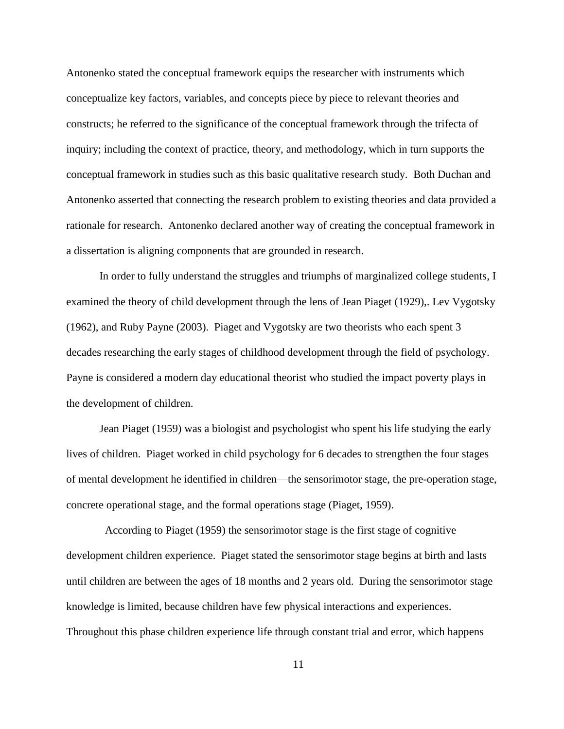Antonenko stated the conceptual framework equips the researcher with instruments which conceptualize key factors, variables, and concepts piece by piece to relevant theories and constructs; he referred to the significance of the conceptual framework through the trifecta of inquiry; including the context of practice, theory, and methodology, which in turn supports the conceptual framework in studies such as this basic qualitative research study. Both Duchan and Antonenko asserted that connecting the research problem to existing theories and data provided a rationale for research. Antonenko declared another way of creating the conceptual framework in a dissertation is aligning components that are grounded in research.

In order to fully understand the struggles and triumphs of marginalized college students, I examined the theory of child development through the lens of Jean Piaget (1929),. Lev Vygotsky (1962), and Ruby Payne (2003). Piaget and Vygotsky are two theorists who each spent 3 decades researching the early stages of childhood development through the field of psychology. Payne is considered a modern day educational theorist who studied the impact poverty plays in the development of children.

Jean Piaget (1959) was a biologist and psychologist who spent his life studying the early lives of children. Piaget worked in child psychology for 6 decades to strengthen the four stages of mental development he identified in children—the sensorimotor stage, the pre-operation stage, concrete operational stage, and the formal operations stage (Piaget, 1959).

According to Piaget (1959) the sensorimotor stage is the first stage of cognitive development children experience. Piaget stated the sensorimotor stage begins at birth and lasts until children are between the ages of 18 months and 2 years old. During the sensorimotor stage knowledge is limited, because children have few physical interactions and experiences. Throughout this phase children experience life through constant trial and error, which happens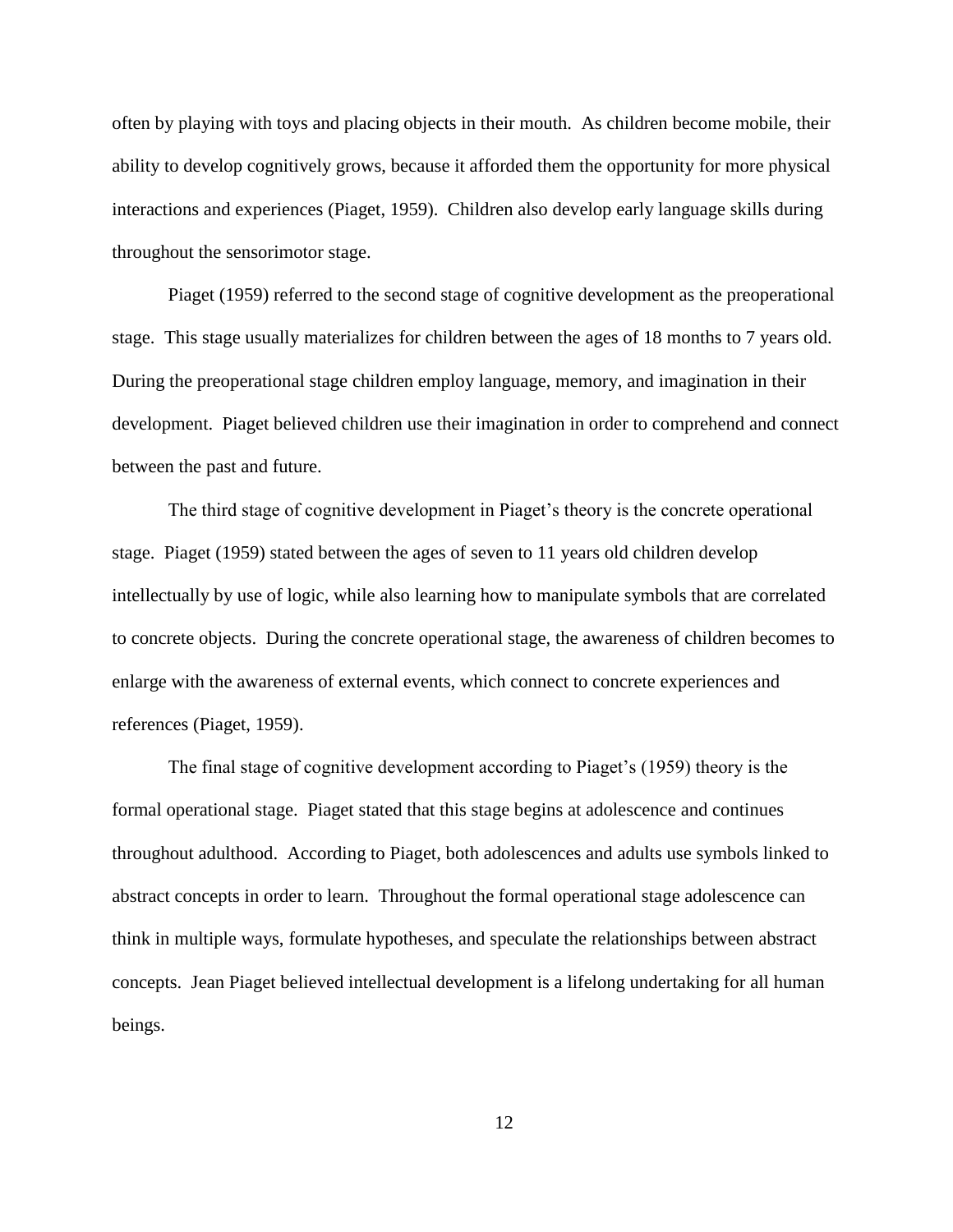often by playing with toys and placing objects in their mouth. As children become mobile, their ability to develop cognitively grows, because it afforded them the opportunity for more physical interactions and experiences (Piaget, 1959). Children also develop early language skills during throughout the sensorimotor stage.

Piaget (1959) referred to the second stage of cognitive development as the preoperational stage. This stage usually materializes for children between the ages of 18 months to 7 years old. During the preoperational stage children employ language, memory, and imagination in their development. Piaget believed children use their imagination in order to comprehend and connect between the past and future.

The third stage of cognitive development in Piaget's theory is the concrete operational stage. Piaget (1959) stated between the ages of seven to 11 years old children develop intellectually by use of logic, while also learning how to manipulate symbols that are correlated to concrete objects. During the concrete operational stage, the awareness of children becomes to enlarge with the awareness of external events, which connect to concrete experiences and references (Piaget, 1959).

The final stage of cognitive development according to Piaget's (1959) theory is the formal operational stage. Piaget stated that this stage begins at adolescence and continues throughout adulthood. According to Piaget, both adolescences and adults use symbols linked to abstract concepts in order to learn. Throughout the formal operational stage adolescence can think in multiple ways, formulate hypotheses, and speculate the relationships between abstract concepts. Jean Piaget believed intellectual development is a lifelong undertaking for all human beings.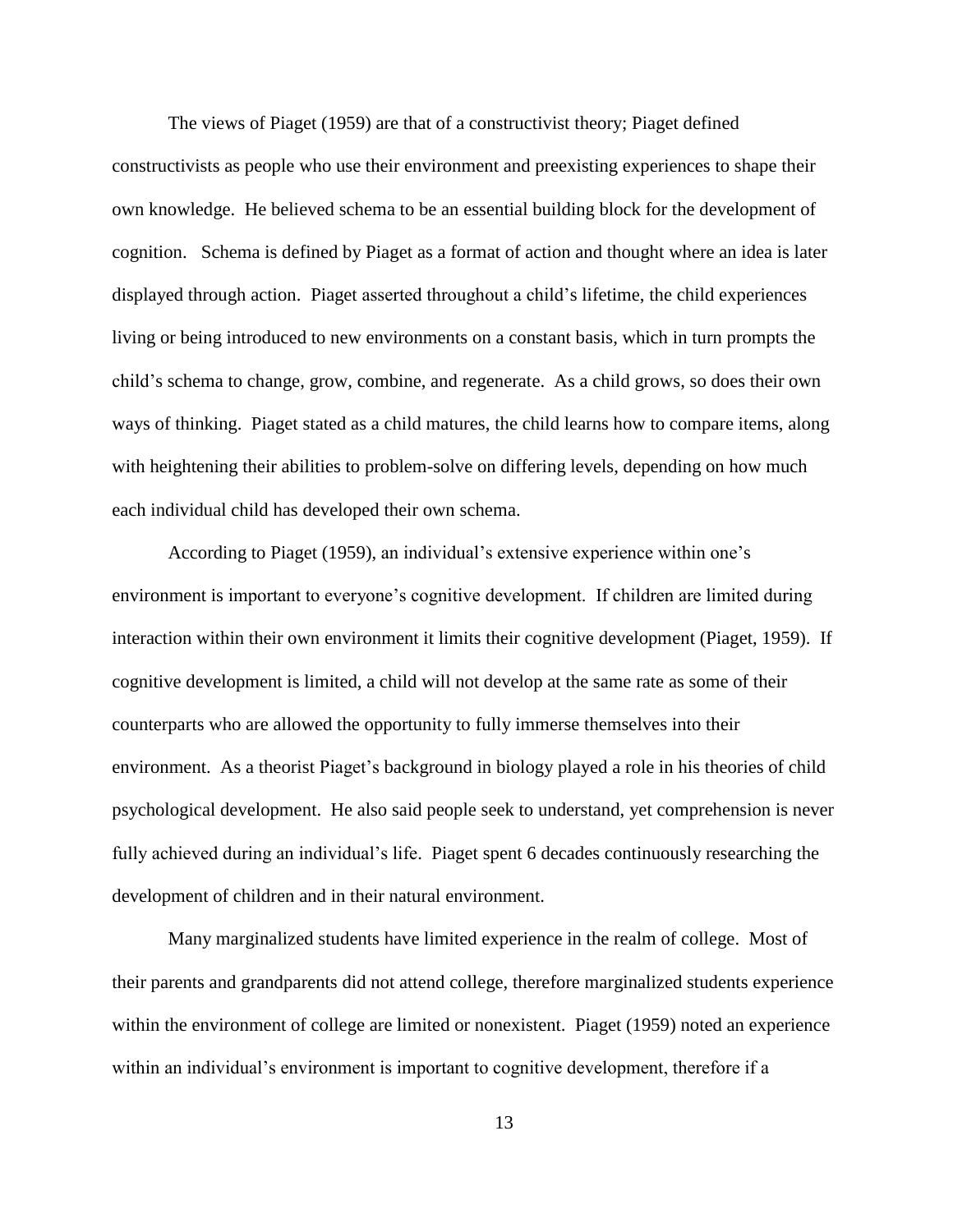The views of Piaget (1959) are that of a constructivist theory; Piaget defined constructivists as people who use their environment and preexisting experiences to shape their own knowledge. He believed schema to be an essential building block for the development of cognition. Schema is defined by Piaget as a format of action and thought where an idea is later displayed through action. Piaget asserted throughout a child's lifetime, the child experiences living or being introduced to new environments on a constant basis, which in turn prompts the child's schema to change, grow, combine, and regenerate. As a child grows, so does their own ways of thinking. Piaget stated as a child matures, the child learns how to compare items, along with heightening their abilities to problem-solve on differing levels, depending on how much each individual child has developed their own schema.

According to Piaget (1959), an individual's extensive experience within one's environment is important to everyone's cognitive development. If children are limited during interaction within their own environment it limits their cognitive development (Piaget, 1959). If cognitive development is limited, a child will not develop at the same rate as some of their counterparts who are allowed the opportunity to fully immerse themselves into their environment. As a theorist Piaget's background in biology played a role in his theories of child psychological development. He also said people seek to understand, yet comprehension is never fully achieved during an individual's life. Piaget spent 6 decades continuously researching the development of children and in their natural environment.

Many marginalized students have limited experience in the realm of college. Most of their parents and grandparents did not attend college, therefore marginalized students experience within the environment of college are limited or nonexistent. Piaget (1959) noted an experience within an individual's environment is important to cognitive development, therefore if a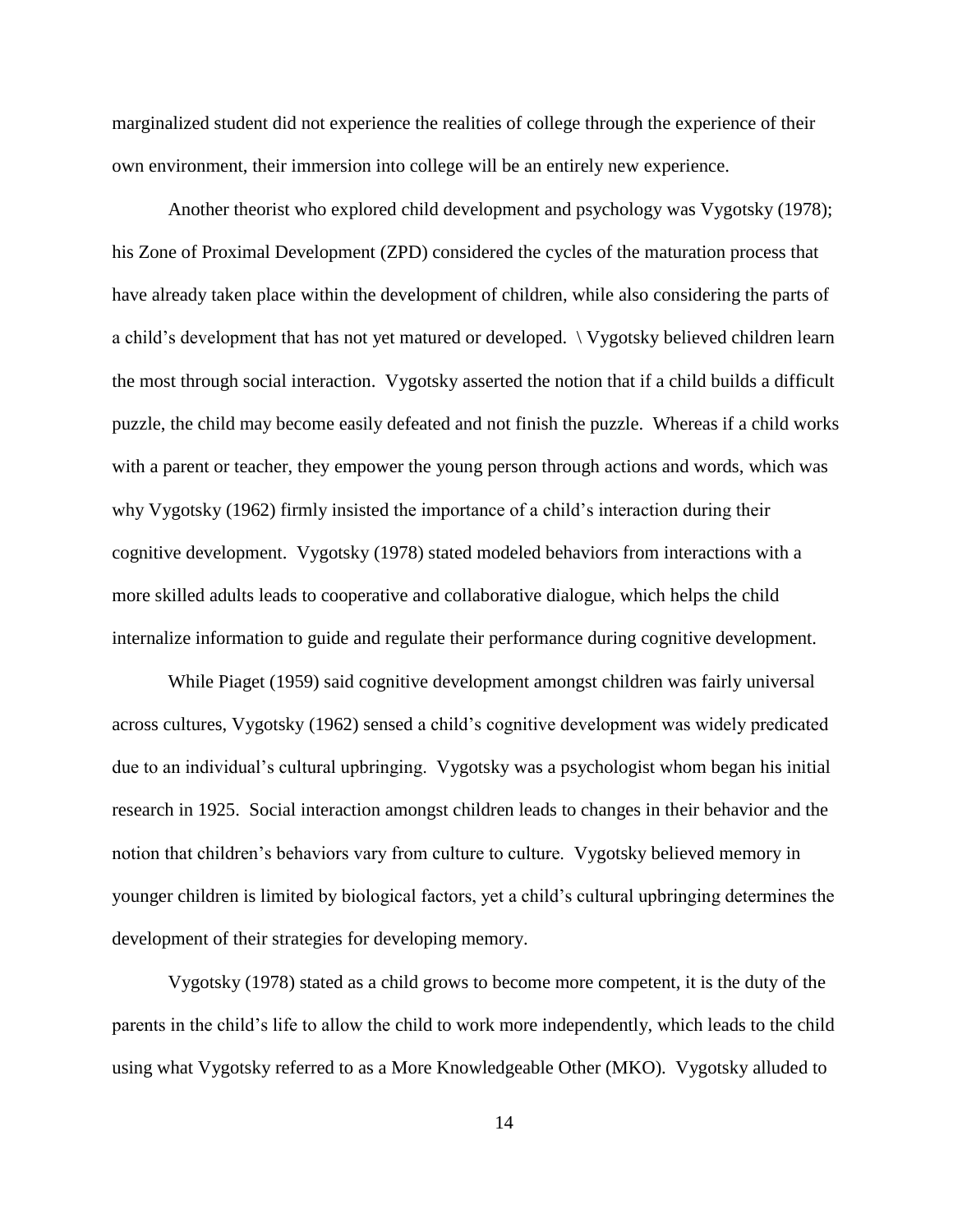marginalized student did not experience the realities of college through the experience of their own environment, their immersion into college will be an entirely new experience.

Another theorist who explored child development and psychology was Vygotsky (1978); his Zone of Proximal Development (ZPD) considered the cycles of the maturation process that have already taken place within the development of children, while also considering the parts of a child's development that has not yet matured or developed. \ Vygotsky believed children learn the most through social interaction. Vygotsky asserted the notion that if a child builds a difficult puzzle, the child may become easily defeated and not finish the puzzle. Whereas if a child works with a parent or teacher, they empower the young person through actions and words, which was why Vygotsky (1962) firmly insisted the importance of a child's interaction during their cognitive development. Vygotsky (1978) stated modeled behaviors from interactions with a more skilled adults leads to cooperative and collaborative dialogue, which helps the child internalize information to guide and regulate their performance during cognitive development.

While Piaget (1959) said cognitive development amongst children was fairly universal across cultures, Vygotsky (1962) sensed a child's cognitive development was widely predicated due to an individual's cultural upbringing. Vygotsky was a psychologist whom began his initial research in 1925. Social interaction amongst children leads to changes in their behavior and the notion that children's behaviors vary from culture to culture. Vygotsky believed memory in younger children is limited by biological factors, yet a child's cultural upbringing determines the development of their strategies for developing memory.

Vygotsky (1978) stated as a child grows to become more competent, it is the duty of the parents in the child's life to allow the child to work more independently, which leads to the child using what Vygotsky referred to as a More Knowledgeable Other (MKO). Vygotsky alluded to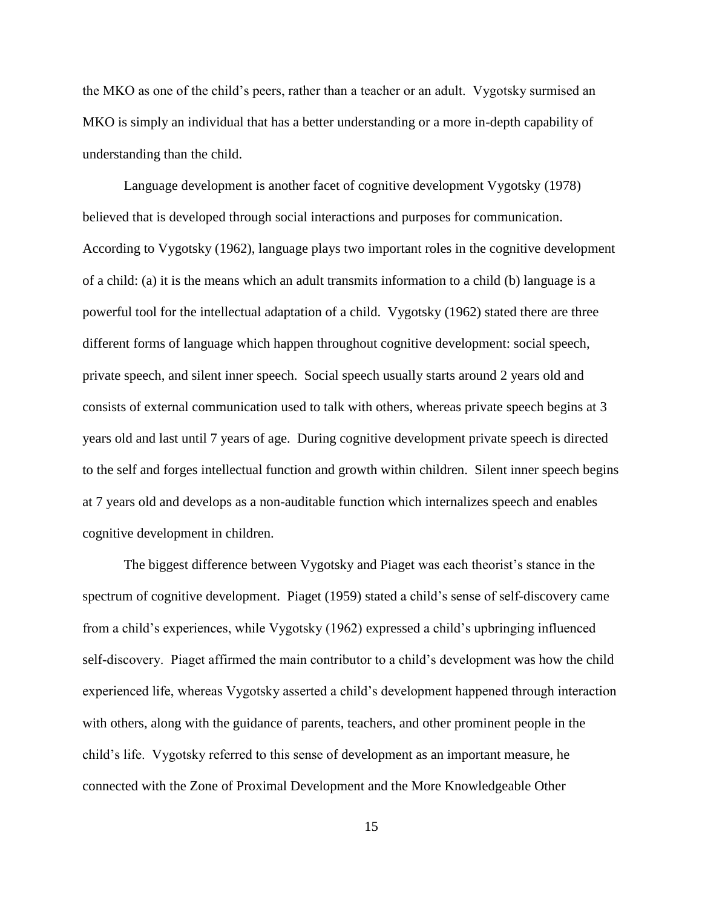the MKO as one of the child's peers, rather than a teacher or an adult. Vygotsky surmised an MKO is simply an individual that has a better understanding or a more in-depth capability of understanding than the child.

Language development is another facet of cognitive development Vygotsky (1978) believed that is developed through social interactions and purposes for communication. According to Vygotsky (1962), language plays two important roles in the cognitive development of a child: (a) it is the means which an adult transmits information to a child (b) language is a powerful tool for the intellectual adaptation of a child. Vygotsky (1962) stated there are three different forms of language which happen throughout cognitive development: social speech, private speech, and silent inner speech. Social speech usually starts around 2 years old and consists of external communication used to talk with others, whereas private speech begins at 3 years old and last until 7 years of age. During cognitive development private speech is directed to the self and forges intellectual function and growth within children. Silent inner speech begins at 7 years old and develops as a non-auditable function which internalizes speech and enables cognitive development in children.

The biggest difference between Vygotsky and Piaget was each theorist's stance in the spectrum of cognitive development. Piaget (1959) stated a child's sense of self-discovery came from a child's experiences, while Vygotsky (1962) expressed a child's upbringing influenced self-discovery. Piaget affirmed the main contributor to a child's development was how the child experienced life, whereas Vygotsky asserted a child's development happened through interaction with others, along with the guidance of parents, teachers, and other prominent people in the child's life. Vygotsky referred to this sense of development as an important measure, he connected with the Zone of Proximal Development and the More Knowledgeable Other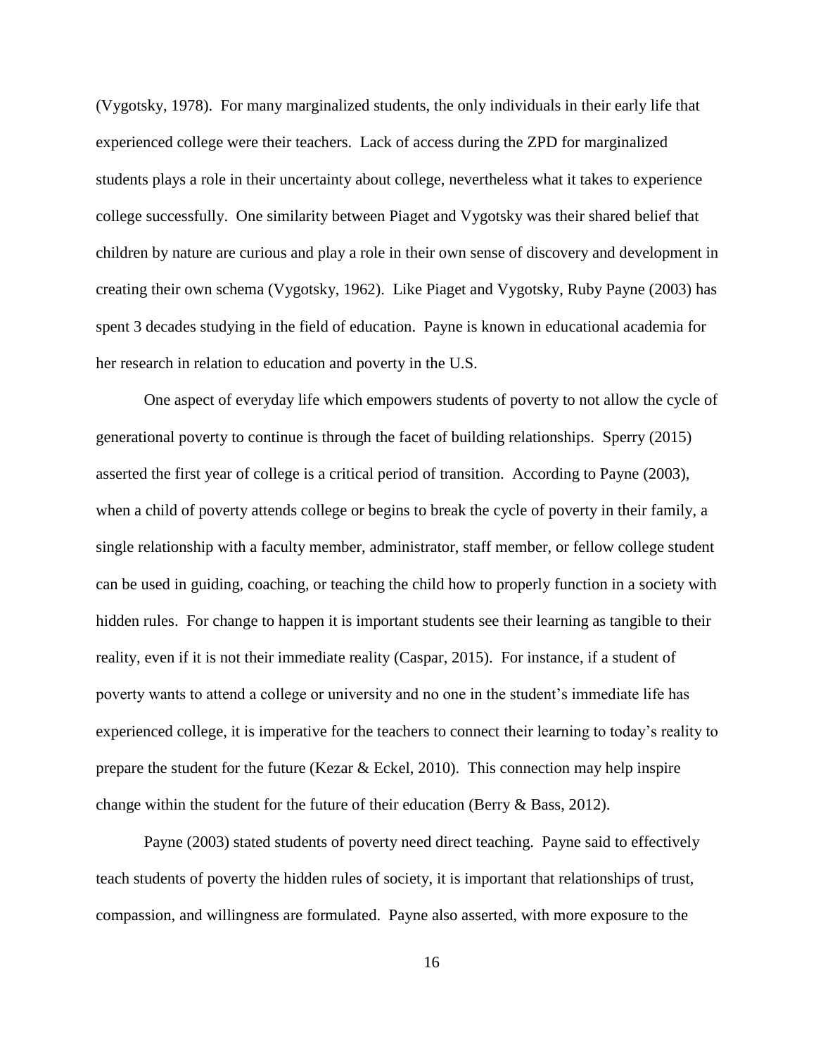(Vygotsky, 1978). For many marginalized students, the only individuals in their early life that experienced college were their teachers. Lack of access during the ZPD for marginalized students plays a role in their uncertainty about college, nevertheless what it takes to experience college successfully. One similarity between Piaget and Vygotsky was their shared belief that children by nature are curious and play a role in their own sense of discovery and development in creating their own schema (Vygotsky, 1962). Like Piaget and Vygotsky, Ruby Payne (2003) has spent 3 decades studying in the field of education. Payne is known in educational academia for her research in relation to education and poverty in the U.S.

One aspect of everyday life which empowers students of poverty to not allow the cycle of generational poverty to continue is through the facet of building relationships. Sperry (2015) asserted the first year of college is a critical period of transition. According to Payne (2003), when a child of poverty attends college or begins to break the cycle of poverty in their family, a single relationship with a faculty member, administrator, staff member, or fellow college student can be used in guiding, coaching, or teaching the child how to properly function in a society with hidden rules. For change to happen it is important students see their learning as tangible to their reality, even if it is not their immediate reality (Caspar, 2015). For instance, if a student of poverty wants to attend a college or university and no one in the student's immediate life has experienced college, it is imperative for the teachers to connect their learning to today's reality to prepare the student for the future (Kezar & Eckel, 2010). This connection may help inspire change within the student for the future of their education (Berry & Bass, 2012).

Payne (2003) stated students of poverty need direct teaching. Payne said to effectively teach students of poverty the hidden rules of society, it is important that relationships of trust, compassion, and willingness are formulated. Payne also asserted, with more exposure to the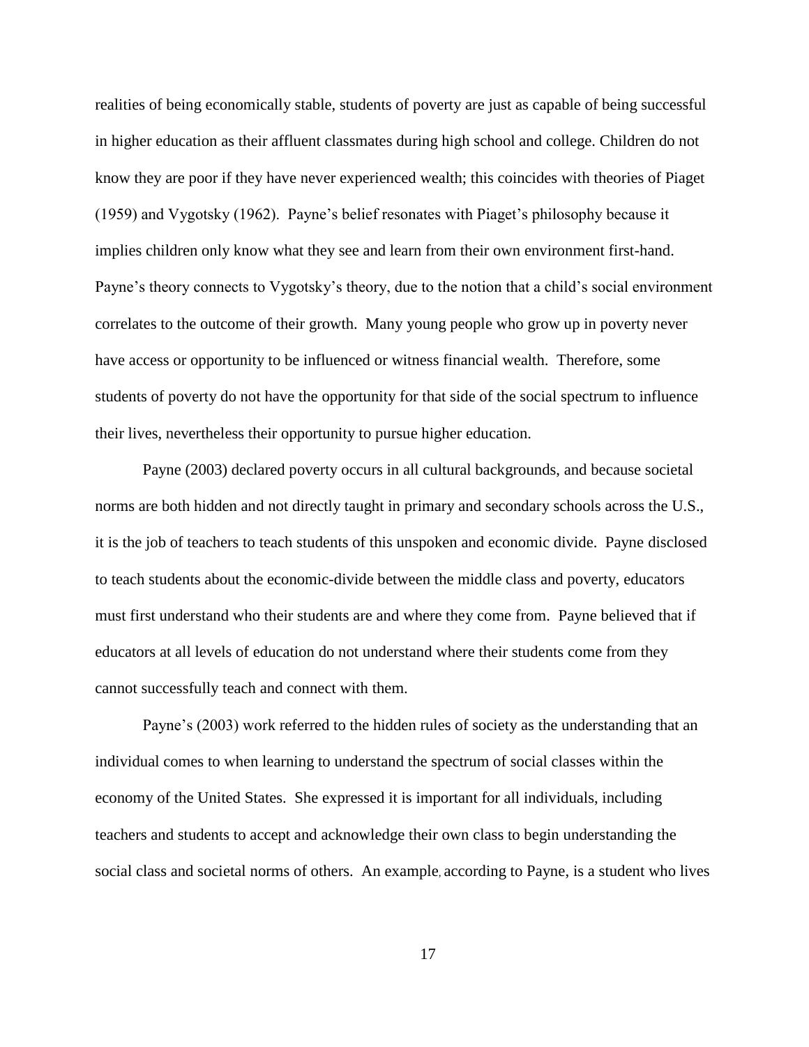realities of being economically stable, students of poverty are just as capable of being successful in higher education as their affluent classmates during high school and college. Children do not know they are poor if they have never experienced wealth; this coincides with theories of Piaget (1959) and Vygotsky (1962). Payne's belief resonates with Piaget's philosophy because it implies children only know what they see and learn from their own environment first-hand. Payne's theory connects to Vygotsky's theory, due to the notion that a child's social environment correlates to the outcome of their growth. Many young people who grow up in poverty never have access or opportunity to be influenced or witness financial wealth. Therefore, some students of poverty do not have the opportunity for that side of the social spectrum to influence their lives, nevertheless their opportunity to pursue higher education.

Payne (2003) declared poverty occurs in all cultural backgrounds, and because societal norms are both hidden and not directly taught in primary and secondary schools across the U.S., it is the job of teachers to teach students of this unspoken and economic divide. Payne disclosed to teach students about the economic-divide between the middle class and poverty, educators must first understand who their students are and where they come from. Payne believed that if educators at all levels of education do not understand where their students come from they cannot successfully teach and connect with them.

Payne's (2003) work referred to the hidden rules of society as the understanding that an individual comes to when learning to understand the spectrum of social classes within the economy of the United States. She expressed it is important for all individuals, including teachers and students to accept and acknowledge their own class to begin understanding the social class and societal norms of others. An example, according to Payne, is a student who lives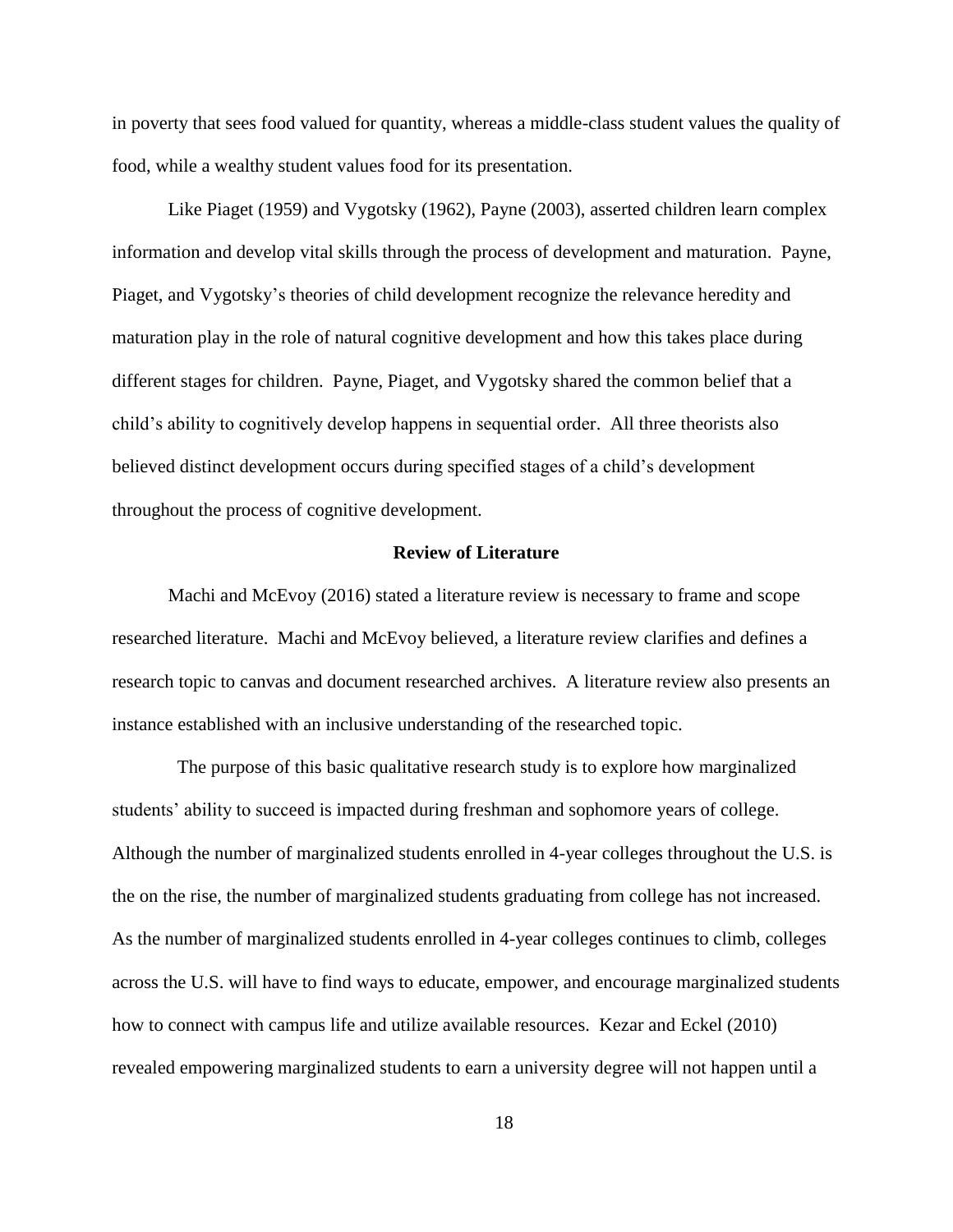in poverty that sees food valued for quantity, whereas a middle-class student values the quality of food, while a wealthy student values food for its presentation.

Like Piaget (1959) and Vygotsky (1962), Payne (2003), asserted children learn complex information and develop vital skills through the process of development and maturation. Payne, Piaget, and Vygotsky's theories of child development recognize the relevance heredity and maturation play in the role of natural cognitive development and how this takes place during different stages for children. Payne, Piaget, and Vygotsky shared the common belief that a child's ability to cognitively develop happens in sequential order. All three theorists also believed distinct development occurs during specified stages of a child's development throughout the process of cognitive development.

## Review of Literature

Machi and McEvoy (2016) stated a literature review is necessary to frame and scope researched literature. Machi and McEvoy believed, a literature review clarifies and defines a research topic to canvas and document researched archives. A literature review also presents an instance established with an inclusive understanding of the researched topic.

The purpose of this basic qualitative research study is to explore how marginalized students' ability to succeed is impacted during freshman and sophomore years of college. Although the number of marginalized students enrolled in 4-year colleges throughout the U.S. is the on the rise, the number of marginalized students graduating from college has not increased. As the number of marginalized students enrolled in 4-year colleges continues to climb, colleges across the U.S. will have to find ways to educate, empower, and encourage marginalized students how to connect with campus life and utilize available resources. Kezar and Eckel (2010) revealed empowering marginalized students to earn a university degree will not happen until a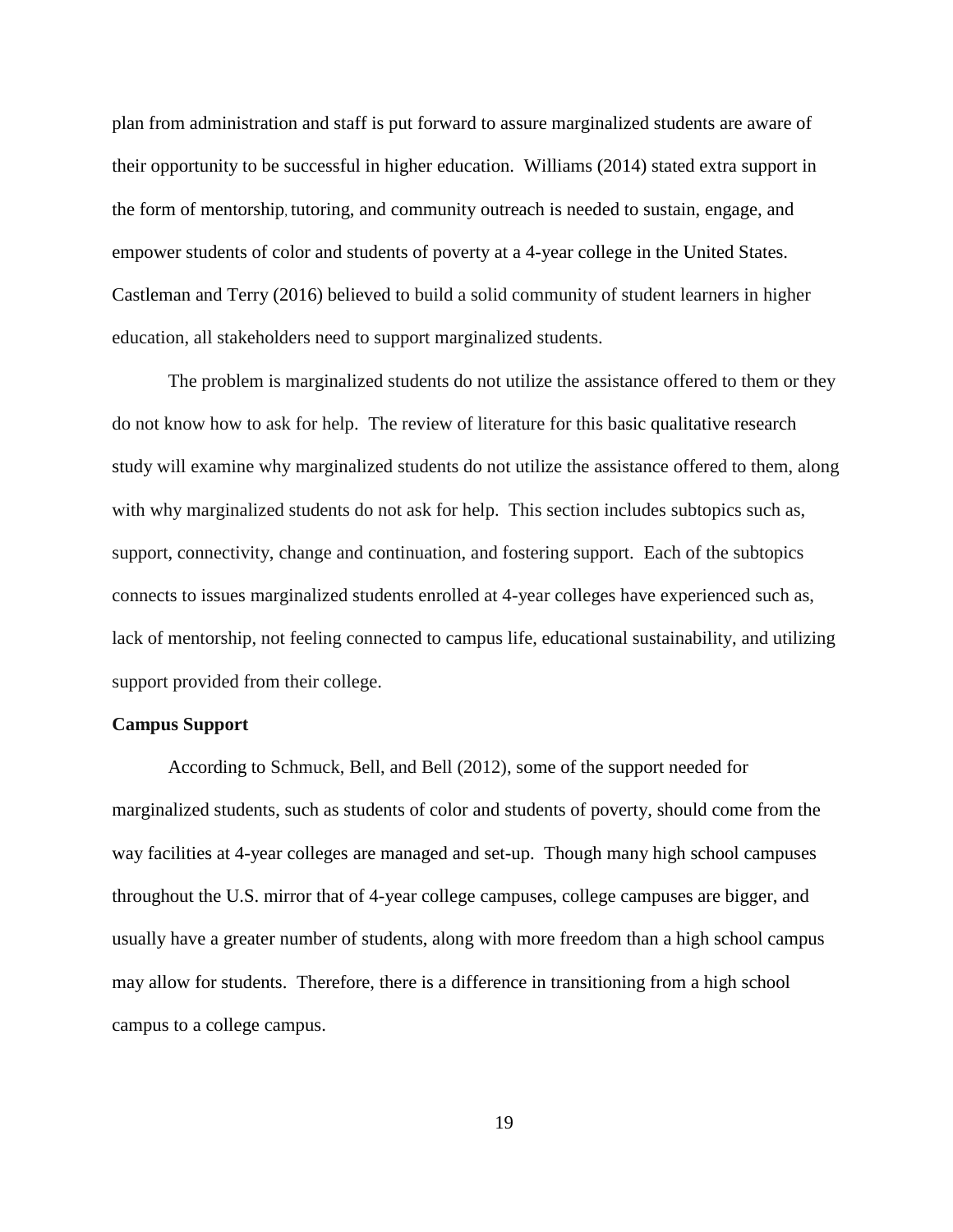plan from administration and staff is put forward to assure marginalized students are aware of their opportunity to be successful in higher education. Williams (2014) stated extra support in the form of mentorship, tutoring, and community outreach is needed to sustain, engage, and empower students of color and students of poverty at a 4-year college in the United States. Castleman and Terry (2016) believed to build a solid community of student learners in higher education, all stakeholders need to support marginalized students.

The problem is marginalized students do not utilize the assistance offered to them or they do not know how to ask for help. The review of literature for this basic qualitative research study will examine why marginalized students do not utilize the assistance offered to them, along with why marginalized students do not ask for help. This section includes subtopics such as, support, connectivity, change and continuation, and fostering support. Each of the subtopics connects to issues marginalized students enrolled at 4-year colleges have experienced such as, lack of mentorship, not feeling connected to campus life, educational sustainability, and utilizing support provided from their college.

## Campus Support

According to Schmuck, Bell, and Bell (2012), some of the support needed for marginalized students, such as students of color and students of poverty, should come from the way facilities at 4-year colleges are managed and set-up. Though many high school campuses throughout the U.S. mirror that of 4-year college campuses, college campuses are bigger, and usually have a greater number of students, along with more freedom than a high school campus may allow for students. Therefore, there is a difference in transitioning from a high school campus to a college campus.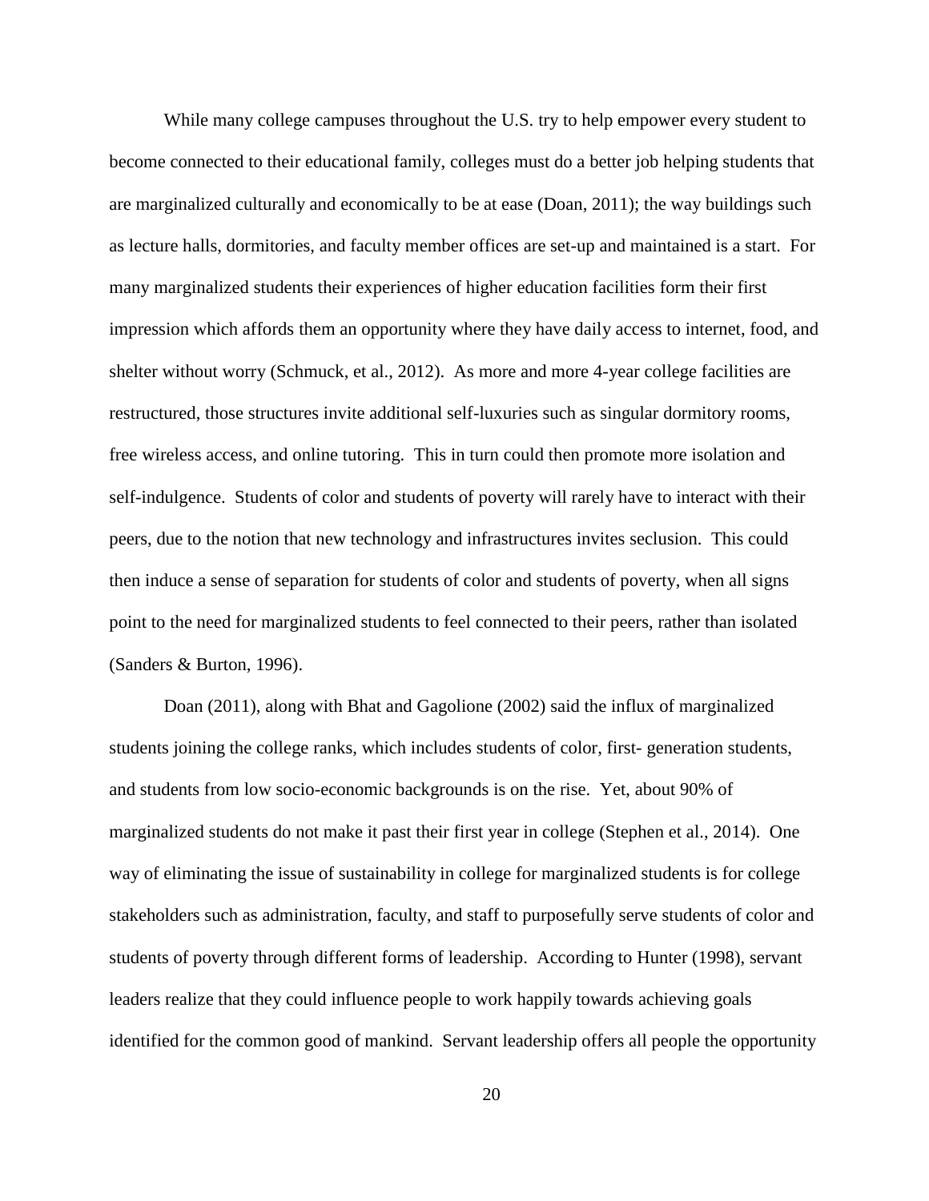While many college campuses throughout the U.S. try to help empower every student to become connected to their educational family, colleges must do a better job helping students that are marginalized culturally and economically to be at ease (Doan, 2011); the way buildings such as lecture halls, dormitories, and faculty member offices are set-up and maintained is a start. For many marginalized students their experiences of higher education facilities form their first impression which affords them an opportunity where they have daily access to internet, food, and shelter without worry (Schmuck, et al., 2012). As more and more 4-year college facilities are restructured, those structures invite additional self-luxuries such as singular dormitory rooms, free wireless access, and online tutoring. This in turn could then promote more isolation and self-indulgence. Students of color and students of poverty will rarely have to interact with their peers, due to the notion that new technology and infrastructures invites seclusion. This could then induce a sense of separation for students of color and students of poverty, when all signs point to the need for marginalized students to feel connected to their peers, rather than isolated (Sanders & Burton, 1996).

Doan (2011), along with Bhat and Gagolione (2002) said the influx of marginalized students joining the college ranks, which includes students of color, first- generation students, and students from low socio-economic backgrounds is on the rise. Yet, about 90% of marginalized students do not make it past their first year in college (Stephen et al., 2014). One way of eliminating the issue of sustainability in college for marginalized students is for college stakeholders such as administration, faculty, and staff to purposefully serve students of color and students of poverty through different forms of leadership. According to Hunter (1998), servant leaders realize that they could influence people to work happily towards achieving goals identified for the common good of mankind. Servant leadership offers all people the opportunity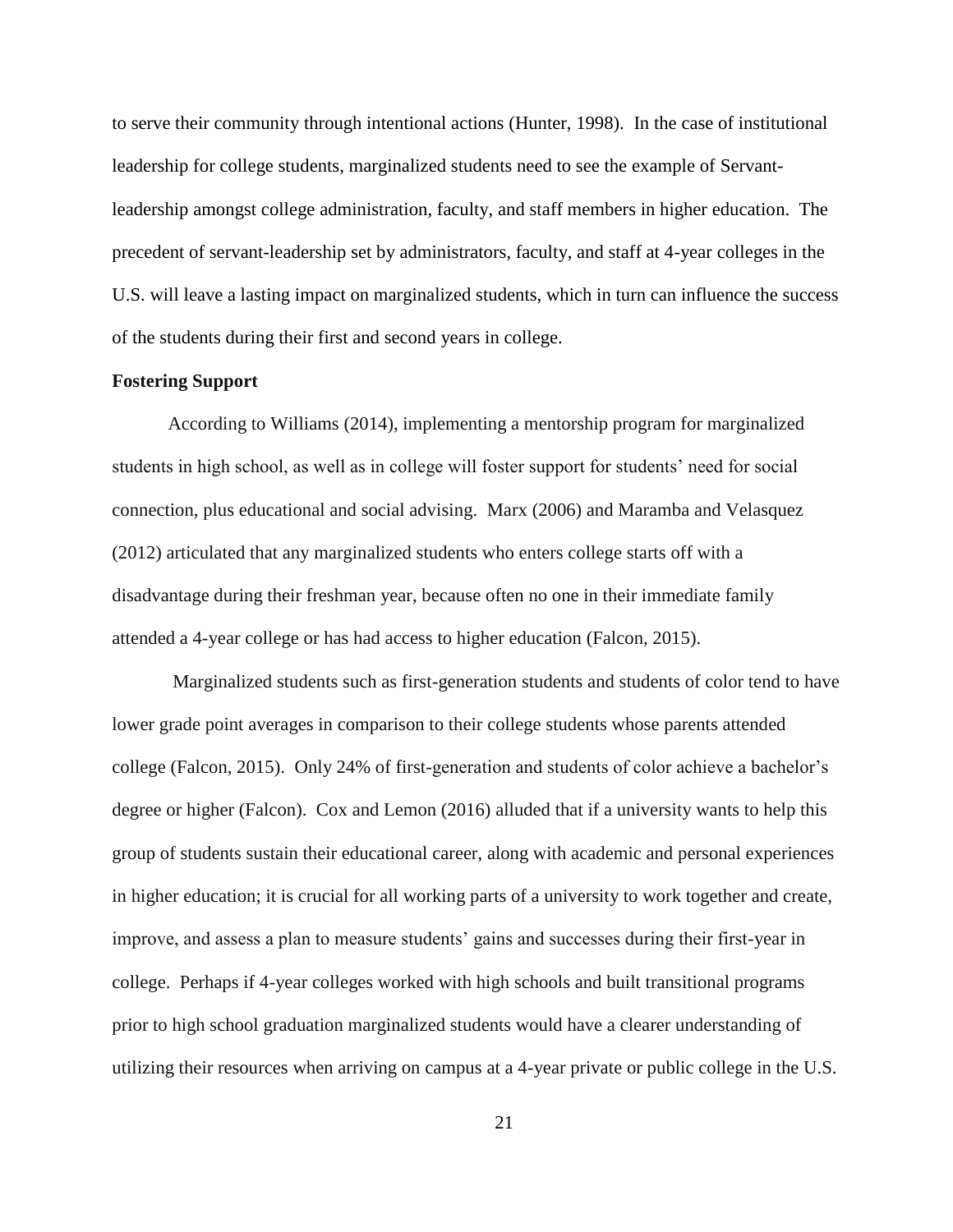to serve their community through intentional actions (Hunter, 1998). In the case of institutional leadership for college students, marginalized students need to see the example of Servant-leadership amongst college administration, faculty, and staff members in higher education. The precedent of servant-leadership set by administrators, faculty, and staff at 4-year colleges in the U.S. will leave a lasting impact on marginalized students, which in turn can influence the success of the students during their first and second years in college.

**Fostering Support**

According to Williams (2014), implementing a mentorship program for marginalized students in high school, as well as in college will foster support for students' need for social connection, plus educational and social advising. Marx (2006) and Maramba and Velasquez (2012) articulated that any marginalized students who enters college starts off with a disadvantage during their freshman year, because often no one in their immediate family attended a 4-year college or has had access to higher education (Falcon, 2015).

Marginalized students such as first-generation students and students of color tend to have lower grade point averages in comparison to their college students whose parents attended college (Falcon, 2015). Only 24% of first-generation and students of color achieve a bachelor's degree or higher (Falcon). Cox and Lemon (2016) alluded that if a university wants to help this group of students sustain their educational career, along with academic and personal experiences in higher education; it is crucial for all working parts of a university to work together and create, improve, and assess a plan to measure students' gains and successes during their first-year in college. Perhaps if 4-year colleges worked with high schools and built transitional programs prior to high school graduation marginalized students would have a clearer understanding of utilizing their resources when arriving on campus at a 4-year private or public college in the U.S.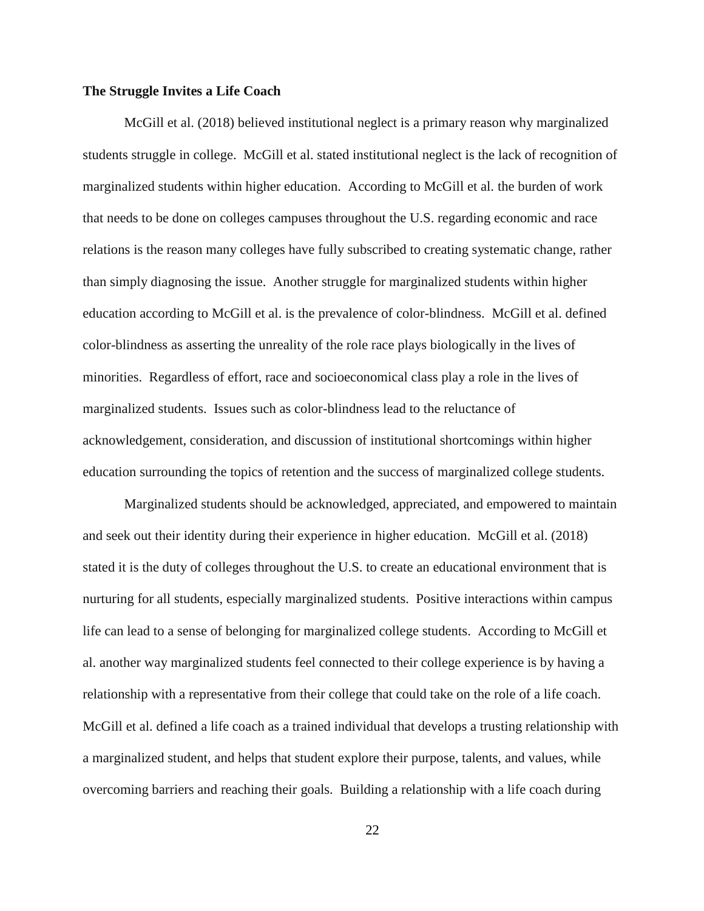**The Struggle Invites a Life Coach**

McGill et al. (2018) believed institutional neglect is a primary reason why marginalized students struggle in college. McGill et al. stated institutional neglect is the lack of recognition of marginalized students within higher education. According to McGill et al. the burden of work that needs to be done on colleges campuses throughout the U.S. regarding economic and race relations is the reason many colleges have fully subscribed to creating systematic change, rather than simply diagnosing the issue. Another struggle for marginalized students within higher education according to McGill et al. is the prevalence of color-blindness. McGill et al. defined color-blindness as asserting the unreality of the role race plays biologically in the lives of minorities. Regardless of effort, race and socioeconomical class play a role in the lives of marginalized students. Issues such as color-blindness lead to the reluctance of acknowledgement, consideration, and discussion of institutional shortcomings within higher education surrounding the topics of retention and the success of marginalized college students.

Marginalized students should be acknowledged, appreciated, and empowered to maintain and seek out their identity during their experience in higher education. McGill et al. (2018) stated it is the duty of colleges throughout the U.S. to create an educational environment that is nurturing for all students, especially marginalized students. Positive interactions within campus life can lead to a sense of belonging for marginalized college students. According to McGill et al. another way marginalized students feel connected to their college experience is by having a relationship with a representative from their college that could take on the role of a life coach. McGill et al. defined a life coach as a trained individual that develops a trusting relationship with a marginalized student, and helps that student explore their purpose, talents, and values, while overcoming barriers and reaching their goals. Building a relationship with a life coach during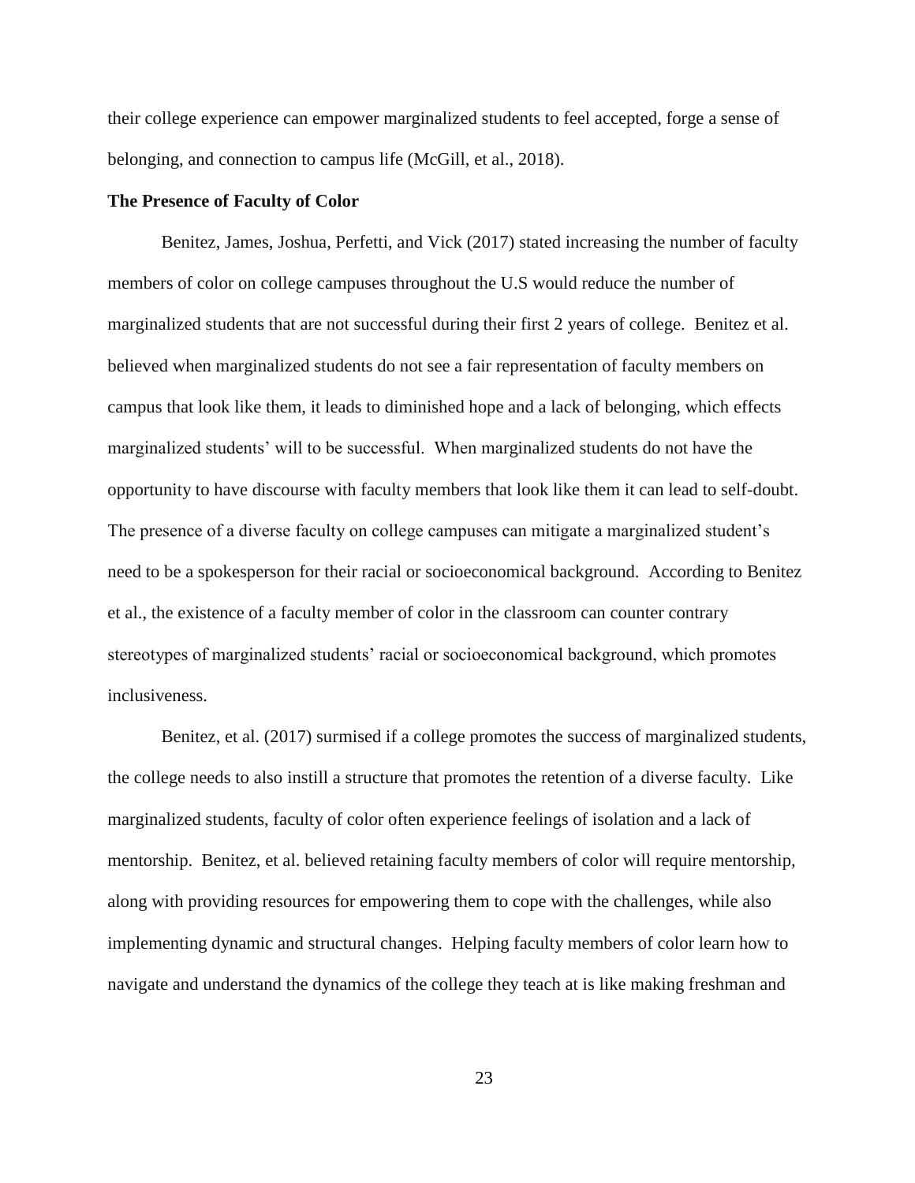their college experience can empower marginalized students to feel accepted, forge a sense of belonging, and connection to campus life (McGill, et al., 2018).

**The Presence of Faculty of Color**

Benitez, James, Joshua, Perfetti, and Vick (2017) stated increasing the number of faculty members of color on college campuses throughout the U.S would reduce the number of marginalized students that are not successful during their first 2 years of college. Benitez et al. believed when marginalized students do not see a fair representation of faculty members on campus that look like them, it leads to diminished hope and a lack of belonging, which effects marginalized students' will to be successful. When marginalized students do not have the opportunity to have discourse with faculty members that look like them it can lead to self-doubt. The presence of a diverse faculty on college campuses can mitigate a marginalized student's need to be a spokesperson for their racial or socioeconomical background. According to Benitez et al., the existence of a faculty member of color in the classroom can counter contrary stereotypes of marginalized students' racial or socioeconomical background, which promotes inclusiveness.

Benitez, et al. (2017) surmised if a college promotes the success of marginalized students, the college needs to also instill a structure that promotes the retention of a diverse faculty. Like marginalized students, faculty of color often experience feelings of isolation and a lack of mentorship. Benitez, et al. believed retaining faculty members of color will require mentorship, along with providing resources for empowering them to cope with the challenges, while also implementing dynamic and structural changes. Helping faculty members of color learn how to navigate and understand the dynamics of the college they teach at is like making freshman and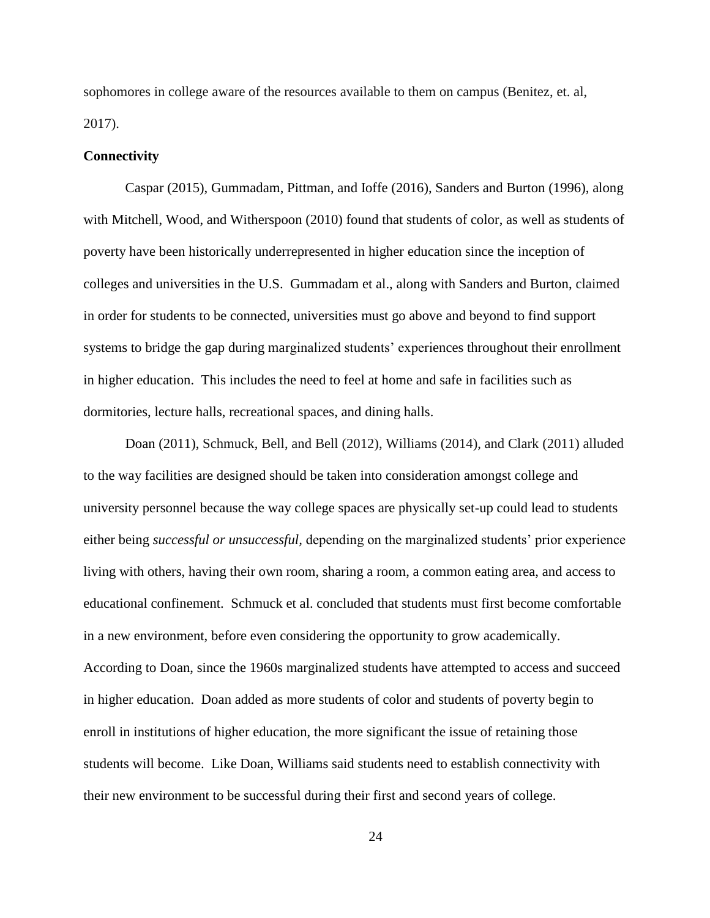sophomores in college aware of the resources available to them on campus (Benitez, et. al, 2017).

**Connectivity**

Caspar (2015), Gummadam, Pittman, and Ioffe (2016), Sanders and Burton (1996), along with Mitchell, Wood, and Witherspoon (2010) found that students of color, as well as students of poverty have been historically underrepresented in higher education since the inception of colleges and universities in the U.S. Gummadam et al., along with Sanders and Burton, claimed in order for students to be connected, universities must go above and beyond to find support systems to bridge the gap during marginalized students' experiences throughout their enrollment in higher education. This includes the need to feel at home and safe in facilities such as dormitories, lecture halls, recreational spaces, and dining halls.

Doan (2011), Schmuck, Bell, and Bell (2012), Williams (2014), and Clark (2011) alluded to the way facilities are designed should be taken into consideration amongst college and university personnel because the way college spaces are physically set-up could lead to students either being *successful or unsuccessful,* depending on the marginalized students' prior experience living with others, having their own room, sharing a room, a common eating area, and access to educational confinement. Schmuck et al. concluded that students must first become comfortable in a new environment, before even considering the opportunity to grow academically. According to Doan, since the 1960s marginalized students have attempted to access and succeed in higher education. Doan added as more students of color and students of poverty begin to enroll in institutions of higher education, the more significant the issue of retaining those students will become. Like Doan, Williams said students need to establish connectivity with their new environment to be successful during their first and second years of college.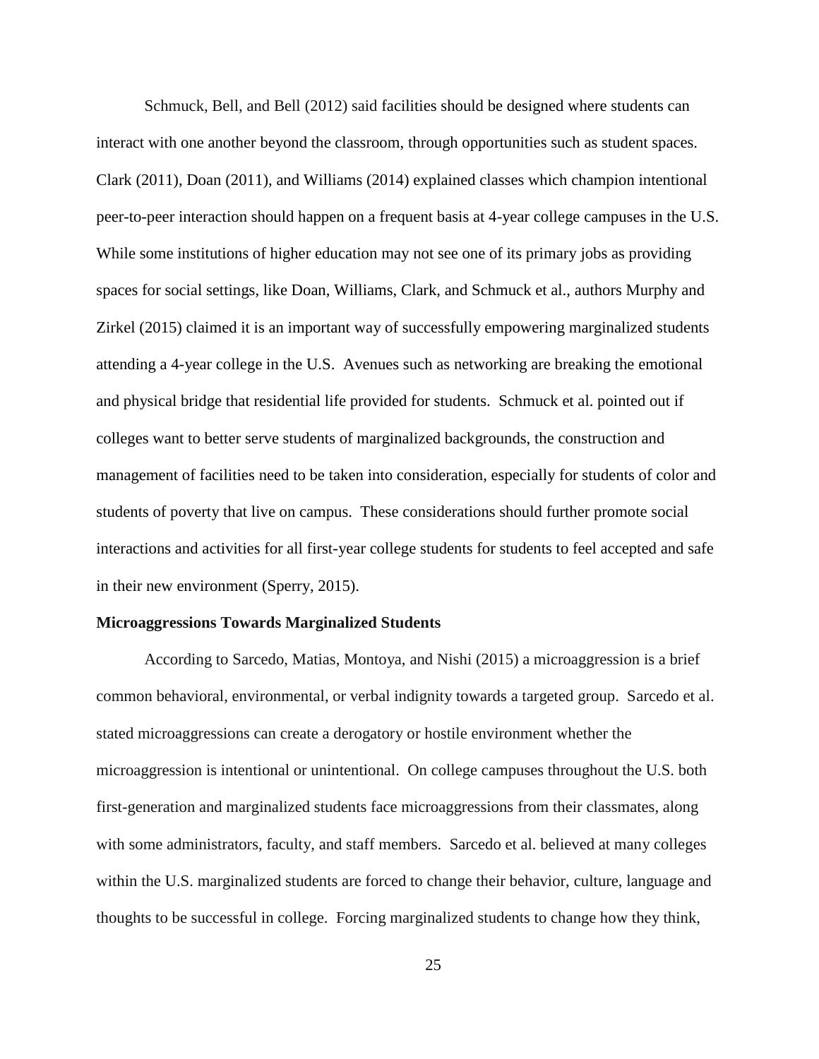Schmuck, Bell, and Bell (2012) said facilities should be designed where students can interact with one another beyond the classroom, through opportunities such as student spaces. Clark (2011), Doan (2011), and Williams (2014) explained classes which champion intentional peer-to-peer interaction should happen on a frequent basis at 4-year college campuses in the U.S. While some institutions of higher education may not see one of its primary jobs as providing spaces for social settings, like Doan, Williams, Clark, and Schmuck et al., authors Murphy and Zirkel (2015) claimed it is an important way of successfully empowering marginalized students attending a 4-year college in the U.S. Avenues such as networking are breaking the emotional and physical bridge that residential life provided for students. Schmuck et al. pointed out if colleges want to better serve students of marginalized backgrounds, the construction and management of facilities need to be taken into consideration, especially for students of color and students of poverty that live on campus. These considerations should further promote social interactions and activities for all first-year college students for students to feel accepted and safe in their new environment (Sperry, 2015).

**Microaggressions Towards Marginalized Students**

According to Sarcedo, Matias, Montoya, and Nishi (2015) a microaggression is a brief common behavioral, environmental, or verbal indignity towards a targeted group. Sarcedo et al. stated microaggressions can create a derogatory or hostile environment whether the microaggression is intentional or unintentional. On college campuses throughout the U.S. both first-generation and marginalized students face microaggressions from their classmates, along with some administrators, faculty, and staff members. Sarcedo et al. believed at many colleges within the U.S. marginalized students are forced to change their behavior, culture, language and thoughts to be successful in college. Forcing marginalized students to change how they think,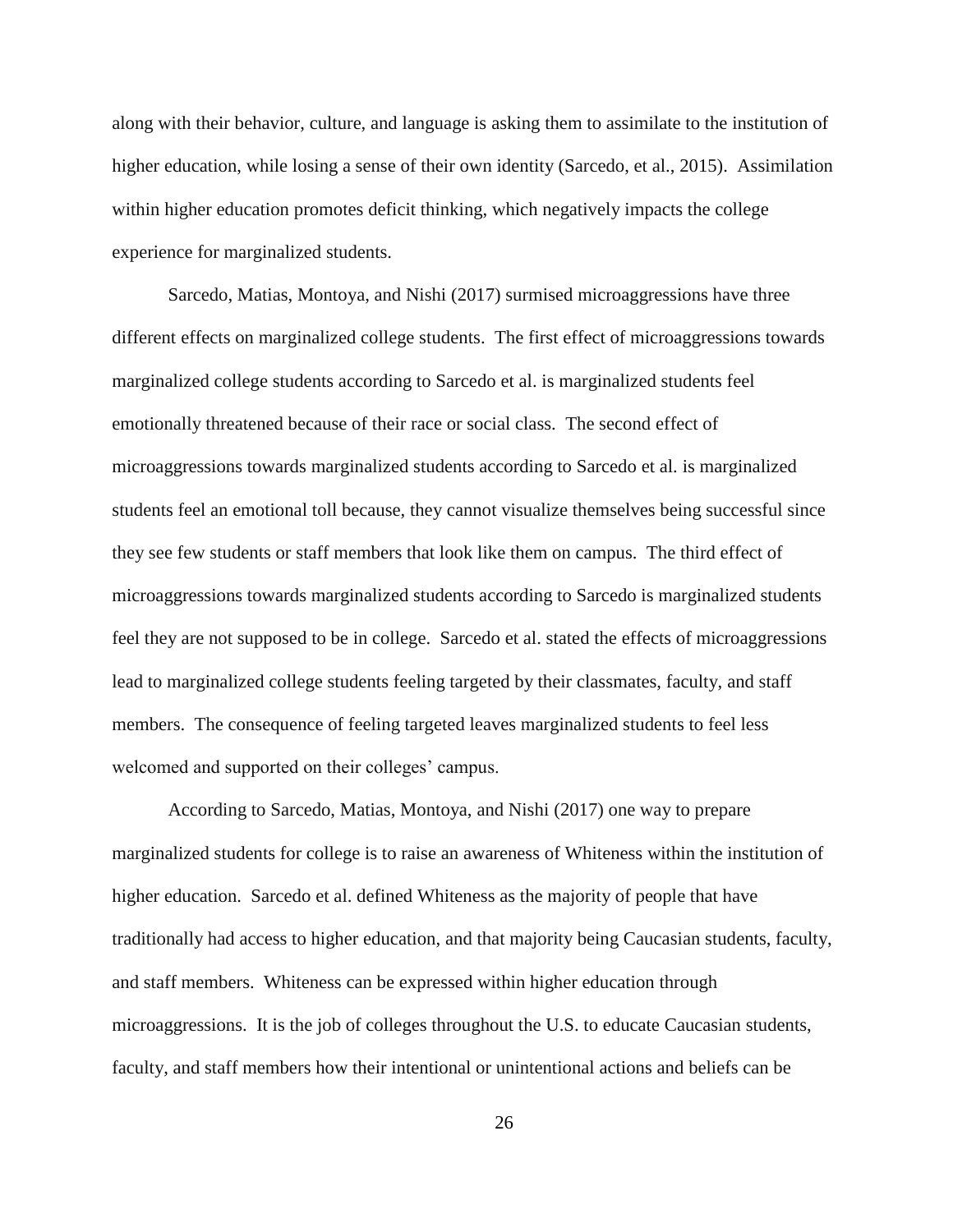along with their behavior, culture, and language is asking them to assimilate to the institution of higher education, while losing a sense of their own identity (Sarcedo, et al., 2015). Assimilation within higher education promotes deficit thinking, which negatively impacts the college experience for marginalized students.

Sarcedo, Matias, Montoya, and Nishi (2017) surmised microaggressions have three different effects on marginalized college students. The first effect of microaggressions towards marginalized college students according to Sarcedo et al. is marginalized students feel emotionally threatened because of their race or social class. The second effect of microaggressions towards marginalized students according to Sarcedo et al. is marginalized students feel an emotional toll because, they cannot visualize themselves being successful since they see few students or staff members that look like them on campus. The third effect of microaggressions towards marginalized students according to Sarcedo is marginalized students feel they are not supposed to be in college. Sarcedo et al. stated the effects of microaggressions lead to marginalized college students feeling targeted by their classmates, faculty, and staff members. The consequence of feeling targeted leaves marginalized students to feel less welcomed and supported on their colleges' campus.

According to Sarcedo, Matias, Montoya, and Nishi (2017) one way to prepare marginalized students for college is to raise an awareness of Whiteness within the institution of higher education. Sarcedo et al. defined Whiteness as the majority of people that have traditionally had access to higher education, and that majority being Caucasian students, faculty, and staff members. Whiteness can be expressed within higher education through microaggressions. It is the job of colleges throughout the U.S. to educate Caucasian students, faculty, and staff members how their intentional or unintentional actions and beliefs can be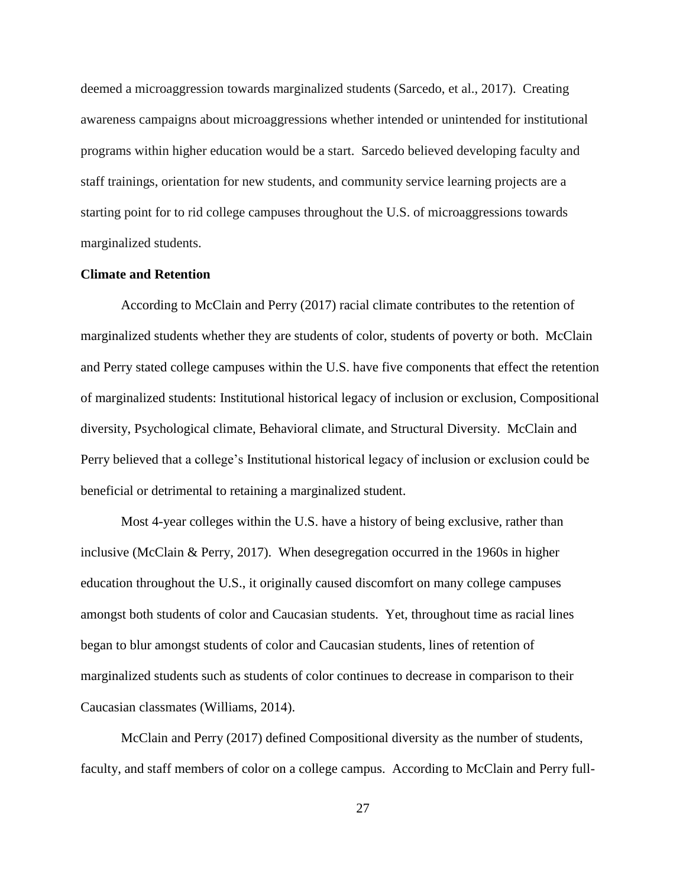deemed a microaggression towards marginalized students (Sarcedo, et al., 2017). Creating awareness campaigns about microaggressions whether intended or unintended for institutional programs within higher education would be a start. Sarcedo believed developing faculty and staff trainings, orientation for new students, and community service learning projects are a starting point for to rid college campuses throughout the U.S. of microaggressions towards marginalized students.

**Climate and Retention**

According to McClain and Perry (2017) racial climate contributes to the retention of marginalized students whether they are students of color, students of poverty or both. McClain and Perry stated college campuses within the U.S. have five components that effect the retention of marginalized students: Institutional historical legacy of inclusion or exclusion, Compositional diversity, Psychological climate, Behavioral climate, and Structural Diversity. McClain and Perry believed that a college's Institutional historical legacy of inclusion or exclusion could be beneficial or detrimental to retaining a marginalized student.

Most 4-year colleges within the U.S. have a history of being exclusive, rather than inclusive (McClain & Perry, 2017). When desegregation occurred in the 1960s in higher education throughout the U.S., it originally caused discomfort on many college campuses amongst both students of color and Caucasian students. Yet, throughout time as racial lines began to blur amongst students of color and Caucasian students, lines of retention of marginalized students such as students of color continues to decrease in comparison to their Caucasian classmates (Williams, 2014).

McClain and Perry (2017) defined Compositional diversity as the number of students, faculty, and staff members of color on a college campus. According to McClain and Perry full-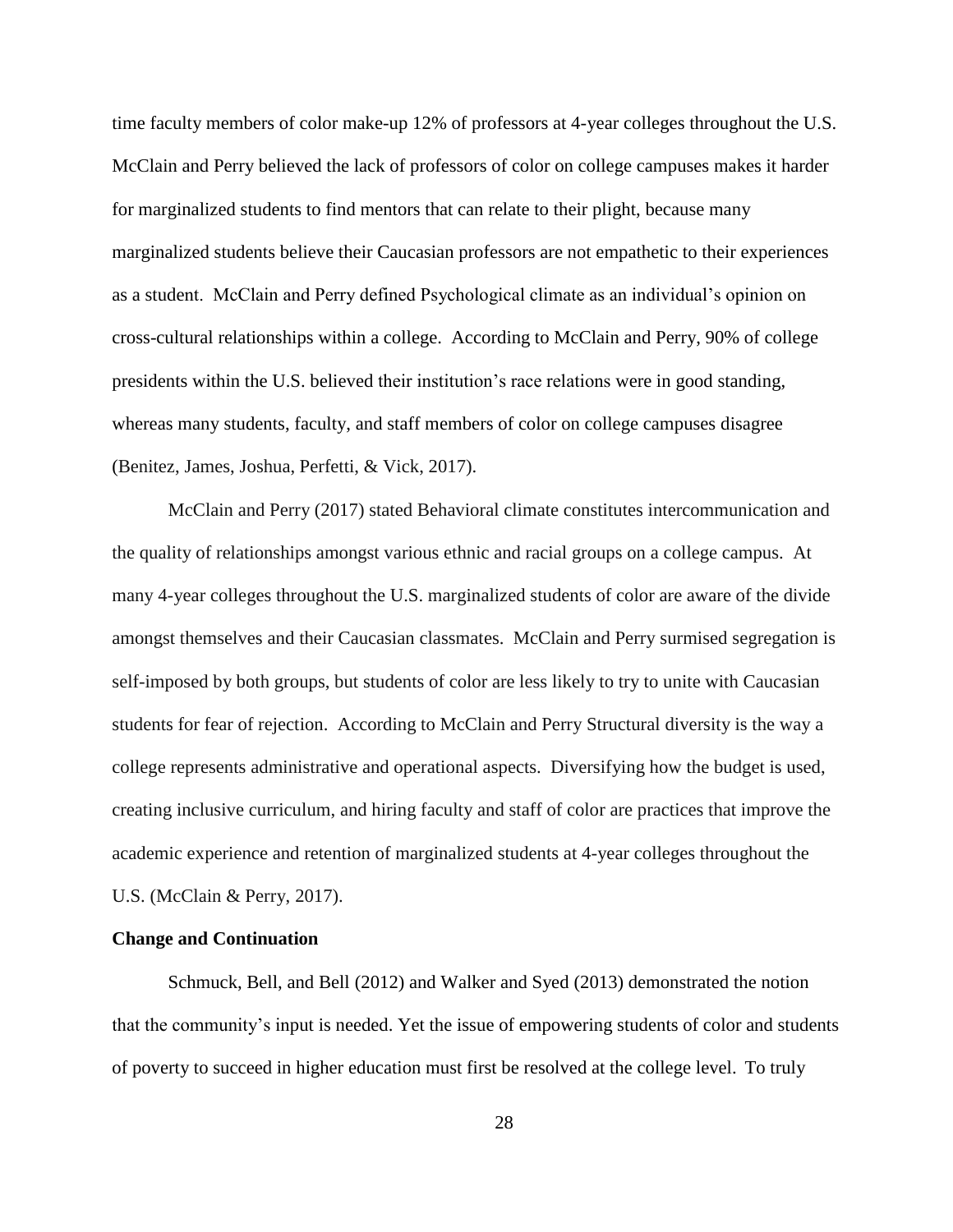time faculty members of color make-up 12% of professors at 4-year colleges throughout the U.S. McClain and Perry believed the lack of professors of color on college campuses makes it harder for marginalized students to find mentors that can relate to their plight, because many marginalized students believe their Caucasian professors are not empathetic to their experiences as a student. McClain and Perry defined Psychological climate as an individual's opinion on cross-cultural relationships within a college. According to McClain and Perry, 90% of college presidents within the U.S. believed their institution's race relations were in good standing, whereas many students, faculty, and staff members of color on college campuses disagree (Benitez, James, Joshua, Perfetti, & Vick, 2017).

McClain and Perry (2017) stated Behavioral climate constitutes intercommunication and the quality of relationships amongst various ethnic and racial groups on a college campus. At many 4-year colleges throughout the U.S. marginalized students of color are aware of the divide amongst themselves and their Caucasian classmates. McClain and Perry surmised segregation is self-imposed by both groups, but students of color are less likely to try to unite with Caucasian students for fear of rejection. According to McClain and Perry Structural diversity is the way a college represents administrative and operational aspects. Diversifying how the budget is used, creating inclusive curriculum, and hiring faculty and staff of color are practices that improve the academic experience and retention of marginalized students at 4-year colleges throughout the U.S. (McClain & Perry, 2017).

### Change and Continuation

Schmuck, Bell, and Bell (2012) and Walker and Syed (2013) demonstrated the notion that the community's input is needed. Yet the issue of empowering students of color and students of poverty to succeed in higher education must first be resolved at the college level. To truly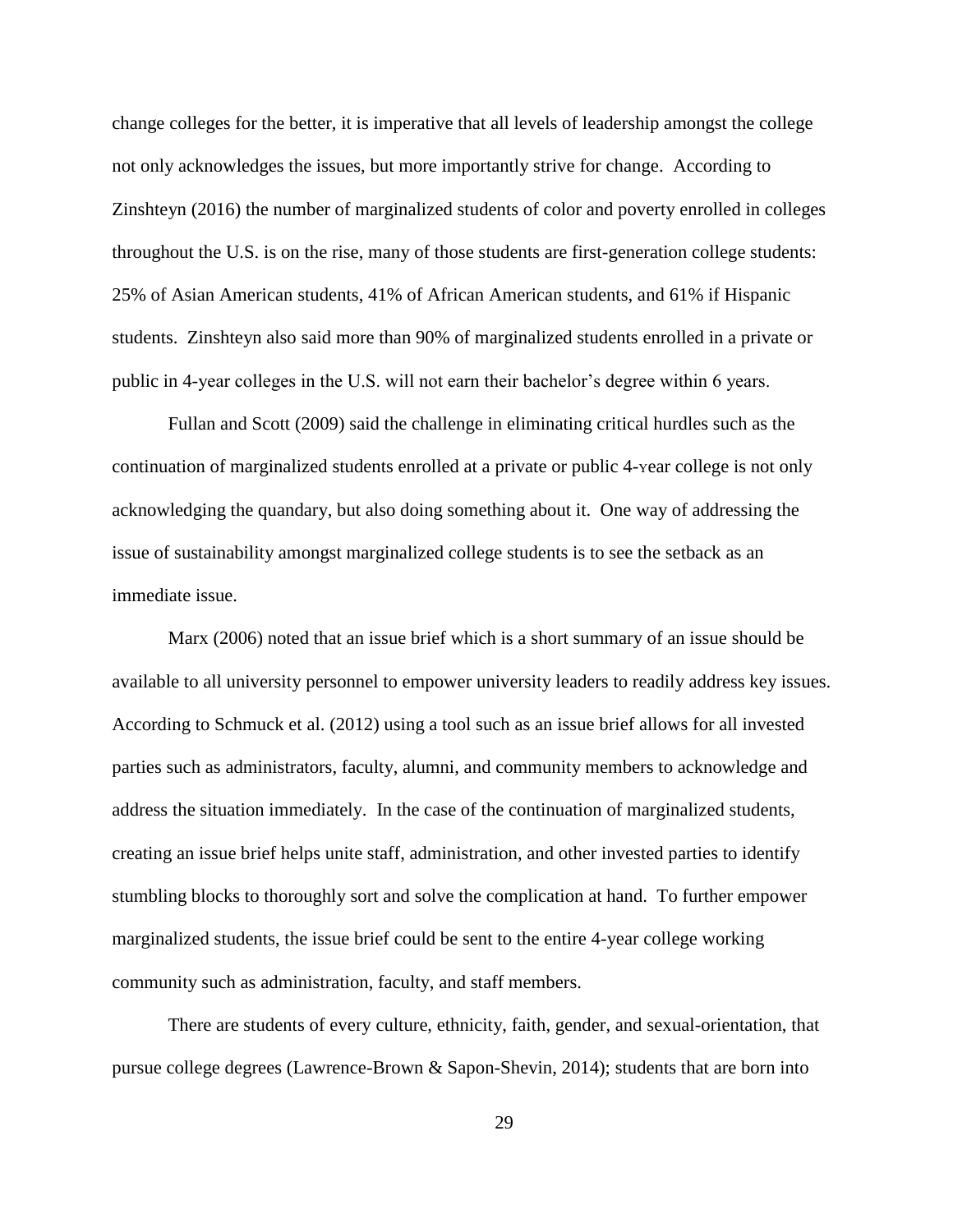change colleges for the better, it is imperative that all levels of leadership amongst the college not only acknowledges the issues, but more importantly strive for change. According to Zinshteyn (2016) the number of marginalized students of color and poverty enrolled in colleges throughout the U.S. is on the rise, many of those students are first-generation college students: 25% of Asian American students, 41% of African American students, and 61% if Hispanic students. Zinshteyn also said more than 90% of marginalized students enrolled in a private or public in 4-year colleges in the U.S. will not earn their bachelor's degree within 6 years.

Fullan and Scott (2009) said the challenge in eliminating critical hurdles such as the continuation of marginalized students enrolled at a private or public 4-year college is not only acknowledging the quandary, but also doing something about it. One way of addressing the issue of sustainability amongst marginalized college students is to see the setback as an immediate issue.

Marx (2006) noted that an issue brief which is a short summary of an issue should be available to all university personnel to empower university leaders to readily address key issues. According to Schmuck et al. (2012) using a tool such as an issue brief allows for all invested parties such as administrators, faculty, alumni, and community members to acknowledge and address the situation immediately. In the case of the continuation of marginalized students, creating an issue brief helps unite staff, administration, and other invested parties to identify stumbling blocks to thoroughly sort and solve the complication at hand. To further empower marginalized students, the issue brief could be sent to the entire 4-year college working community such as administration, faculty, and staff members.

There are students of every culture, ethnicity, faith, gender, and sexual-orientation, that pursue college degrees (Lawrence-Brown & Sapon-Shevin, 2014); students that are born into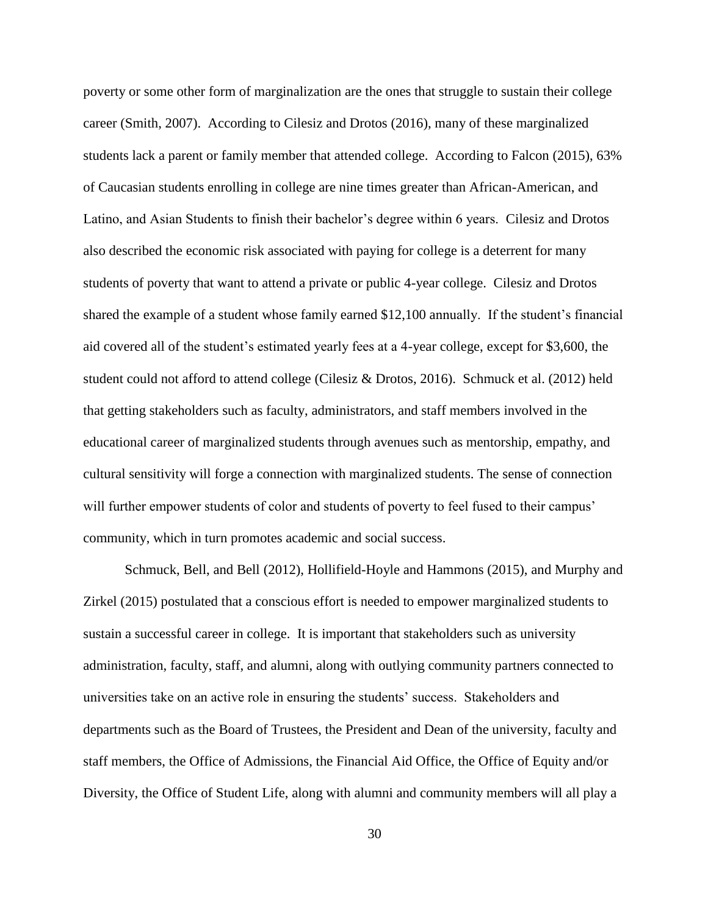poverty or some other form of marginalization are the ones that struggle to sustain their college career (Smith, 2007). According to Cilesiz and Drotos (2016), many of these marginalized students lack a parent or family member that attended college. According to Falcon (2015), 63% of Caucasian students enrolling in college are nine times greater than African-American, and Latino, and Asian Students to finish their bachelor's degree within 6 years. Cilesiz and Drotos also described the economic risk associated with paying for college is a deterrent for many students of poverty that want to attend a private or public 4-year college. Cilesiz and Drotos shared the example of a student whose family earned $12,100 annually. If the student's financial aid covered all of the student's estimated yearly fees at a 4-year college, except for $3,600, the student could not afford to attend college (Cilesiz & Drotos, 2016). Schmuck et al. (2012) held that getting stakeholders such as faculty, administrators, and staff members involved in the educational career of marginalized students through avenues such as mentorship, empathy, and cultural sensitivity will forge a connection with marginalized students. The sense of connection will further empower students of color and students of poverty to feel fused to their campus' community, which in turn promotes academic and social success.

Schmuck, Bell, and Bell (2012), Hollifield-Hoyle and Hammons (2015), and Murphy and Zirkel (2015) postulated that a conscious effort is needed to empower marginalized students to sustain a successful career in college. It is important that stakeholders such as university administration, faculty, staff, and alumni, along with outlying community partners connected to universities take on an active role in ensuring the students' success. Stakeholders and departments such as the Board of Trustees, the President and Dean of the university, faculty and staff members, the Office of Admissions, the Financial Aid Office, the Office of Equity and/or Diversity, the Office of Student Life, along with alumni and community members will all play a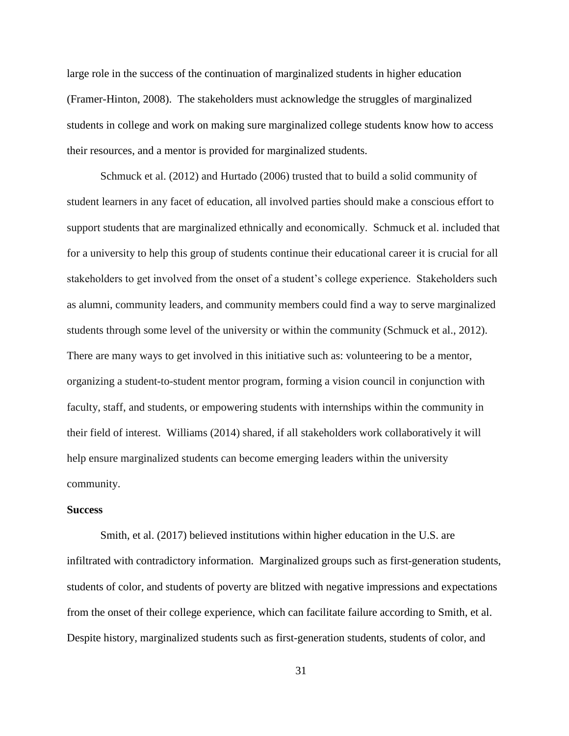large role in the success of the continuation of marginalized students in higher education (Framer-Hinton, 2008). The stakeholders must acknowledge the struggles of marginalized students in college and work on making sure marginalized college students know how to access their resources, and a mentor is provided for marginalized students.

Schmuck et al. (2012) and Hurtado (2006) trusted that to build a solid community of student learners in any facet of education, all involved parties should make a conscious effort to support students that are marginalized ethnically and economically. Schmuck et al. included that for a university to help this group of students continue their educational career it is crucial for all stakeholders to get involved from the onset of a student's college experience. Stakeholders such as alumni, community leaders, and community members could find a way to serve marginalized students through some level of the university or within the community (Schmuck et al., 2012). There are many ways to get involved in this initiative such as: volunteering to be a mentor, organizing a student-to-student mentor program, forming a vision council in conjunction with faculty, staff, and students, or empowering students with internships within the community in their field of interest. Williams (2014) shared, if all stakeholders work collaboratively it will help ensure marginalized students can become emerging leaders within the university community.

**Success**

Smith, et al. (2017) believed institutions within higher education in the U.S. are infiltrated with contradictory information. Marginalized groups such as first-generation students, students of color, and students of poverty are blitzed with negative impressions and expectations from the onset of their college experience, which can facilitate failure according to Smith, et al. Despite history, marginalized students such as first-generation students, students of color, and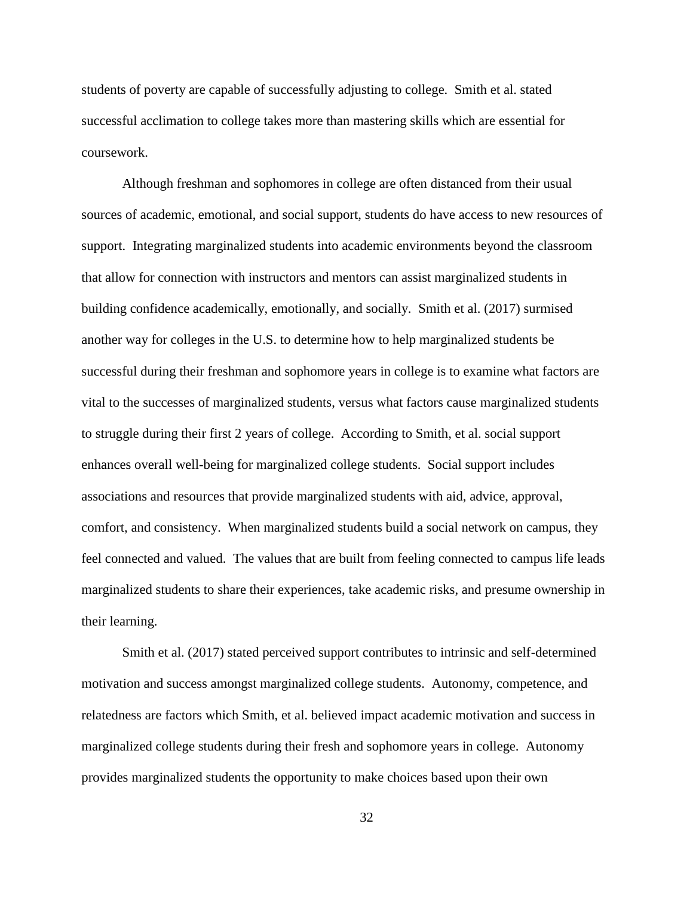students of poverty are capable of successfully adjusting to college. Smith et al. stated successful acclimation to college takes more than mastering skills which are essential for coursework.

Although freshman and sophomores in college are often distanced from their usual sources of academic, emotional, and social support, students do have access to new resources of support. Integrating marginalized students into academic environments beyond the classroom that allow for connection with instructors and mentors can assist marginalized students in building confidence academically, emotionally, and socially. Smith et al. (2017) surmised another way for colleges in the U.S. to determine how to help marginalized students be successful during their freshman and sophomore years in college is to examine what factors are vital to the successes of marginalized students, versus what factors cause marginalized students to struggle during their first 2 years of college. According to Smith, et al. social support enhances overall well-being for marginalized college students. Social support includes associations and resources that provide marginalized students with aid, advice, approval, comfort, and consistency. When marginalized students build a social network on campus, they feel connected and valued. The values that are built from feeling connected to campus life leads marginalized students to share their experiences, take academic risks, and presume ownership in their learning.

Smith et al. (2017) stated perceived support contributes to intrinsic and self-determined motivation and success amongst marginalized college students. Autonomy, competence, and relatedness are factors which Smith, et al. believed impact academic motivation and success in marginalized college students during their fresh and sophomore years in college. Autonomy provides marginalized students the opportunity to make choices based upon their own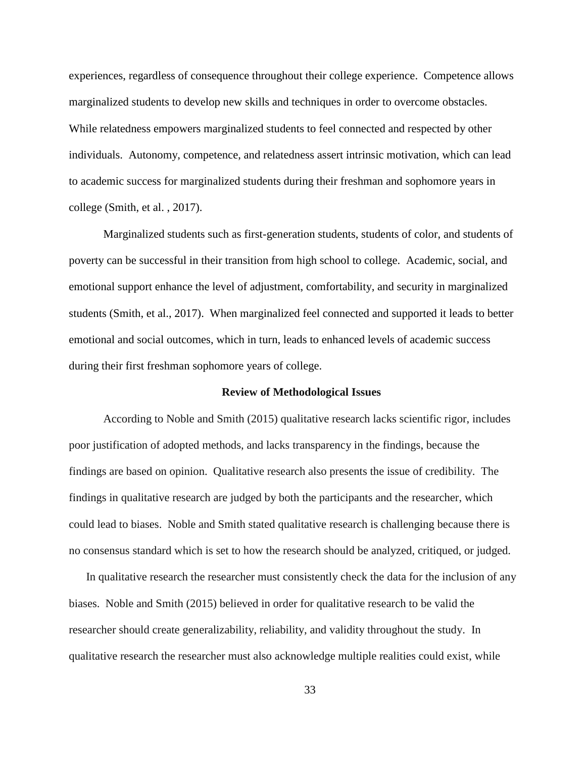experiences, regardless of consequence throughout their college experience.  Competence allows marginalized students to develop new skills and techniques in order to overcome obstacles. While relatedness empowers marginalized students to feel connected and respected by other individuals.  Autonomy, competence, and relatedness assert intrinsic motivation, which can lead to academic success for marginalized students during their freshman and sophomore years in college (Smith, et al. , 2017).

Marginalized students such as first-generation students, students of color, and students of poverty can be successful in their transition from high school to college.  Academic, social, and emotional support enhance the level of adjustment, comfortability, and security in marginalized students (Smith, et al., 2017).  When marginalized feel connected and supported it leads to better emotional and social outcomes, which in turn, leads to enhanced levels of academic success during their first freshman sophomore years of college.

**Review of Methodological Issues**

According to Noble and Smith (2015) qualitative research lacks scientific rigor, includes poor justification of adopted methods, and lacks transparency in the findings, because the findings are based on opinion.  Qualitative research also presents the issue of credibility.  The findings in qualitative research are judged by both the participants and the researcher, which could lead to biases.  Noble and Smith stated qualitative research is challenging because there is no consensus standard which is set to how the research should be analyzed, critiqued, or judged.

In qualitative research the researcher must consistently check the data for the inclusion of any biases.  Noble and Smith (2015) believed in order for qualitative research to be valid the researcher should create generalizability, reliability, and validity throughout the study.  In qualitative research the researcher must also acknowledge multiple realities could exist, while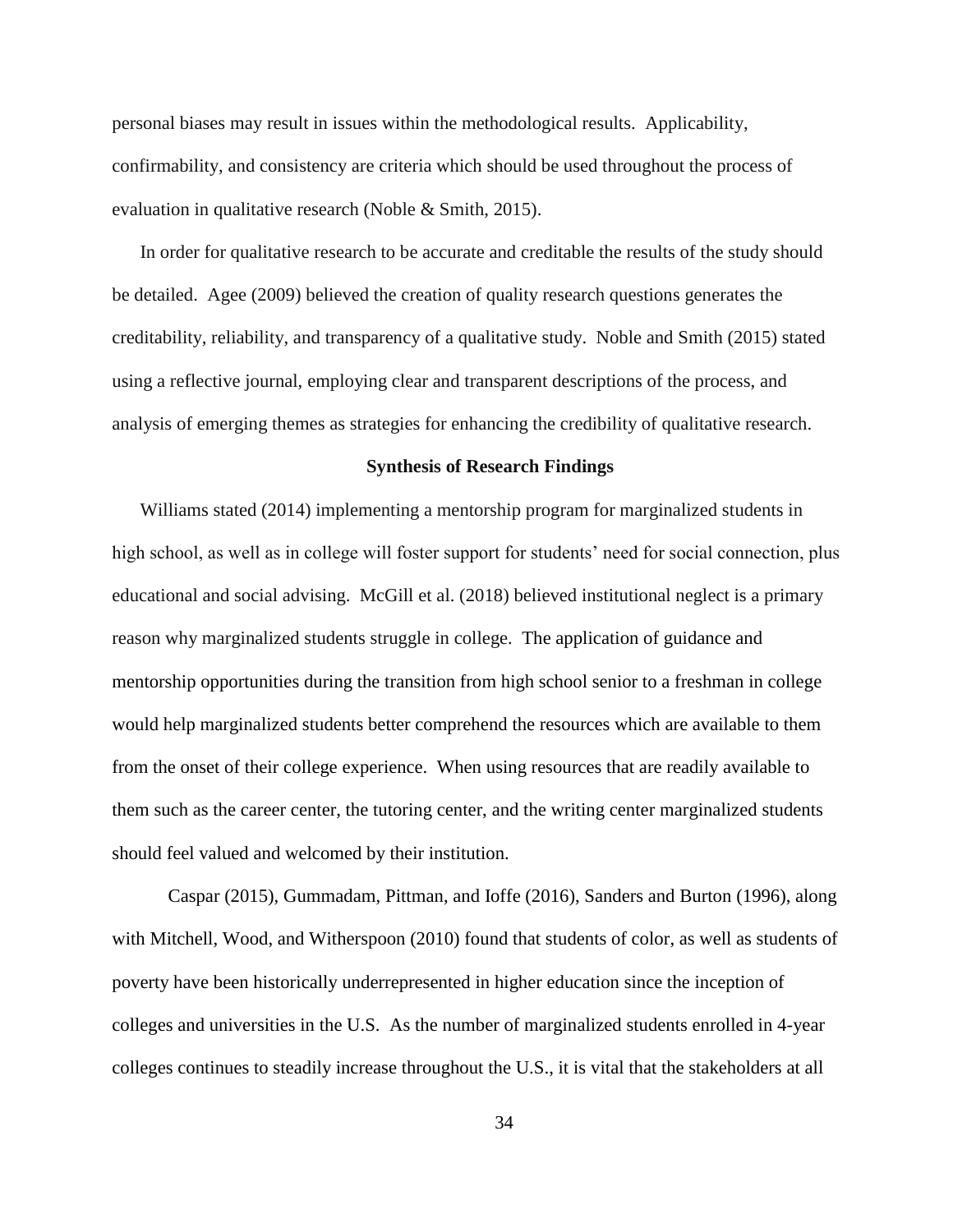personal biases may result in issues within the methodological results. Applicability, confirmability, and consistency are criteria which should be used throughout the process of evaluation in qualitative research (Noble & Smith, 2015).

In order for qualitative research to be accurate and creditable the results of the study should be detailed. Agee (2009) believed the creation of quality research questions generates the creditability, reliability, and transparency of a qualitative study. Noble and Smith (2015) stated using a reflective journal, employing clear and transparent descriptions of the process, and analysis of emerging themes as strategies for enhancing the credibility of qualitative research.

## Synthesis of Research Findings

Williams stated (2014) implementing a mentorship program for marginalized students in high school, as well as in college will foster support for students' need for social connection, plus educational and social advising. McGill et al. (2018) believed institutional neglect is a primary reason why marginalized students struggle in college. The application of guidance and mentorship opportunities during the transition from high school senior to a freshman in college would help marginalized students better comprehend the resources which are available to them from the onset of their college experience. When using resources that are readily available to them such as the career center, the tutoring center, and the writing center marginalized students should feel valued and welcomed by their institution.

Caspar (2015), Gummadam, Pittman, and Ioffe (2016), Sanders and Burton (1996), along with Mitchell, Wood, and Witherspoon (2010) found that students of color, as well as students of poverty have been historically underrepresented in higher education since the inception of colleges and universities in the U.S. As the number of marginalized students enrolled in 4-year colleges continues to steadily increase throughout the U.S., it is vital that the stakeholders at all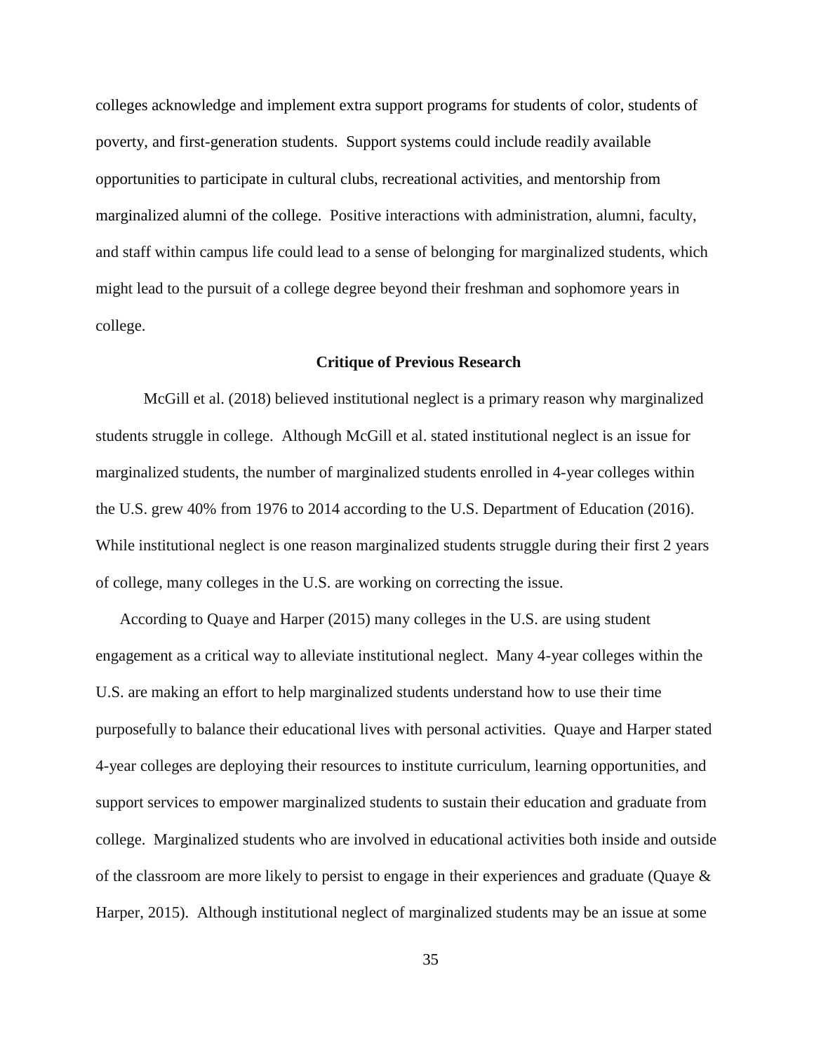colleges acknowledge and implement extra support programs for students of color, students of poverty, and first-generation students. Support systems could include readily available opportunities to participate in cultural clubs, recreational activities, and mentorship from marginalized alumni of the college. Positive interactions with administration, alumni, faculty, and staff within campus life could lead to a sense of belonging for marginalized students, which might lead to the pursuit of a college degree beyond their freshman and sophomore years in college.

## Critique of Previous Research

McGill et al. (2018) believed institutional neglect is a primary reason why marginalized students struggle in college. Although McGill et al. stated institutional neglect is an issue for marginalized students, the number of marginalized students enrolled in 4-year colleges within the U.S. grew 40% from 1976 to 2014 according to the U.S. Department of Education (2016). While institutional neglect is one reason marginalized students struggle during their first 2 years of college, many colleges in the U.S. are working on correcting the issue.

According to Quaye and Harper (2015) many colleges in the U.S. are using student engagement as a critical way to alleviate institutional neglect. Many 4-year colleges within the U.S. are making an effort to help marginalized students understand how to use their time purposefully to balance their educational lives with personal activities. Quaye and Harper stated 4-year colleges are deploying their resources to institute curriculum, learning opportunities, and support services to empower marginalized students to sustain their education and graduate from college. Marginalized students who are involved in educational activities both inside and outside of the classroom are more likely to persist to engage in their experiences and graduate (Quaye & Harper, 2015). Although institutional neglect of marginalized students may be an issue at some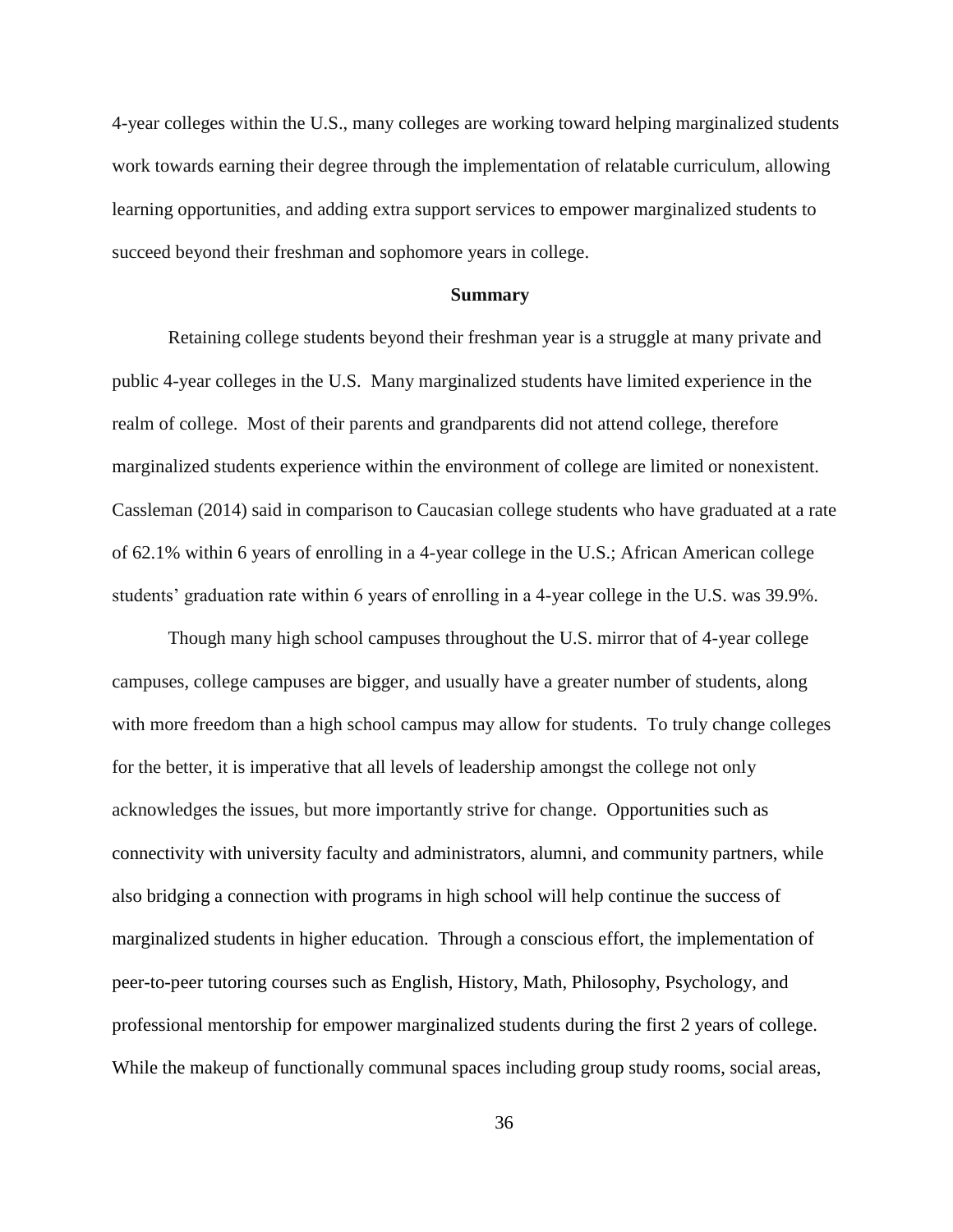4-year colleges within the U.S., many colleges are working toward helping marginalized students work towards earning their degree through the implementation of relatable curriculum, allowing learning opportunities, and adding extra support services to empower marginalized students to succeed beyond their freshman and sophomore years in college.

## Summary

Retaining college students beyond their freshman year is a struggle at many private and public 4-year colleges in the U.S. Many marginalized students have limited experience in the realm of college. Most of their parents and grandparents did not attend college, therefore marginalized students experience within the environment of college are limited or nonexistent. Cassleman (2014) said in comparison to Caucasian college students who have graduated at a rate of 62.1% within 6 years of enrolling in a 4-year college in the U.S.; African American college students' graduation rate within 6 years of enrolling in a 4-year college in the U.S. was 39.9%.

Though many high school campuses throughout the U.S. mirror that of 4-year college campuses, college campuses are bigger, and usually have a greater number of students, along with more freedom than a high school campus may allow for students. To truly change colleges for the better, it is imperative that all levels of leadership amongst the college not only acknowledges the issues, but more importantly strive for change. Opportunities such as connectivity with university faculty and administrators, alumni, and community partners, while also bridging a connection with programs in high school will help continue the success of marginalized students in higher education. Through a conscious effort, the implementation of peer-to-peer tutoring courses such as English, History, Math, Philosophy, Psychology, and professional mentorship for empower marginalized students during the first 2 years of college. While the makeup of functionally communal spaces including group study rooms, social areas,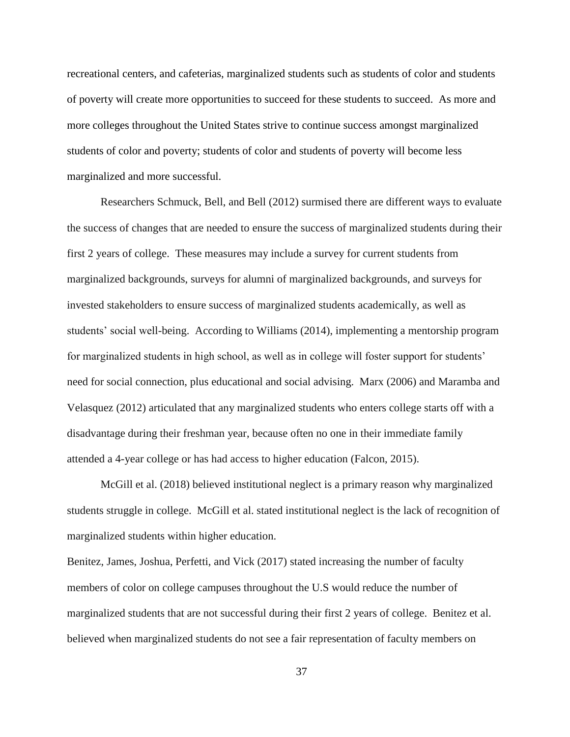recreational centers, and cafeterias, marginalized students such as students of color and students of poverty will create more opportunities to succeed for these students to succeed. As more and more colleges throughout the United States strive to continue success amongst marginalized students of color and poverty; students of color and students of poverty will become less marginalized and more successful.

Researchers Schmuck, Bell, and Bell (2012) surmised there are different ways to evaluate the success of changes that are needed to ensure the success of marginalized students during their first 2 years of college. These measures may include a survey for current students from marginalized backgrounds, surveys for alumni of marginalized backgrounds, and surveys for invested stakeholders to ensure success of marginalized students academically, as well as students' social well-being. According to Williams (2014), implementing a mentorship program for marginalized students in high school, as well as in college will foster support for students' need for social connection, plus educational and social advising. Marx (2006) and Maramba and Velasquez (2012) articulated that any marginalized students who enters college starts off with a disadvantage during their freshman year, because often no one in their immediate family attended a 4-year college or has had access to higher education (Falcon, 2015).

McGill et al. (2018) believed institutional neglect is a primary reason why marginalized students struggle in college. McGill et al. stated institutional neglect is the lack of recognition of marginalized students within higher education.

Benitez, James, Joshua, Perfetti, and Vick (2017) stated increasing the number of faculty members of color on college campuses throughout the U.S would reduce the number of marginalized students that are not successful during their first 2 years of college. Benitez et al. believed when marginalized students do not see a fair representation of faculty members on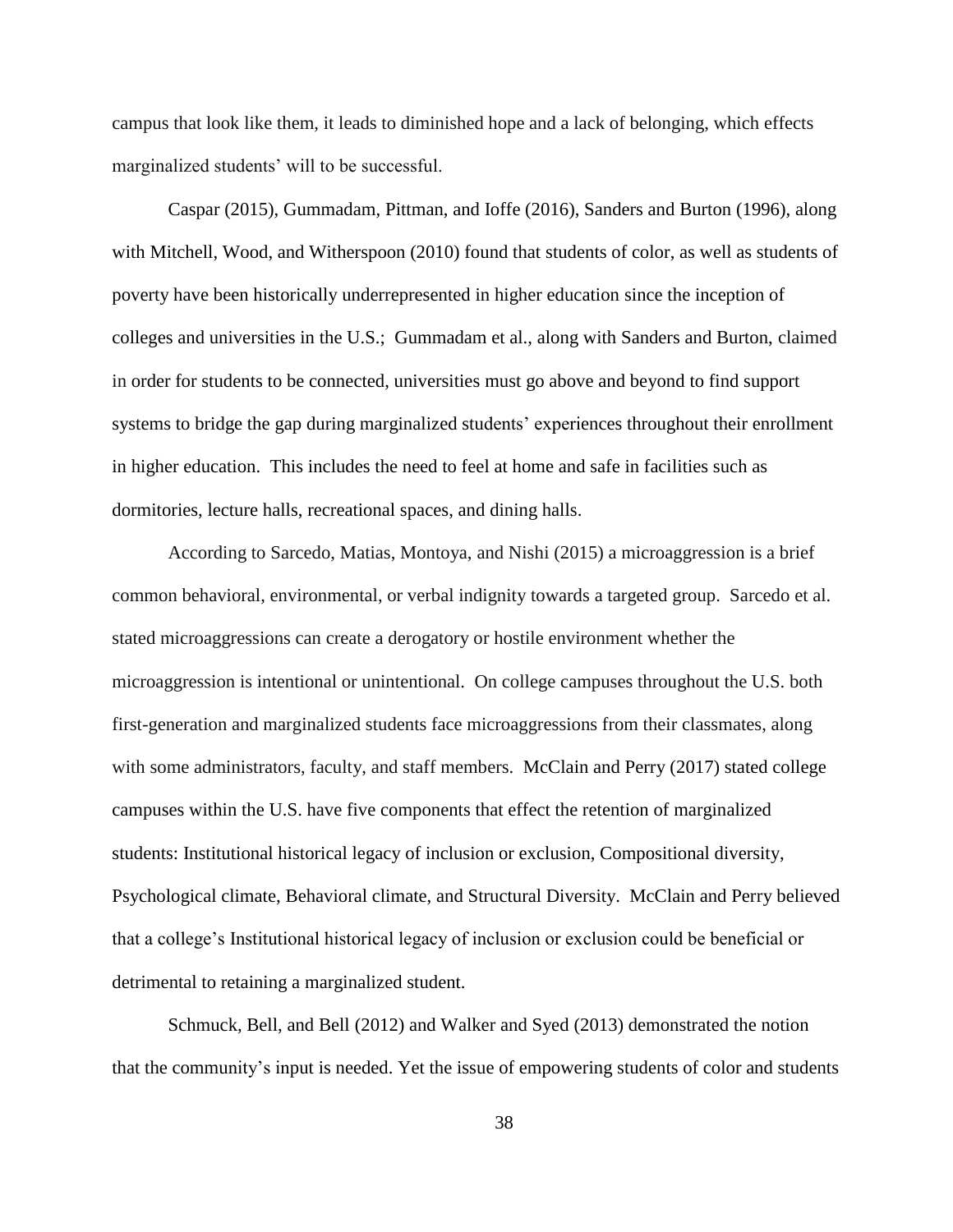campus that look like them, it leads to diminished hope and a lack of belonging, which effects marginalized students' will to be successful.

Caspar (2015), Gummadam, Pittman, and Ioffe (2016), Sanders and Burton (1996), along with Mitchell, Wood, and Witherspoon (2010) found that students of color, as well as students of poverty have been historically underrepresented in higher education since the inception of colleges and universities in the U.S.; Gummadam et al., along with Sanders and Burton, claimed in order for students to be connected, universities must go above and beyond to find support systems to bridge the gap during marginalized students' experiences throughout their enrollment in higher education. This includes the need to feel at home and safe in facilities such as dormitories, lecture halls, recreational spaces, and dining halls.

According to Sarcedo, Matias, Montoya, and Nishi (2015) a microaggression is a brief common behavioral, environmental, or verbal indignity towards a targeted group. Sarcedo et al. stated microaggressions can create a derogatory or hostile environment whether the microaggression is intentional or unintentional. On college campuses throughout the U.S. both first-generation and marginalized students face microaggressions from their classmates, along with some administrators, faculty, and staff members. McClain and Perry (2017) stated college campuses within the U.S. have five components that effect the retention of marginalized students: Institutional historical legacy of inclusion or exclusion, Compositional diversity, Psychological climate, Behavioral climate, and Structural Diversity. McClain and Perry believed that a college's Institutional historical legacy of inclusion or exclusion could be beneficial or detrimental to retaining a marginalized student.

Schmuck, Bell, and Bell (2012) and Walker and Syed (2013) demonstrated the notion that the community's input is needed. Yet the issue of empowering students of color and students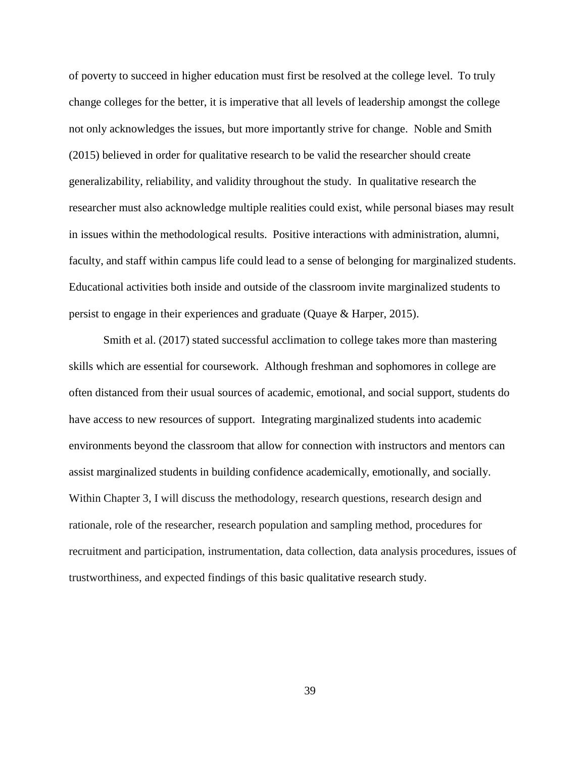of poverty to succeed in higher education must first be resolved at the college level. To truly change colleges for the better, it is imperative that all levels of leadership amongst the college not only acknowledges the issues, but more importantly strive for change. Noble and Smith (2015) believed in order for qualitative research to be valid the researcher should create generalizability, reliability, and validity throughout the study. In qualitative research the researcher must also acknowledge multiple realities could exist, while personal biases may result in issues within the methodological results. Positive interactions with administration, alumni, faculty, and staff within campus life could lead to a sense of belonging for marginalized students. Educational activities both inside and outside of the classroom invite marginalized students to persist to engage in their experiences and graduate (Quaye & Harper, 2015).

Smith et al. (2017) stated successful acclimation to college takes more than mastering skills which are essential for coursework. Although freshman and sophomores in college are often distanced from their usual sources of academic, emotional, and social support, students do have access to new resources of support. Integrating marginalized students into academic environments beyond the classroom that allow for connection with instructors and mentors can assist marginalized students in building confidence academically, emotionally, and socially. Within Chapter 3, I will discuss the methodology, research questions, research design and rationale, role of the researcher, research population and sampling method, procedures for recruitment and participation, instrumentation, data collection, data analysis procedures, issues of trustworthiness, and expected findings of this basic qualitative research study.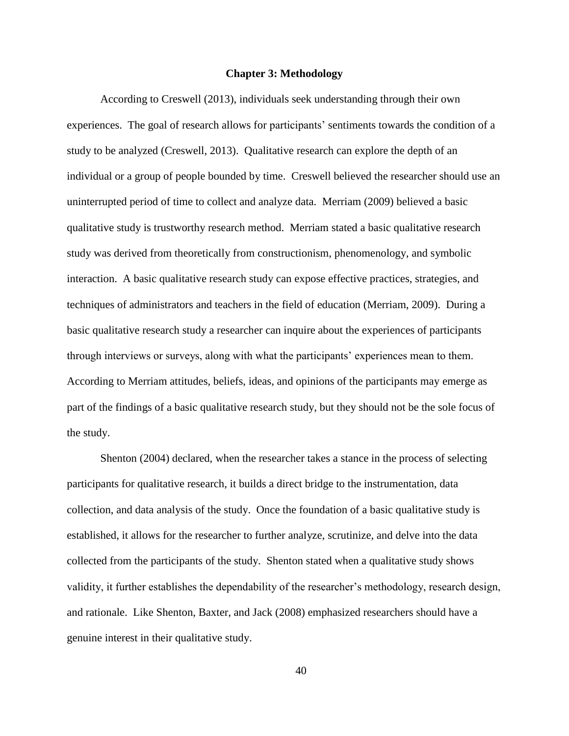# Chapter 3: Methodology

According to Creswell (2013), individuals seek understanding through their own experiences. The goal of research allows for participants' sentiments towards the condition of a study to be analyzed (Creswell, 2013). Qualitative research can explore the depth of an individual or a group of people bounded by time. Creswell believed the researcher should use an uninterrupted period of time to collect and analyze data. Merriam (2009) believed a basic qualitative study is trustworthy research method. Merriam stated a basic qualitative research study was derived from theoretically from constructionism, phenomenology, and symbolic interaction. A basic qualitative research study can expose effective practices, strategies, and techniques of administrators and teachers in the field of education (Merriam, 2009). During a basic qualitative research study a researcher can inquire about the experiences of participants through interviews or surveys, along with what the participants' experiences mean to them. According to Merriam attitudes, beliefs, ideas, and opinions of the participants may emerge as part of the findings of a basic qualitative research study, but they should not be the sole focus of the study.

Shenton (2004) declared, when the researcher takes a stance in the process of selecting participants for qualitative research, it builds a direct bridge to the instrumentation, data collection, and data analysis of the study. Once the foundation of a basic qualitative study is established, it allows for the researcher to further analyze, scrutinize, and delve into the data collected from the participants of the study. Shenton stated when a qualitative study shows validity, it further establishes the dependability of the researcher's methodology, research design, and rationale. Like Shenton, Baxter, and Jack (2008) emphasized researchers should have a genuine interest in their qualitative study.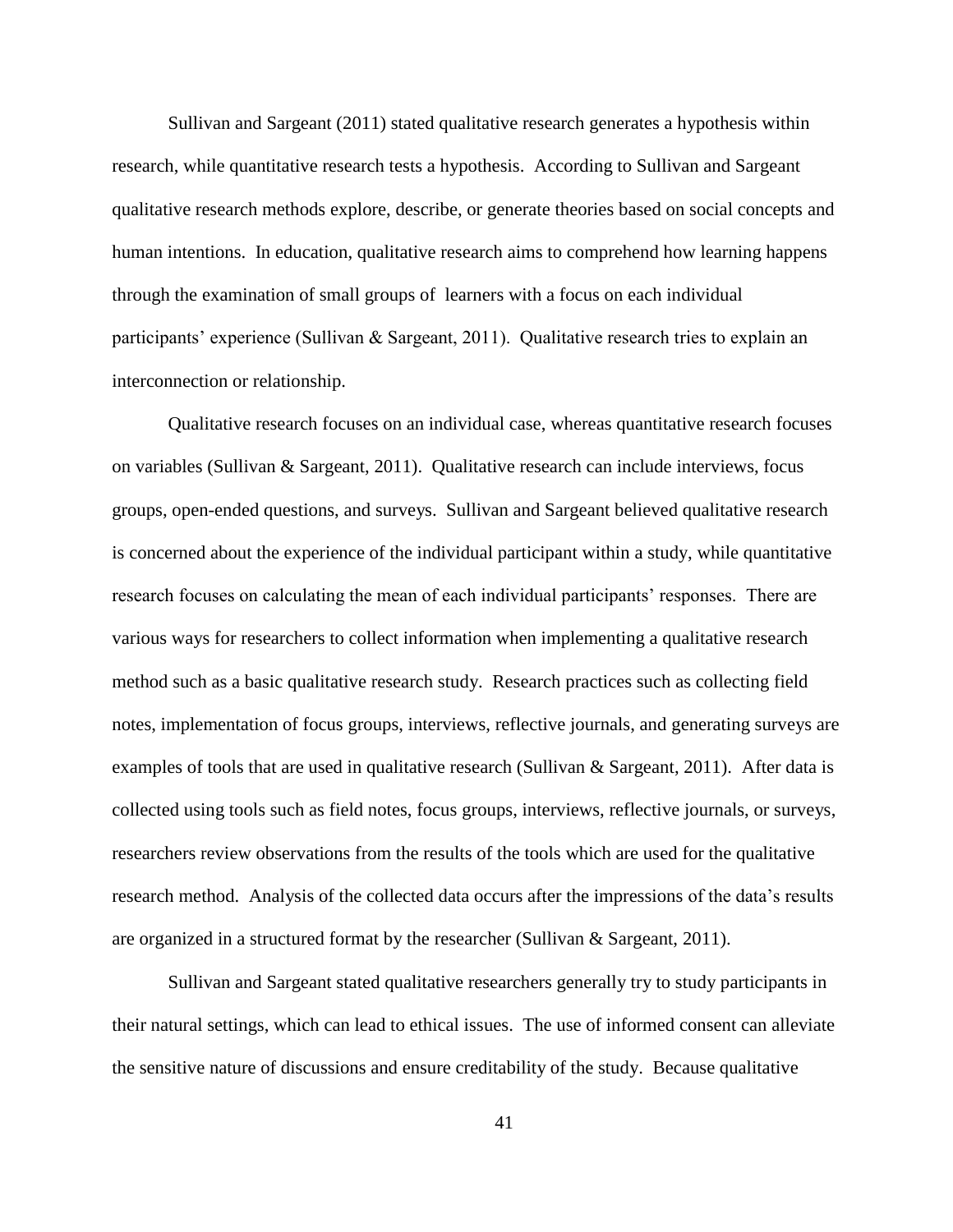Sullivan and Sargeant (2011) stated qualitative research generates a hypothesis within research, while quantitative research tests a hypothesis. According to Sullivan and Sargeant qualitative research methods explore, describe, or generate theories based on social concepts and human intentions. In education, qualitative research aims to comprehend how learning happens through the examination of small groups of learners with a focus on each individual participants' experience (Sullivan & Sargeant, 2011). Qualitative research tries to explain an interconnection or relationship.

Qualitative research focuses on an individual case, whereas quantitative research focuses on variables (Sullivan & Sargeant, 2011). Qualitative research can include interviews, focus groups, open-ended questions, and surveys. Sullivan and Sargeant believed qualitative research is concerned about the experience of the individual participant within a study, while quantitative research focuses on calculating the mean of each individual participants' responses. There are various ways for researchers to collect information when implementing a qualitative research method such as a basic qualitative research study. Research practices such as collecting field notes, implementation of focus groups, interviews, reflective journals, and generating surveys are examples of tools that are used in qualitative research (Sullivan & Sargeant, 2011). After data is collected using tools such as field notes, focus groups, interviews, reflective journals, or surveys, researchers review observations from the results of the tools which are used for the qualitative research method. Analysis of the collected data occurs after the impressions of the data's results are organized in a structured format by the researcher (Sullivan & Sargeant, 2011).

Sullivan and Sargeant stated qualitative researchers generally try to study participants in their natural settings, which can lead to ethical issues. The use of informed consent can alleviate the sensitive nature of discussions and ensure creditability of the study. Because qualitative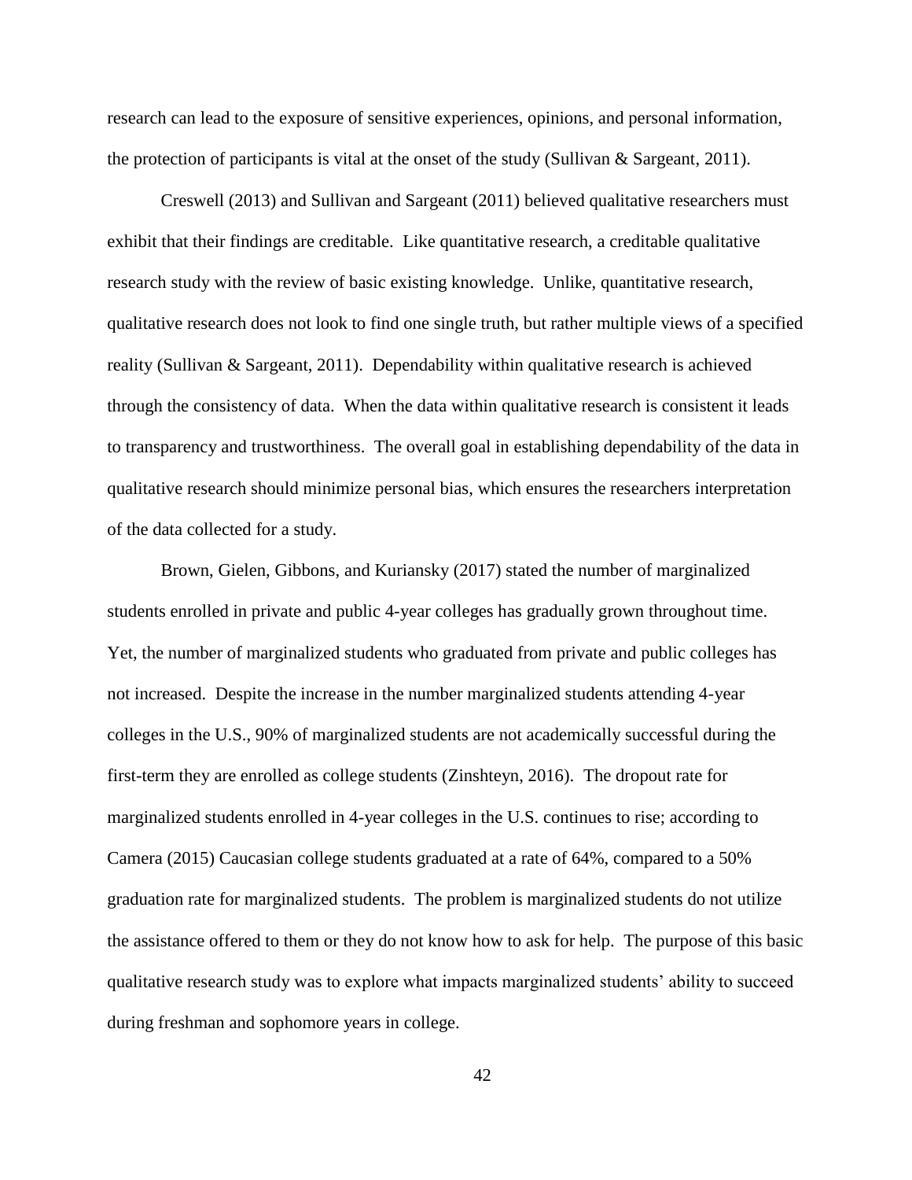research can lead to the exposure of sensitive experiences, opinions, and personal information, the protection of participants is vital at the onset of the study (Sullivan & Sargeant, 2011).

Creswell (2013) and Sullivan and Sargeant (2011) believed qualitative researchers must exhibit that their findings are creditable. Like quantitative research, a creditable qualitative research study with the review of basic existing knowledge. Unlike, quantitative research, qualitative research does not look to find one single truth, but rather multiple views of a specified reality (Sullivan & Sargeant, 2011). Dependability within qualitative research is achieved through the consistency of data. When the data within qualitative research is consistent it leads to transparency and trustworthiness. The overall goal in establishing dependability of the data in qualitative research should minimize personal bias, which ensures the researchers interpretation of the data collected for a study.

Brown, Gielen, Gibbons, and Kuriansky (2017) stated the number of marginalized students enrolled in private and public 4-year colleges has gradually grown throughout time. Yet, the number of marginalized students who graduated from private and public colleges has not increased. Despite the increase in the number marginalized students attending 4-year colleges in the U.S., 90% of marginalized students are not academically successful during the first-term they are enrolled as college students (Zinshteyn, 2016). The dropout rate for marginalized students enrolled in 4-year colleges in the U.S. continues to rise; according to Camera (2015) Caucasian college students graduated at a rate of 64%, compared to a 50% graduation rate for marginalized students. The problem is marginalized students do not utilize the assistance offered to them or they do not know how to ask for help. The purpose of this basic qualitative research study was to explore what impacts marginalized students' ability to succeed during freshman and sophomore years in college.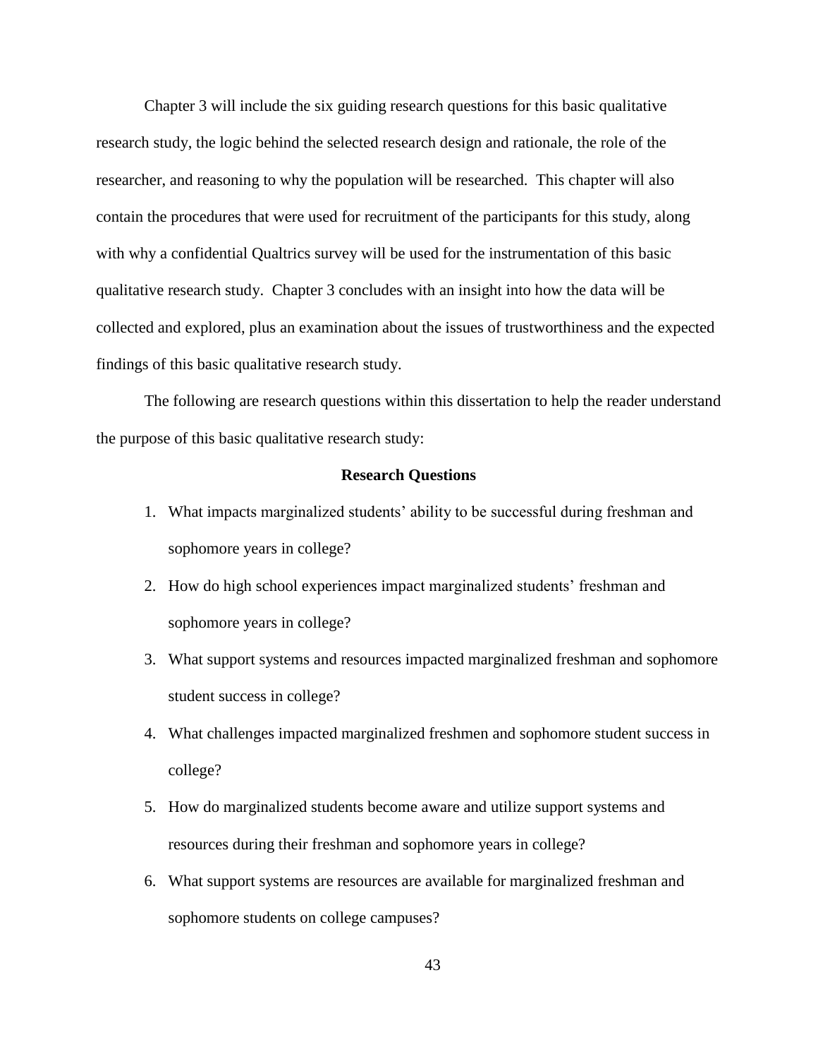Chapter 3 will include the six guiding research questions for this basic qualitative research study, the logic behind the selected research design and rationale, the role of the researcher, and reasoning to why the population will be researched. This chapter will also contain the procedures that were used for recruitment of the participants for this study, along with why a confidential Qualtrics survey will be used for the instrumentation of this basic qualitative research study. Chapter 3 concludes with an insight into how the data will be collected and explored, plus an examination about the issues of trustworthiness and the expected findings of this basic qualitative research study.

The following are research questions within this dissertation to help the reader understand the purpose of this basic qualitative research study:

## Research Questions

1. What impacts marginalized students' ability to be successful during freshman and sophomore years in college?
2. How do high school experiences impact marginalized students' freshman and sophomore years in college?
3. What support systems and resources impacted marginalized freshman and sophomore student success in college?
4. What challenges impacted marginalized freshmen and sophomore student success in college?
5. How do marginalized students become aware and utilize support systems and resources during their freshman and sophomore years in college?
6. What support systems are resources are available for marginalized freshman and sophomore students on college campuses?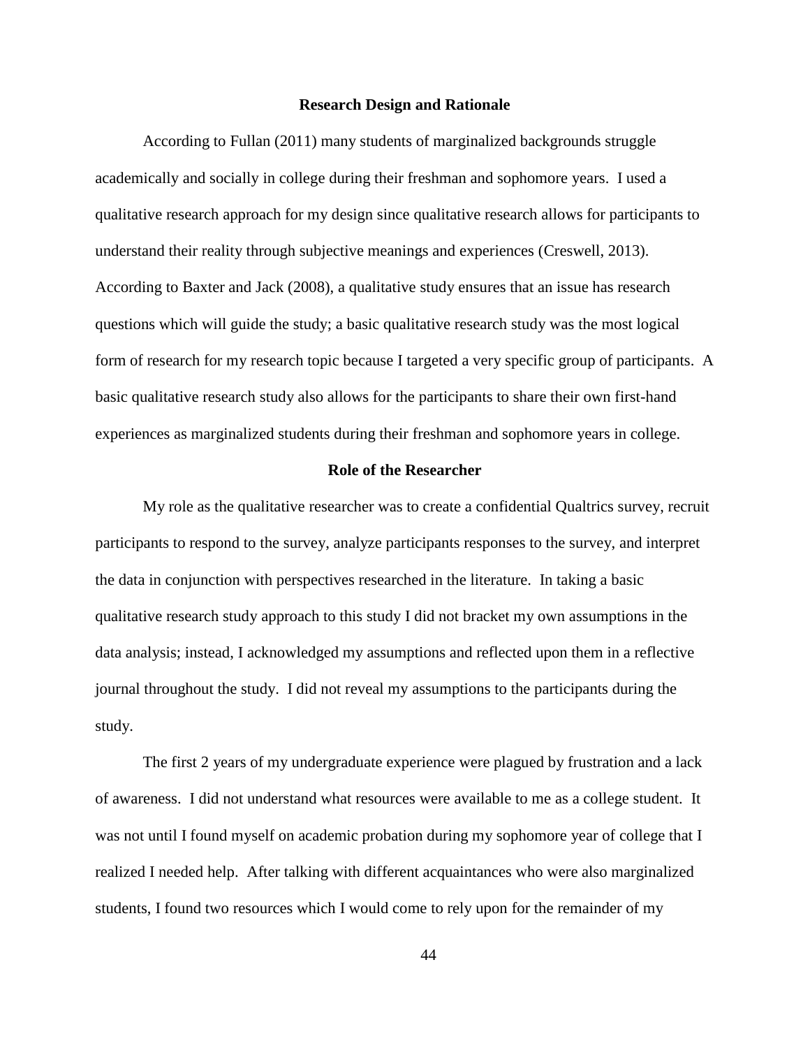## Research Design and Rationale

According to Fullan (2011) many students of marginalized backgrounds struggle academically and socially in college during their freshman and sophomore years. I used a qualitative research approach for my design since qualitative research allows for participants to understand their reality through subjective meanings and experiences (Creswell, 2013). According to Baxter and Jack (2008), a qualitative study ensures that an issue has research questions which will guide the study; a basic qualitative research study was the most logical form of research for my research topic because I targeted a very specific group of participants. A basic qualitative research study also allows for the participants to share their own first-hand experiences as marginalized students during their freshman and sophomore years in college.

## Role of the Researcher

My role as the qualitative researcher was to create a confidential Qualtrics survey, recruit participants to respond to the survey, analyze participants responses to the survey, and interpret the data in conjunction with perspectives researched in the literature. In taking a basic qualitative research study approach to this study I did not bracket my own assumptions in the data analysis; instead, I acknowledged my assumptions and reflected upon them in a reflective journal throughout the study. I did not reveal my assumptions to the participants during the study.

The first 2 years of my undergraduate experience were plagued by frustration and a lack of awareness. I did not understand what resources were available to me as a college student. It was not until I found myself on academic probation during my sophomore year of college that I realized I needed help. After talking with different acquaintances who were also marginalized students, I found two resources which I would come to rely upon for the remainder of my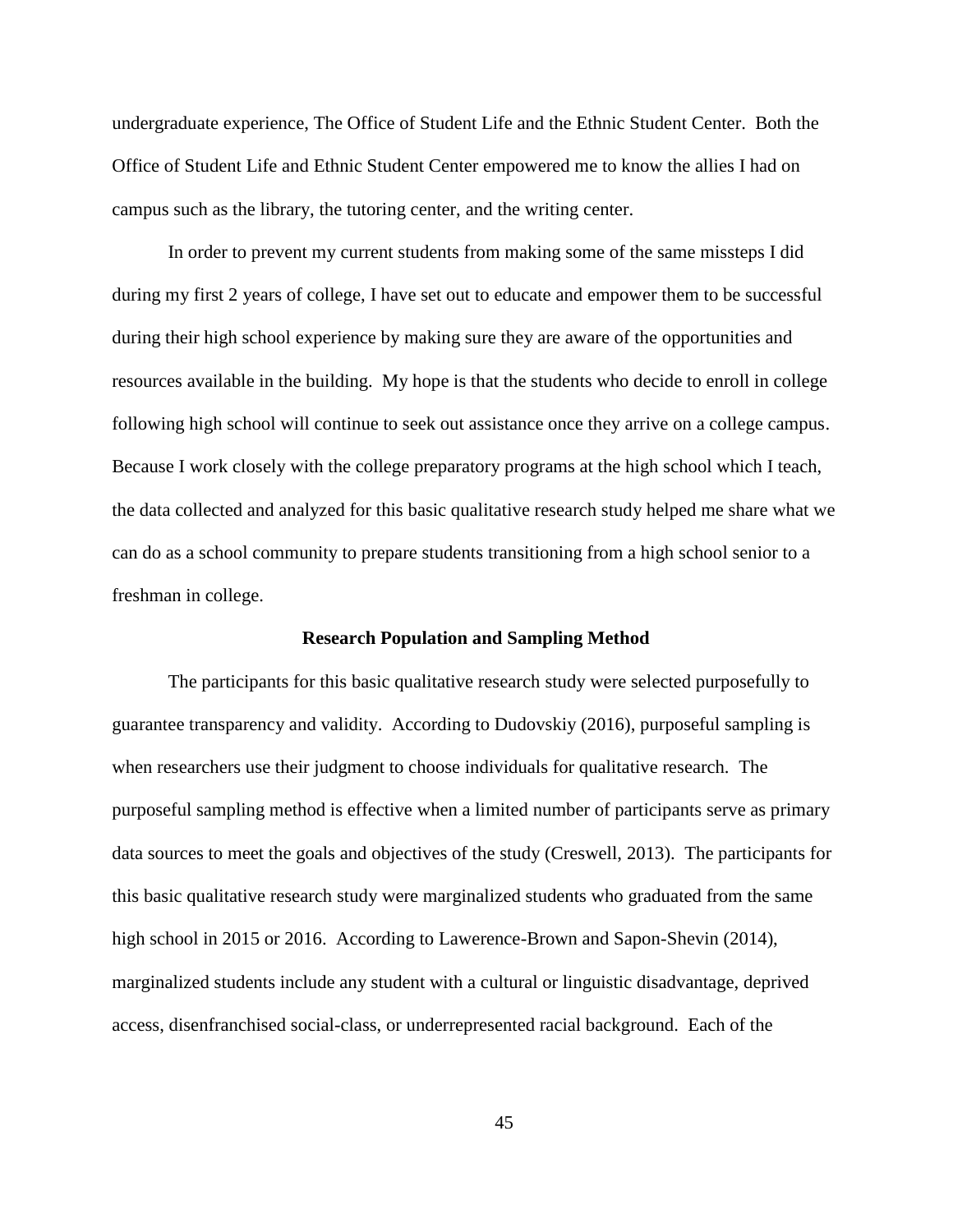undergraduate experience, The Office of Student Life and the Ethnic Student Center. Both the Office of Student Life and Ethnic Student Center empowered me to know the allies I had on campus such as the library, the tutoring center, and the writing center.

In order to prevent my current students from making some of the same missteps I did during my first 2 years of college, I have set out to educate and empower them to be successful during their high school experience by making sure they are aware of the opportunities and resources available in the building. My hope is that the students who decide to enroll in college following high school will continue to seek out assistance once they arrive on a college campus. Because I work closely with the college preparatory programs at the high school which I teach, the data collected and analyzed for this basic qualitative research study helped me share what we can do as a school community to prepare students transitioning from a high school senior to a freshman in college.

## Research Population and Sampling Method

The participants for this basic qualitative research study were selected purposefully to guarantee transparency and validity. According to Dudovskiy (2016), purposeful sampling is when researchers use their judgment to choose individuals for qualitative research. The purposeful sampling method is effective when a limited number of participants serve as primary data sources to meet the goals and objectives of the study (Creswell, 2013). The participants for this basic qualitative research study were marginalized students who graduated from the same high school in 2015 or 2016. According to Lawerence-Brown and Sapon-Shevin (2014), marginalized students include any student with a cultural or linguistic disadvantage, deprived access, disenfranchised social-class, or underrepresented racial background. Each of the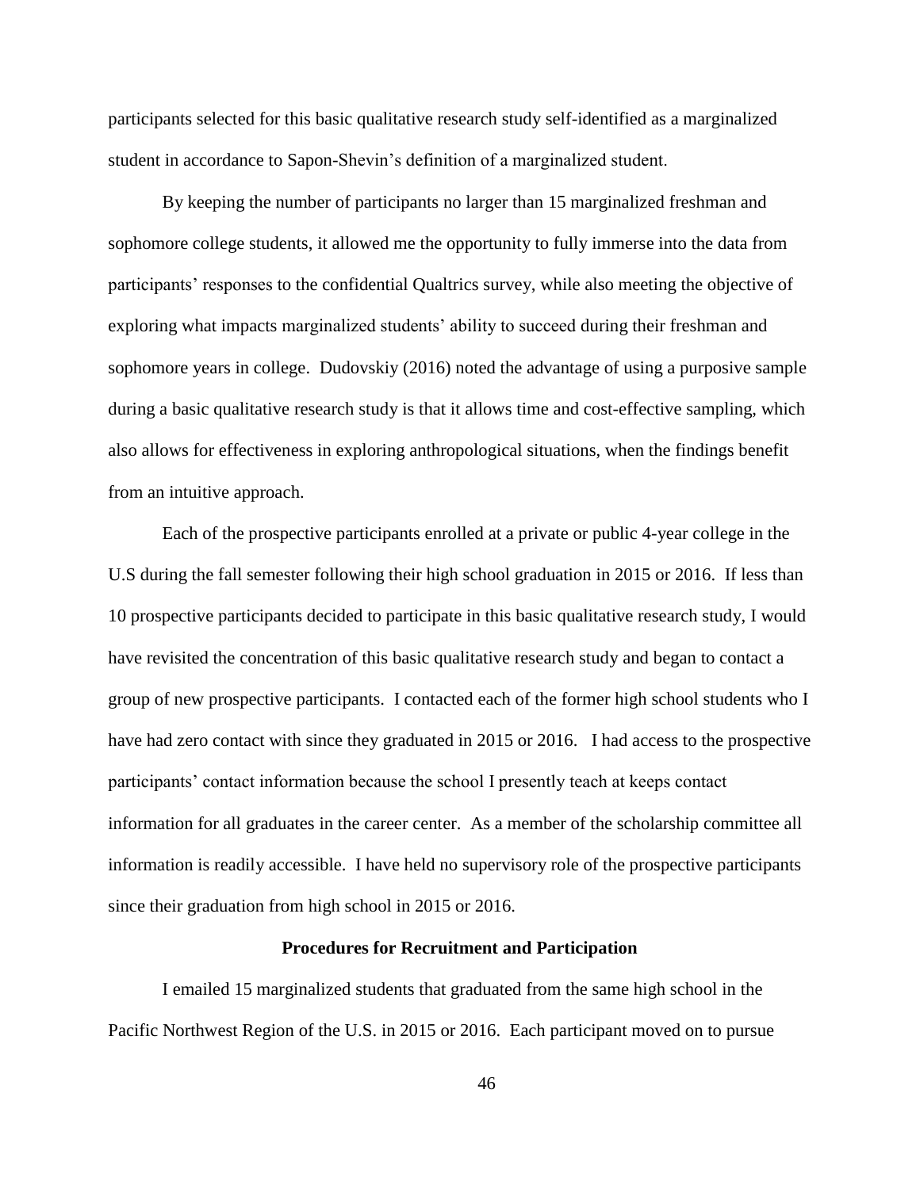participants selected for this basic qualitative research study self-identified as a marginalized student in accordance to Sapon-Shevin's definition of a marginalized student.

By keeping the number of participants no larger than 15 marginalized freshman and sophomore college students, it allowed me the opportunity to fully immerse into the data from participants' responses to the confidential Qualtrics survey, while also meeting the objective of exploring what impacts marginalized students' ability to succeed during their freshman and sophomore years in college. Dudovskiy (2016) noted the advantage of using a purposive sample during a basic qualitative research study is that it allows time and cost-effective sampling, which also allows for effectiveness in exploring anthropological situations, when the findings benefit from an intuitive approach.

Each of the prospective participants enrolled at a private or public 4-year college in the U.S during the fall semester following their high school graduation in 2015 or 2016. If less than 10 prospective participants decided to participate in this basic qualitative research study, I would have revisited the concentration of this basic qualitative research study and began to contact a group of new prospective participants. I contacted each of the former high school students who I have had zero contact with since they graduated in 2015 or 2016. I had access to the prospective participants' contact information because the school I presently teach at keeps contact information for all graduates in the career center. As a member of the scholarship committee all information is readily accessible. I have held no supervisory role of the prospective participants since their graduation from high school in 2015 or 2016.

## Procedures for Recruitment and Participation

I emailed 15 marginalized students that graduated from the same high school in the Pacific Northwest Region of the U.S. in 2015 or 2016. Each participant moved on to pursue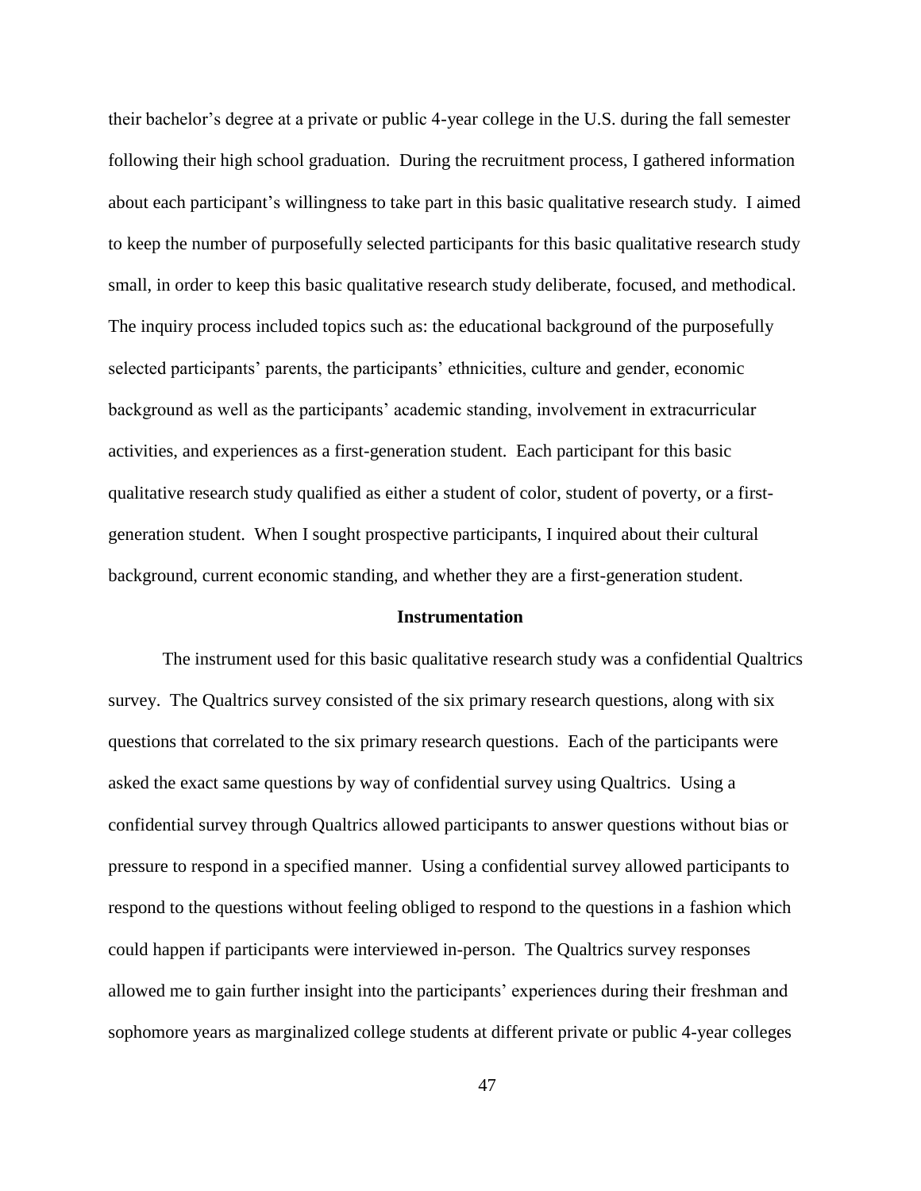their bachelor's degree at a private or public 4-year college in the U.S. during the fall semester following their high school graduation. During the recruitment process, I gathered information about each participant's willingness to take part in this basic qualitative research study. I aimed to keep the number of purposefully selected participants for this basic qualitative research study small, in order to keep this basic qualitative research study deliberate, focused, and methodical. The inquiry process included topics such as: the educational background of the purposefully selected participants' parents, the participants' ethnicities, culture and gender, economic background as well as the participants' academic standing, involvement in extracurricular activities, and experiences as a first-generation student. Each participant for this basic qualitative research study qualified as either a student of color, student of poverty, or a first-generation student. When I sought prospective participants, I inquired about their cultural background, current economic standing, and whether they are a first-generation student.

## Instrumentation

The instrument used for this basic qualitative research study was a confidential Qualtrics survey. The Qualtrics survey consisted of the six primary research questions, along with six questions that correlated to the six primary research questions. Each of the participants were asked the exact same questions by way of confidential survey using Qualtrics. Using a confidential survey through Qualtrics allowed participants to answer questions without bias or pressure to respond in a specified manner. Using a confidential survey allowed participants to respond to the questions without feeling obliged to respond to the questions in a fashion which could happen if participants were interviewed in-person. The Qualtrics survey responses allowed me to gain further insight into the participants' experiences during their freshman and sophomore years as marginalized college students at different private or public 4-year colleges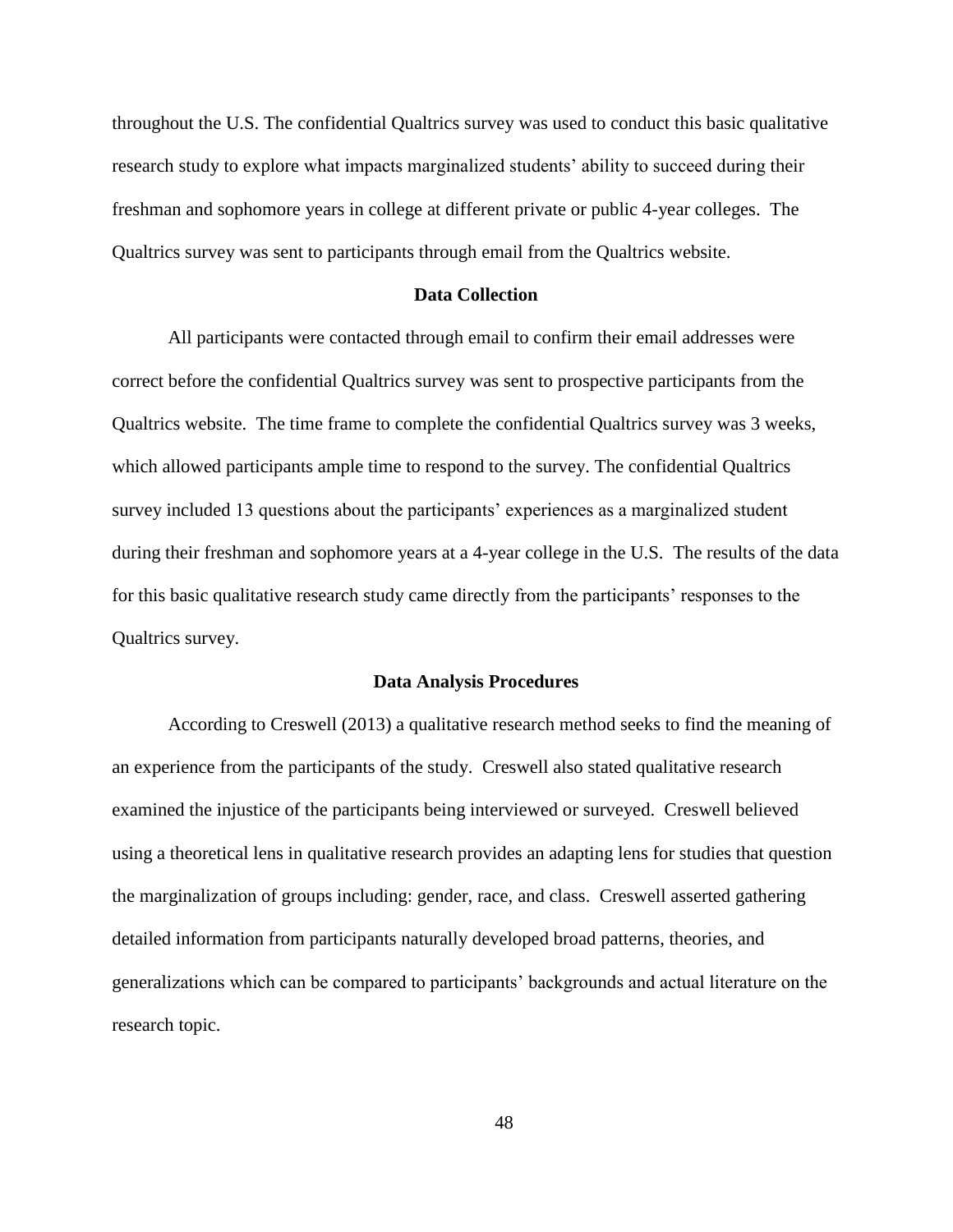throughout the U.S. The confidential Qualtrics survey was used to conduct this basic qualitative research study to explore what impacts marginalized students' ability to succeed during their freshman and sophomore years in college at different private or public 4-year colleges. The Qualtrics survey was sent to participants through email from the Qualtrics website.

### Data Collection

All participants were contacted through email to confirm their email addresses were correct before the confidential Qualtrics survey was sent to prospective participants from the Qualtrics website. The time frame to complete the confidential Qualtrics survey was 3 weeks, which allowed participants ample time to respond to the survey. The confidential Qualtrics survey included 13 questions about the participants' experiences as a marginalized student during their freshman and sophomore years at a 4-year college in the U.S. The results of the data for this basic qualitative research study came directly from the participants' responses to the Qualtrics survey.

### Data Analysis Procedures

According to Creswell (2013) a qualitative research method seeks to find the meaning of an experience from the participants of the study. Creswell also stated qualitative research examined the injustice of the participants being interviewed or surveyed. Creswell believed using a theoretical lens in qualitative research provides an adapting lens for studies that question the marginalization of groups including: gender, race, and class. Creswell asserted gathering detailed information from participants naturally developed broad patterns, theories, and generalizations which can be compared to participants' backgrounds and actual literature on the research topic.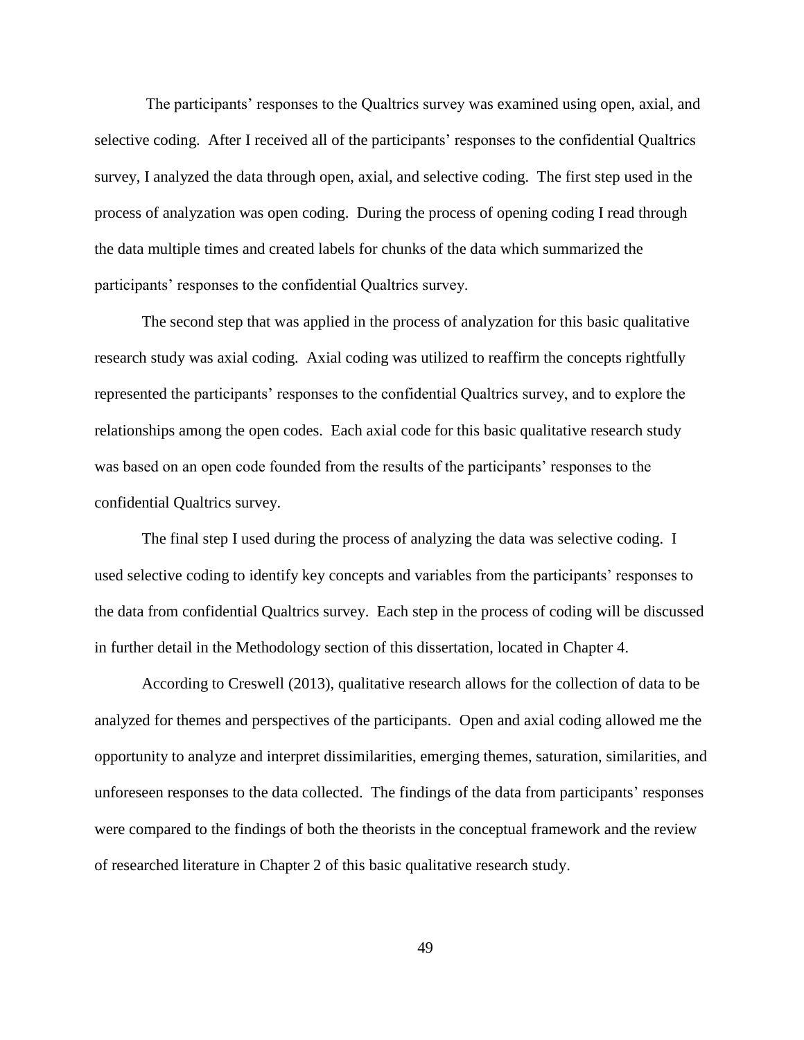The participants' responses to the Qualtrics survey was examined using open, axial, and selective coding. After I received all of the participants' responses to the confidential Qualtrics survey, I analyzed the data through open, axial, and selective coding. The first step used in the process of analyzation was open coding. During the process of opening coding I read through the data multiple times and created labels for chunks of the data which summarized the participants' responses to the confidential Qualtrics survey.

The second step that was applied in the process of analyzation for this basic qualitative research study was axial coding. Axial coding was utilized to reaffirm the concepts rightfully represented the participants' responses to the confidential Qualtrics survey, and to explore the relationships among the open codes. Each axial code for this basic qualitative research study was based on an open code founded from the results of the participants' responses to the confidential Qualtrics survey.

The final step I used during the process of analyzing the data was selective coding. I used selective coding to identify key concepts and variables from the participants' responses to the data from confidential Qualtrics survey. Each step in the process of coding will be discussed in further detail in the Methodology section of this dissertation, located in Chapter 4.

According to Creswell (2013), qualitative research allows for the collection of data to be analyzed for themes and perspectives of the participants. Open and axial coding allowed me the opportunity to analyze and interpret dissimilarities, emerging themes, saturation, similarities, and unforeseen responses to the data collected. The findings of the data from participants' responses were compared to the findings of both the theorists in the conceptual framework and the review of researched literature in Chapter 2 of this basic qualitative research study.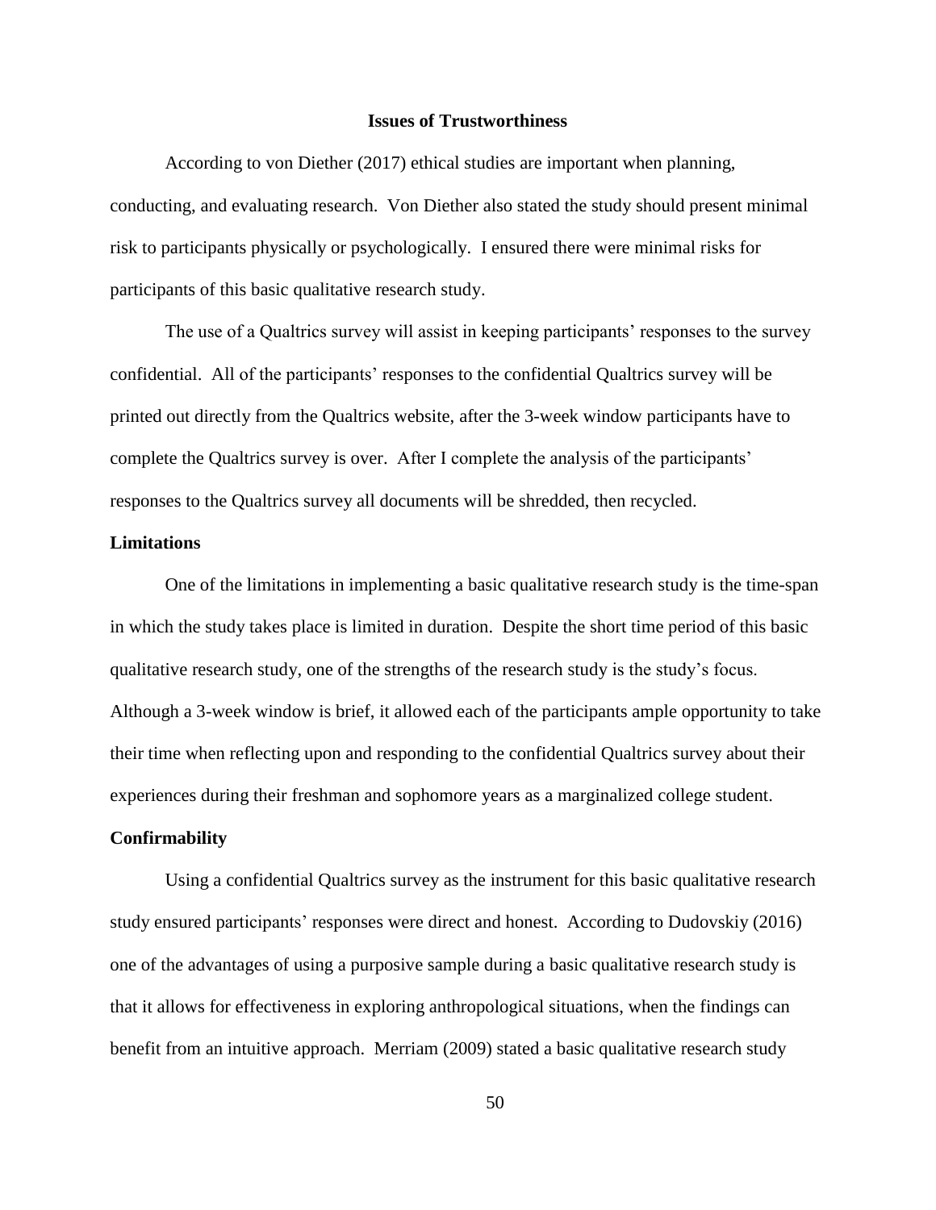## Issues of Trustworthiness

According to von Diether (2017) ethical studies are important when planning, conducting, and evaluating research. Von Diether also stated the study should present minimal risk to participants physically or psychologically. I ensured there were minimal risks for participants of this basic qualitative research study.

The use of a Qualtrics survey will assist in keeping participants' responses to the survey confidential. All of the participants' responses to the confidential Qualtrics survey will be printed out directly from the Qualtrics website, after the 3-week window participants have to complete the Qualtrics survey is over. After I complete the analysis of the participants' responses to the Qualtrics survey all documents will be shredded, then recycled.

### Limitations

One of the limitations in implementing a basic qualitative research study is the time-span in which the study takes place is limited in duration. Despite the short time period of this basic qualitative research study, one of the strengths of the research study is the study's focus. Although a 3-week window is brief, it allowed each of the participants ample opportunity to take their time when reflecting upon and responding to the confidential Qualtrics survey about their experiences during their freshman and sophomore years as a marginalized college student.

### Confirmability

Using a confidential Qualtrics survey as the instrument for this basic qualitative research study ensured participants' responses were direct and honest. According to Dudovskiy (2016) one of the advantages of using a purposive sample during a basic qualitative research study is that it allows for effectiveness in exploring anthropological situations, when the findings can benefit from an intuitive approach. Merriam (2009) stated a basic qualitative research study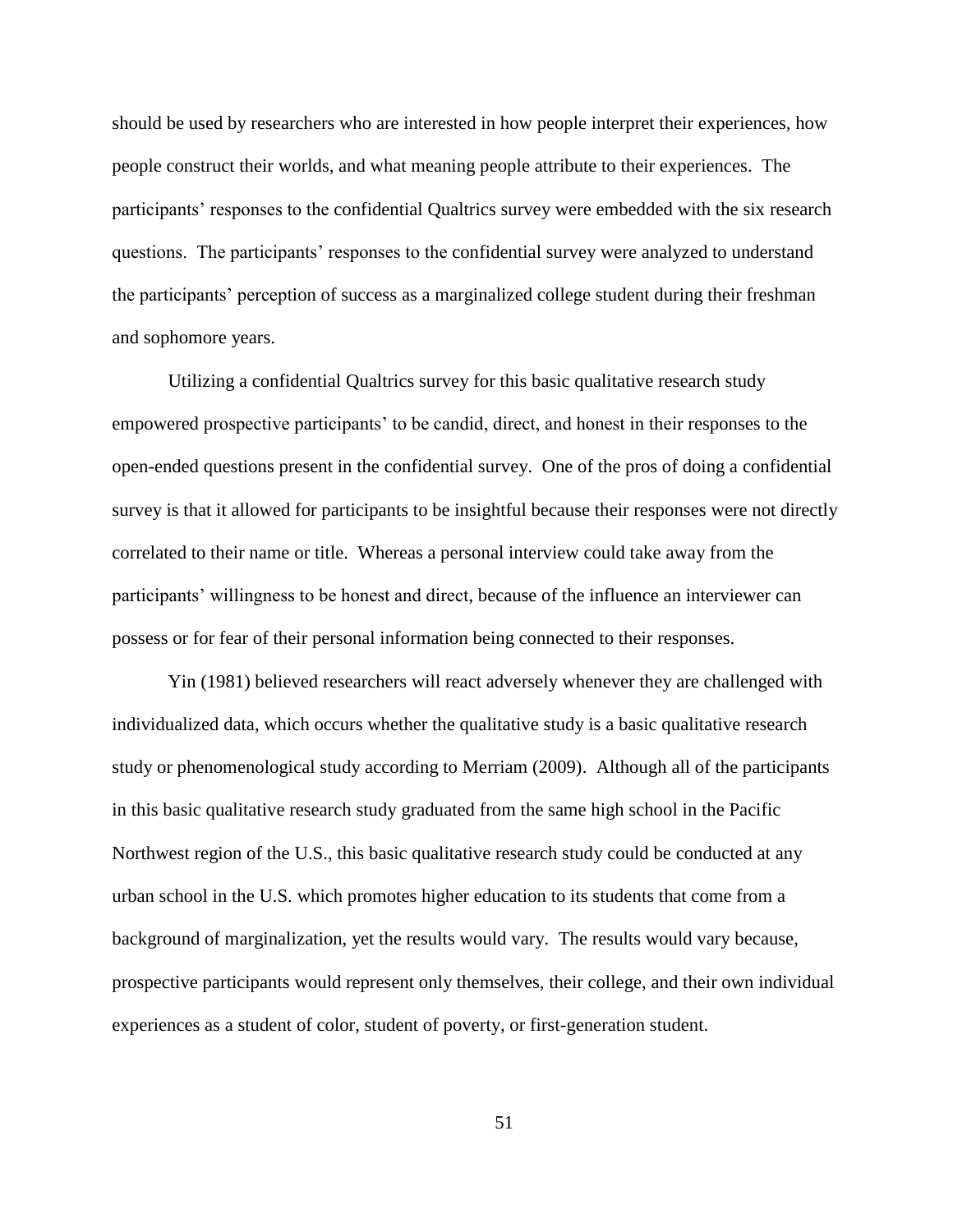should be used by researchers who are interested in how people interpret their experiences, how people construct their worlds, and what meaning people attribute to their experiences. The participants' responses to the confidential Qualtrics survey were embedded with the six research questions. The participants' responses to the confidential survey were analyzed to understand the participants' perception of success as a marginalized college student during their freshman and sophomore years.

Utilizing a confidential Qualtrics survey for this basic qualitative research study empowered prospective participants' to be candid, direct, and honest in their responses to the open-ended questions present in the confidential survey. One of the pros of doing a confidential survey is that it allowed for participants to be insightful because their responses were not directly correlated to their name or title. Whereas a personal interview could take away from the participants' willingness to be honest and direct, because of the influence an interviewer can possess or for fear of their personal information being connected to their responses.

Yin (1981) believed researchers will react adversely whenever they are challenged with individualized data, which occurs whether the qualitative study is a basic qualitative research study or phenomenological study according to Merriam (2009). Although all of the participants in this basic qualitative research study graduated from the same high school in the Pacific Northwest region of the U.S., this basic qualitative research study could be conducted at any urban school in the U.S. which promotes higher education to its students that come from a background of marginalization, yet the results would vary. The results would vary because, prospective participants would represent only themselves, their college, and their own individual experiences as a student of color, student of poverty, or first-generation student.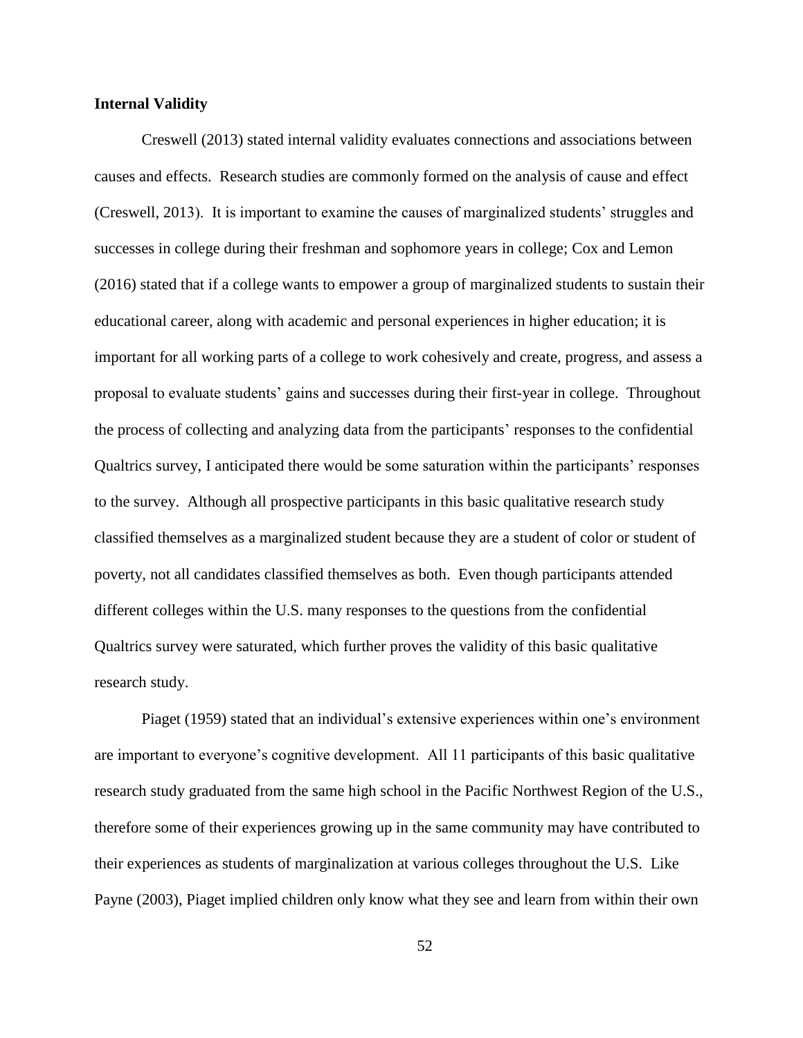**Internal Validity**

Creswell (2013) stated internal validity evaluates connections and associations between causes and effects. Research studies are commonly formed on the analysis of cause and effect (Creswell, 2013). It is important to examine the causes of marginalized students' struggles and successes in college during their freshman and sophomore years in college; Cox and Lemon (2016) stated that if a college wants to empower a group of marginalized students to sustain their educational career, along with academic and personal experiences in higher education; it is important for all working parts of a college to work cohesively and create, progress, and assess a proposal to evaluate students' gains and successes during their first-year in college. Throughout the process of collecting and analyzing data from the participants' responses to the confidential Qualtrics survey, I anticipated there would be some saturation within the participants' responses to the survey. Although all prospective participants in this basic qualitative research study classified themselves as a marginalized student because they are a student of color or student of poverty, not all candidates classified themselves as both. Even though participants attended different colleges within the U.S. many responses to the questions from the confidential Qualtrics survey were saturated, which further proves the validity of this basic qualitative research study.

Piaget (1959) stated that an individual's extensive experiences within one's environment are important to everyone's cognitive development. All 11 participants of this basic qualitative research study graduated from the same high school in the Pacific Northwest Region of the U.S., therefore some of their experiences growing up in the same community may have contributed to their experiences as students of marginalization at various colleges throughout the U.S. Like Payne (2003), Piaget implied children only know what they see and learn from within their own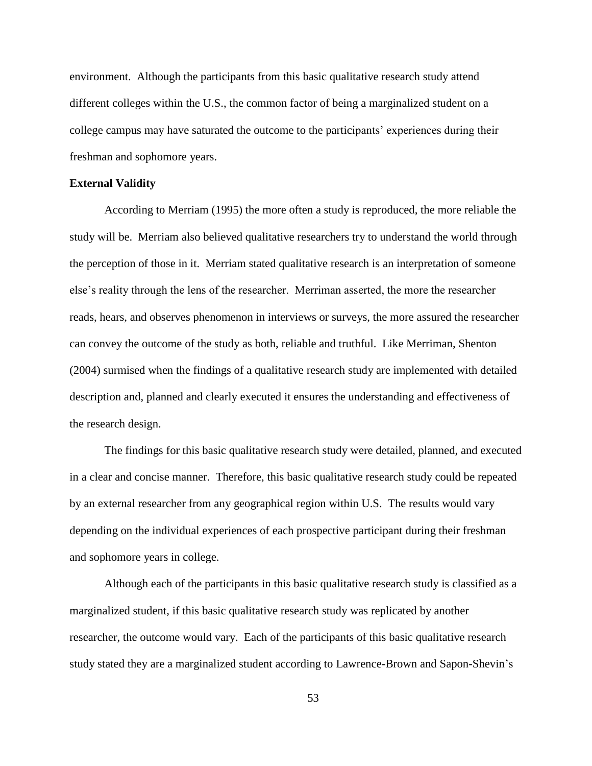environment. Although the participants from this basic qualitative research study attend different colleges within the U.S., the common factor of being a marginalized student on a college campus may have saturated the outcome to the participants' experiences during their freshman and sophomore years.

**External Validity**

According to Merriam (1995) the more often a study is reproduced, the more reliable the study will be. Merriam also believed qualitative researchers try to understand the world through the perception of those in it. Merriam stated qualitative research is an interpretation of someone else's reality through the lens of the researcher. Merriman asserted, the more the researcher reads, hears, and observes phenomenon in interviews or surveys, the more assured the researcher can convey the outcome of the study as both, reliable and truthful. Like Merriman, Shenton (2004) surmised when the findings of a qualitative research study are implemented with detailed description and, planned and clearly executed it ensures the understanding and effectiveness of the research design.

The findings for this basic qualitative research study were detailed, planned, and executed in a clear and concise manner. Therefore, this basic qualitative research study could be repeated by an external researcher from any geographical region within U.S. The results would vary depending on the individual experiences of each prospective participant during their freshman and sophomore years in college.

Although each of the participants in this basic qualitative research study is classified as a marginalized student, if this basic qualitative research study was replicated by another researcher, the outcome would vary. Each of the participants of this basic qualitative research study stated they are a marginalized student according to Lawrence-Brown and Sapon-Shevin's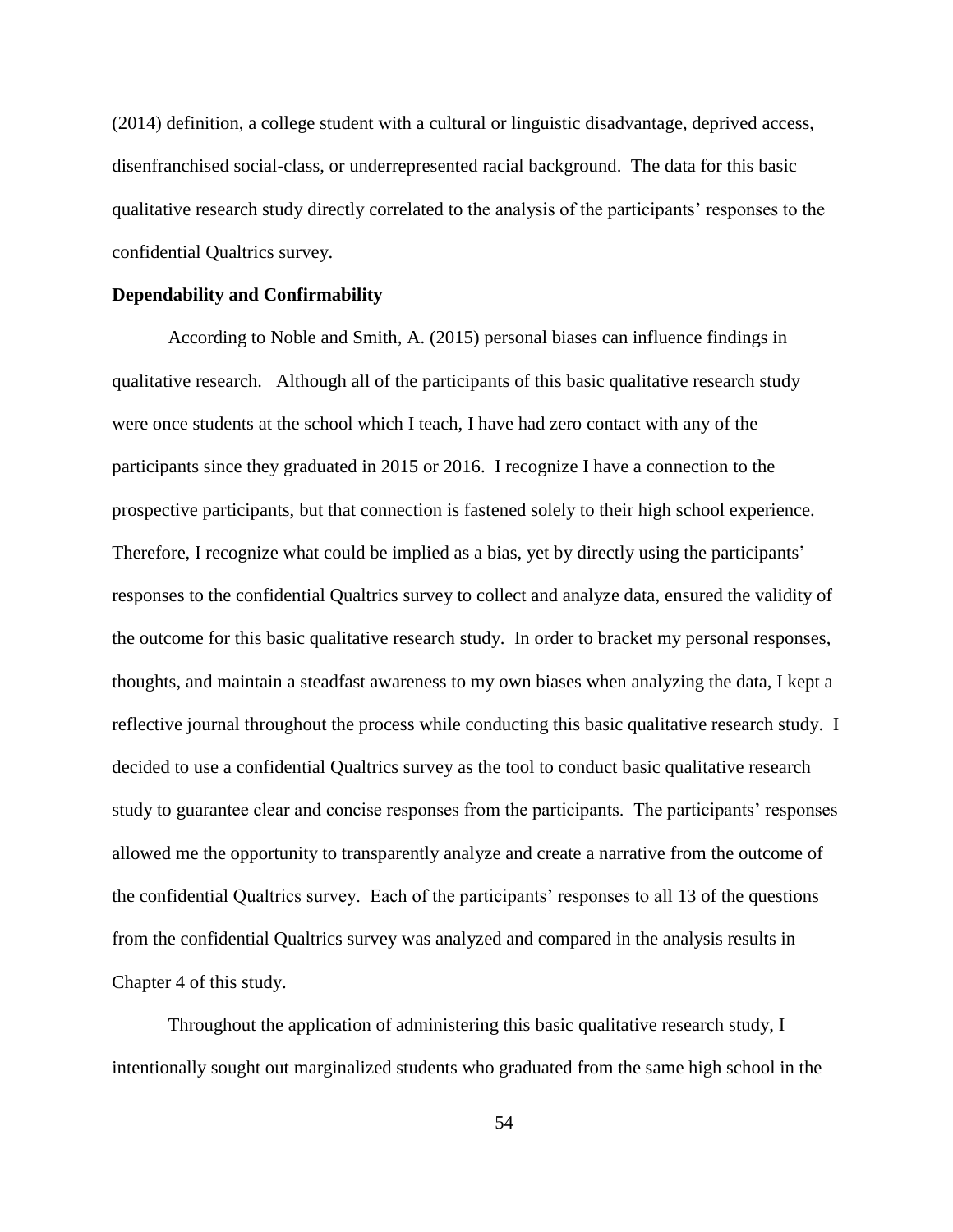(2014) definition, a college student with a cultural or linguistic disadvantage, deprived access, disenfranchised social-class, or underrepresented racial background. The data for this basic qualitative research study directly correlated to the analysis of the participants' responses to the confidential Qualtrics survey.

**Dependability and Confirmability**

According to Noble and Smith, A. (2015) personal biases can influence findings in qualitative research. Although all of the participants of this basic qualitative research study were once students at the school which I teach, I have had zero contact with any of the participants since they graduated in 2015 or 2016. I recognize I have a connection to the prospective participants, but that connection is fastened solely to their high school experience. Therefore, I recognize what could be implied as a bias, yet by directly using the participants' responses to the confidential Qualtrics survey to collect and analyze data, ensured the validity of the outcome for this basic qualitative research study. In order to bracket my personal responses, thoughts, and maintain a steadfast awareness to my own biases when analyzing the data, I kept a reflective journal throughout the process while conducting this basic qualitative research study. I decided to use a confidential Qualtrics survey as the tool to conduct basic qualitative research study to guarantee clear and concise responses from the participants. The participants' responses allowed me the opportunity to transparently analyze and create a narrative from the outcome of the confidential Qualtrics survey. Each of the participants' responses to all 13 of the questions from the confidential Qualtrics survey was analyzed and compared in the analysis results in Chapter 4 of this study.

Throughout the application of administering this basic qualitative research study, I intentionally sought out marginalized students who graduated from the same high school in the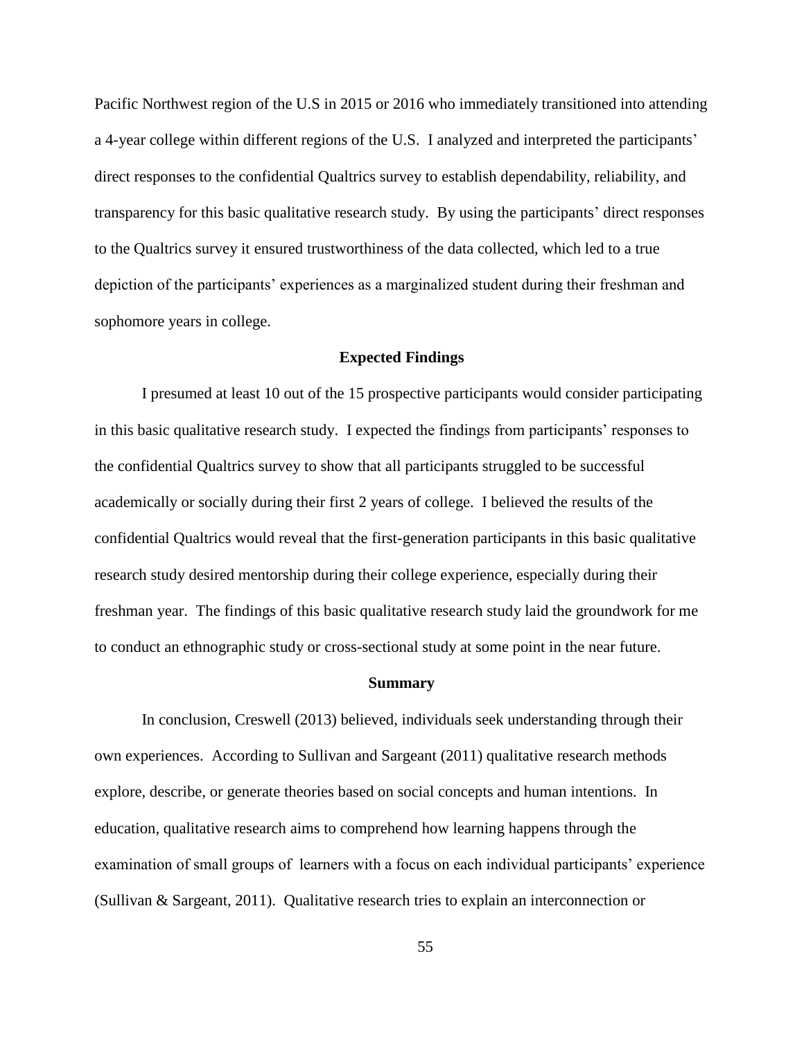Pacific Northwest region of the U.S in 2015 or 2016 who immediately transitioned into attending a 4-year college within different regions of the U.S. I analyzed and interpreted the participants' direct responses to the confidential Qualtrics survey to establish dependability, reliability, and transparency for this basic qualitative research study. By using the participants' direct responses to the Qualtrics survey it ensured trustworthiness of the data collected, which led to a true depiction of the participants' experiences as a marginalized student during their freshman and sophomore years in college.

## Expected Findings

I presumed at least 10 out of the 15 prospective participants would consider participating in this basic qualitative research study. I expected the findings from participants' responses to the confidential Qualtrics survey to show that all participants struggled to be successful academically or socially during their first 2 years of college. I believed the results of the confidential Qualtrics would reveal that the first-generation participants in this basic qualitative research study desired mentorship during their college experience, especially during their freshman year. The findings of this basic qualitative research study laid the groundwork for me to conduct an ethnographic study or cross-sectional study at some point in the near future.

## Summary

In conclusion, Creswell (2013) believed, individuals seek understanding through their own experiences. According to Sullivan and Sargeant (2011) qualitative research methods explore, describe, or generate theories based on social concepts and human intentions. In education, qualitative research aims to comprehend how learning happens through the examination of small groups of learners with a focus on each individual participants' experience (Sullivan & Sargeant, 2011). Qualitative research tries to explain an interconnection or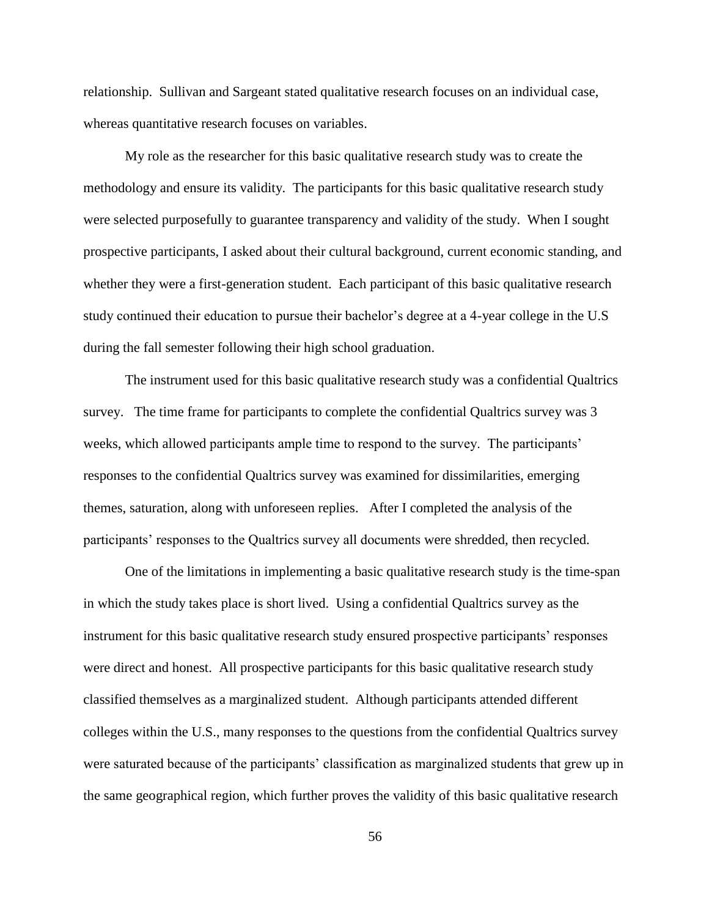relationship. Sullivan and Sargeant stated qualitative research focuses on an individual case, whereas quantitative research focuses on variables.

My role as the researcher for this basic qualitative research study was to create the methodology and ensure its validity. The participants for this basic qualitative research study were selected purposefully to guarantee transparency and validity of the study. When I sought prospective participants, I asked about their cultural background, current economic standing, and whether they were a first-generation student. Each participant of this basic qualitative research study continued their education to pursue their bachelor's degree at a 4-year college in the U.S during the fall semester following their high school graduation.

The instrument used for this basic qualitative research study was a confidential Qualtrics survey. The time frame for participants to complete the confidential Qualtrics survey was 3 weeks, which allowed participants ample time to respond to the survey. The participants' responses to the confidential Qualtrics survey was examined for dissimilarities, emerging themes, saturation, along with unforeseen replies. After I completed the analysis of the participants' responses to the Qualtrics survey all documents were shredded, then recycled.

One of the limitations in implementing a basic qualitative research study is the time-span in which the study takes place is short lived. Using a confidential Qualtrics survey as the instrument for this basic qualitative research study ensured prospective participants' responses were direct and honest. All prospective participants for this basic qualitative research study classified themselves as a marginalized student. Although participants attended different colleges within the U.S., many responses to the questions from the confidential Qualtrics survey were saturated because of the participants' classification as marginalized students that grew up in the same geographical region, which further proves the validity of this basic qualitative research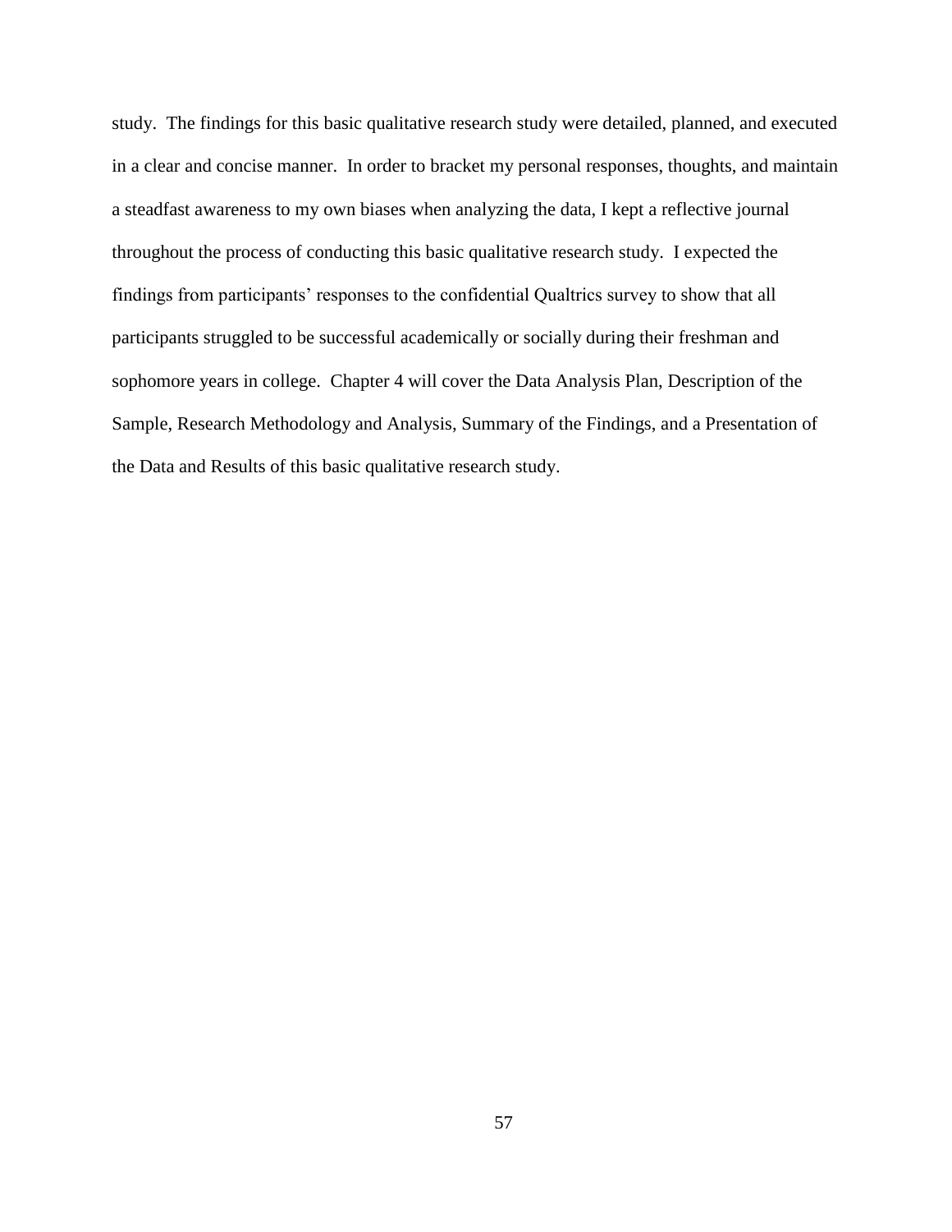study. The findings for this basic qualitative research study were detailed, planned, and executed in a clear and concise manner. In order to bracket my personal responses, thoughts, and maintain a steadfast awareness to my own biases when analyzing the data, I kept a reflective journal throughout the process of conducting this basic qualitative research study. I expected the findings from participants' responses to the confidential Qualtrics survey to show that all participants struggled to be successful academically or socially during their freshman and sophomore years in college. Chapter 4 will cover the Data Analysis Plan, Description of the Sample, Research Methodology and Analysis, Summary of the Findings, and a Presentation of the Data and Results of this basic qualitative research study.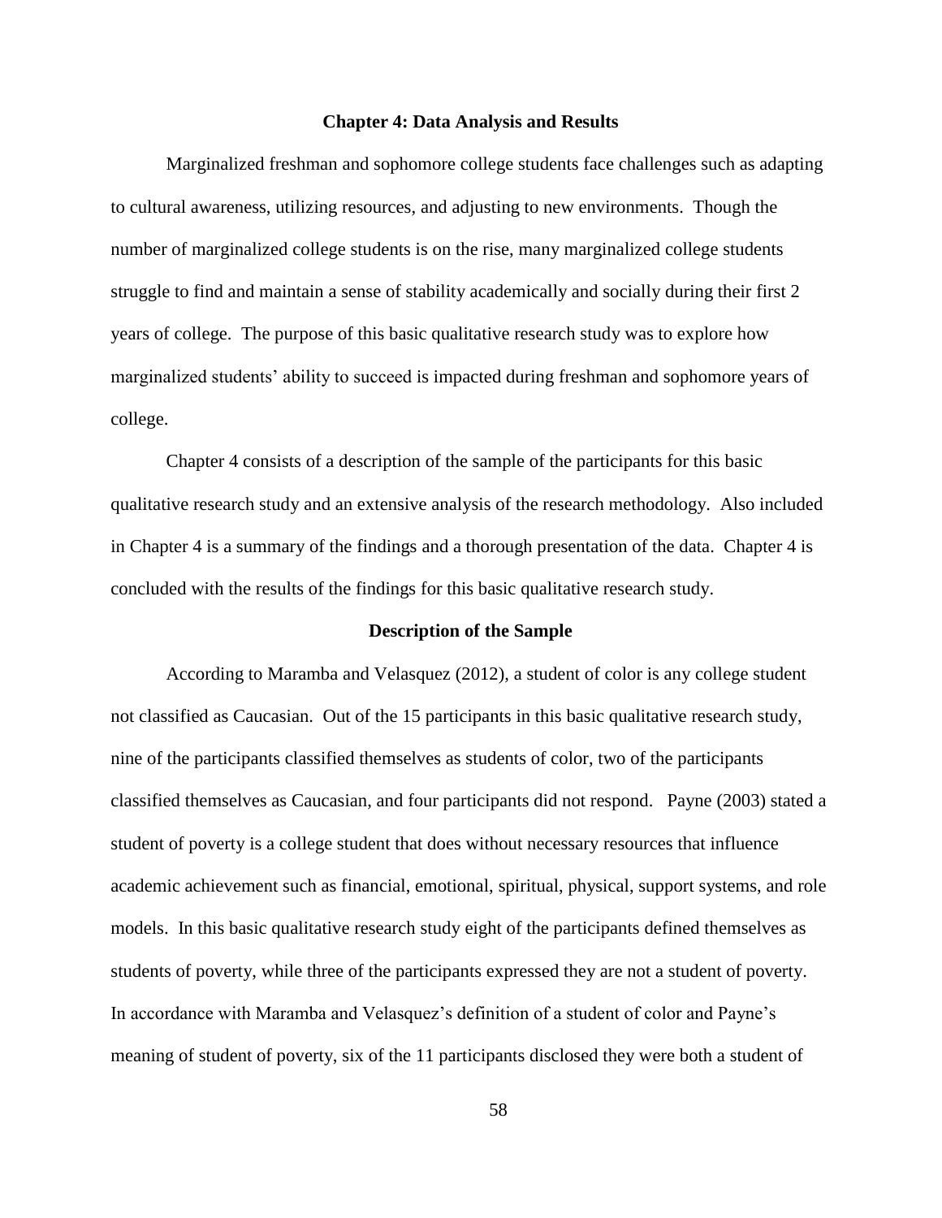## Chapter 4: Data Analysis and Results

Marginalized freshman and sophomore college students face challenges such as adapting to cultural awareness, utilizing resources, and adjusting to new environments. Though the number of marginalized college students is on the rise, many marginalized college students struggle to find and maintain a sense of stability academically and socially during their first 2 years of college. The purpose of this basic qualitative research study was to explore how marginalized students' ability to succeed is impacted during freshman and sophomore years of college.

Chapter 4 consists of a description of the sample of the participants for this basic qualitative research study and an extensive analysis of the research methodology. Also included in Chapter 4 is a summary of the findings and a thorough presentation of the data. Chapter 4 is concluded with the results of the findings for this basic qualitative research study.

### Description of the Sample

According to Maramba and Velasquez (2012), a student of color is any college student not classified as Caucasian. Out of the 15 participants in this basic qualitative research study, nine of the participants classified themselves as students of color, two of the participants classified themselves as Caucasian, and four participants did not respond. Payne (2003) stated a student of poverty is a college student that does without necessary resources that influence academic achievement such as financial, emotional, spiritual, physical, support systems, and role models. In this basic qualitative research study eight of the participants defined themselves as students of poverty, while three of the participants expressed they are not a student of poverty. In accordance with Maramba and Velasquez's definition of a student of color and Payne's meaning of student of poverty, six of the 11 participants disclosed they were both a student of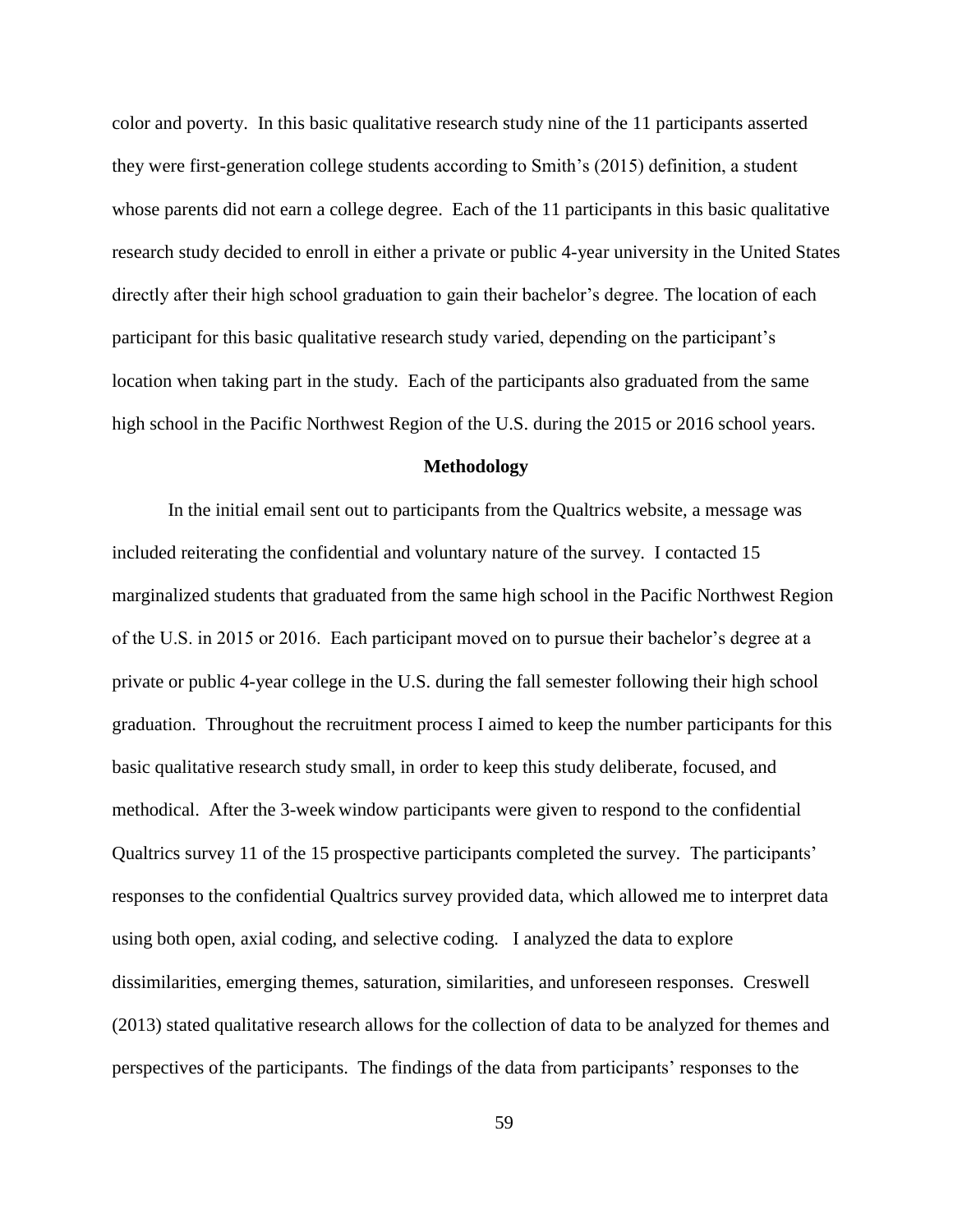color and poverty. In this basic qualitative research study nine of the 11 participants asserted they were first-generation college students according to Smith's (2015) definition, a student whose parents did not earn a college degree. Each of the 11 participants in this basic qualitative research study decided to enroll in either a private or public 4-year university in the United States directly after their high school graduation to gain their bachelor's degree. The location of each participant for this basic qualitative research study varied, depending on the participant's location when taking part in the study. Each of the participants also graduated from the same high school in the Pacific Northwest Region of the U.S. during the 2015 or 2016 school years.

## Methodology

In the initial email sent out to participants from the Qualtrics website, a message was included reiterating the confidential and voluntary nature of the survey. I contacted 15 marginalized students that graduated from the same high school in the Pacific Northwest Region of the U.S. in 2015 or 2016. Each participant moved on to pursue their bachelor's degree at a private or public 4-year college in the U.S. during the fall semester following their high school graduation. Throughout the recruitment process I aimed to keep the number participants for this basic qualitative research study small, in order to keep this study deliberate, focused, and methodical. After the 3-week window participants were given to respond to the confidential Qualtrics survey 11 of the 15 prospective participants completed the survey. The participants' responses to the confidential Qualtrics survey provided data, which allowed me to interpret data using both open, axial coding, and selective coding. I analyzed the data to explore dissimilarities, emerging themes, saturation, similarities, and unforeseen responses. Creswell (2013) stated qualitative research allows for the collection of data to be analyzed for themes and perspectives of the participants. The findings of the data from participants' responses to the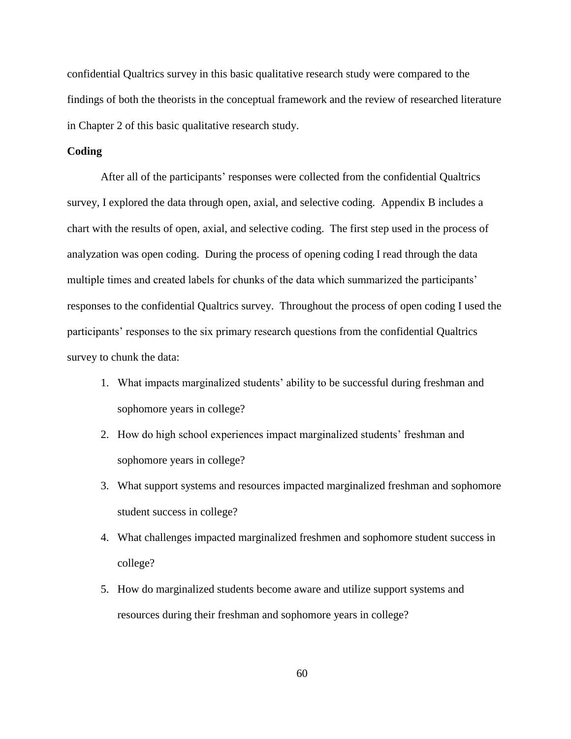confidential Qualtrics survey in this basic qualitative research study were compared to the findings of both the theorists in the conceptual framework and the review of researched literature in Chapter 2 of this basic qualitative research study.

**Coding**

After all of the participants' responses were collected from the confidential Qualtrics survey, I explored the data through open, axial, and selective coding. Appendix B includes a chart with the results of open, axial, and selective coding. The first step used in the process of analyzation was open coding. During the process of opening coding I read through the data multiple times and created labels for chunks of the data which summarized the participants' responses to the confidential Qualtrics survey. Throughout the process of open coding I used the participants' responses to the six primary research questions from the confidential Qualtrics survey to chunk the data:

1. What impacts marginalized students' ability to be successful during freshman and sophomore years in college?
2. How do high school experiences impact marginalized students' freshman and sophomore years in college?
3. What support systems and resources impacted marginalized freshman and sophomore student success in college?
4. What challenges impacted marginalized freshmen and sophomore student success in college?
5. How do marginalized students become aware and utilize support systems and resources during their freshman and sophomore years in college?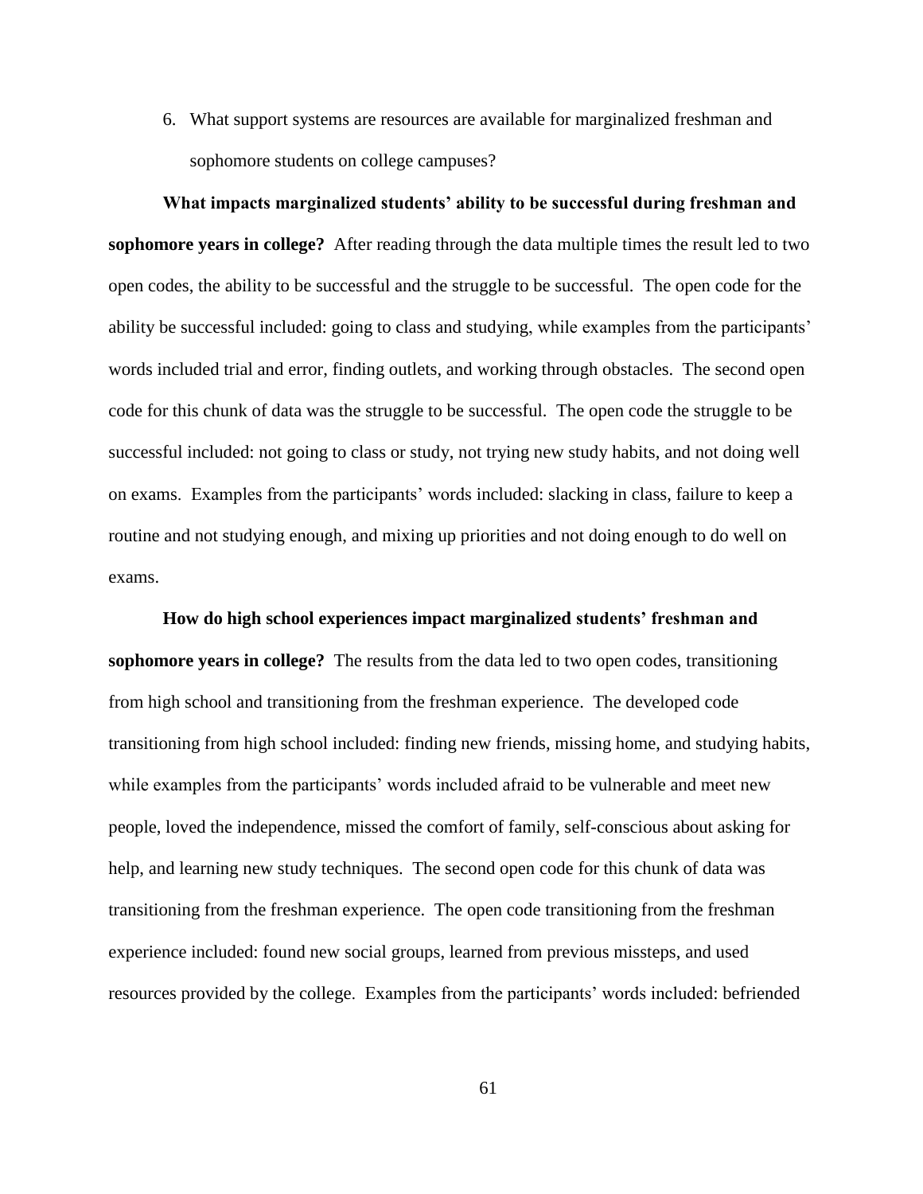6. What support systems are resources are available for marginalized freshman and sophomore students on college campuses?

**What impacts marginalized students' ability to be successful during freshman and sophomore years in college?** After reading through the data multiple times the result led to two open codes, the ability to be successful and the struggle to be successful. The open code for the ability be successful included: going to class and studying, while examples from the participants' words included trial and error, finding outlets, and working through obstacles. The second open code for this chunk of data was the struggle to be successful. The open code the struggle to be successful included: not going to class or study, not trying new study habits, and not doing well on exams. Examples from the participants' words included: slacking in class, failure to keep a routine and not studying enough, and mixing up priorities and not doing enough to do well on exams.

**How do high school experiences impact marginalized students' freshman and sophomore years in college?** The results from the data led to two open codes, transitioning from high school and transitioning from the freshman experience. The developed code transitioning from high school included: finding new friends, missing home, and studying habits, while examples from the participants' words included afraid to be vulnerable and meet new people, loved the independence, missed the comfort of family, self-conscious about asking for help, and learning new study techniques. The second open code for this chunk of data was transitioning from the freshman experience. The open code transitioning from the freshman experience included: found new social groups, learned from previous missteps, and used resources provided by the college. Examples from the participants' words included: befriended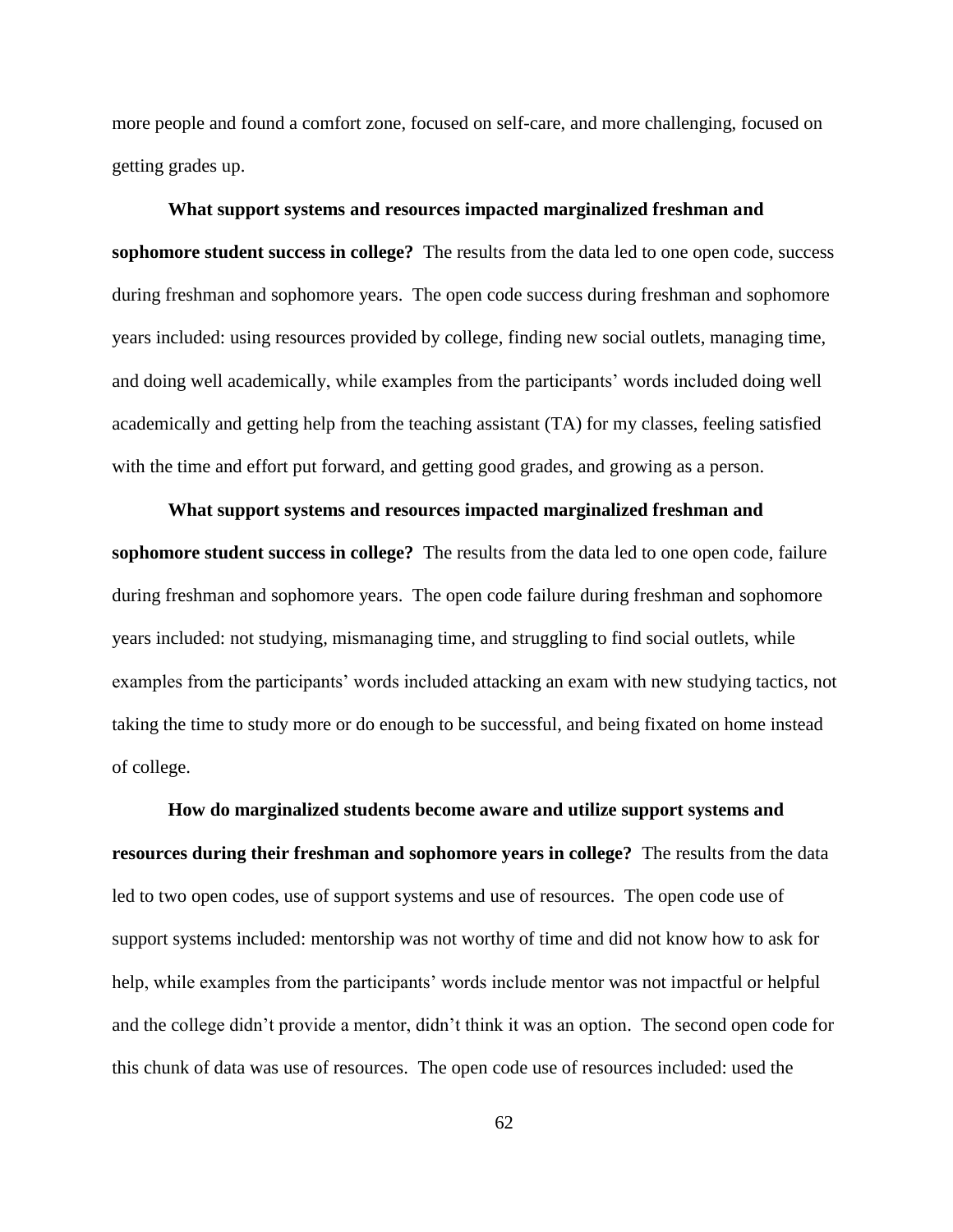more people and found a comfort zone, focused on self-care, and more challenging, focused on getting grades up.

**What support systems and resources impacted marginalized freshman and sophomore student success in college?** The results from the data led to one open code, success during freshman and sophomore years. The open code success during freshman and sophomore years included: using resources provided by college, finding new social outlets, managing time, and doing well academically, while examples from the participants' words included doing well academically and getting help from the teaching assistant (TA) for my classes, feeling satisfied with the time and effort put forward, and getting good grades, and growing as a person.

**What support systems and resources impacted marginalized freshman and sophomore student success in college?** The results from the data led to one open code, failure during freshman and sophomore years. The open code failure during freshman and sophomore years included: not studying, mismanaging time, and struggling to find social outlets, while examples from the participants' words included attacking an exam with new studying tactics, not taking the time to study more or do enough to be successful, and being fixated on home instead of college.

**How do marginalized students become aware and utilize support systems and resources during their freshman and sophomore years in college?** The results from the data led to two open codes, use of support systems and use of resources. The open code use of support systems included: mentorship was not worthy of time and did not know how to ask for help, while examples from the participants' words include mentor was not impactful or helpful and the college didn't provide a mentor, didn't think it was an option. The second open code for this chunk of data was use of resources. The open code use of resources included: used the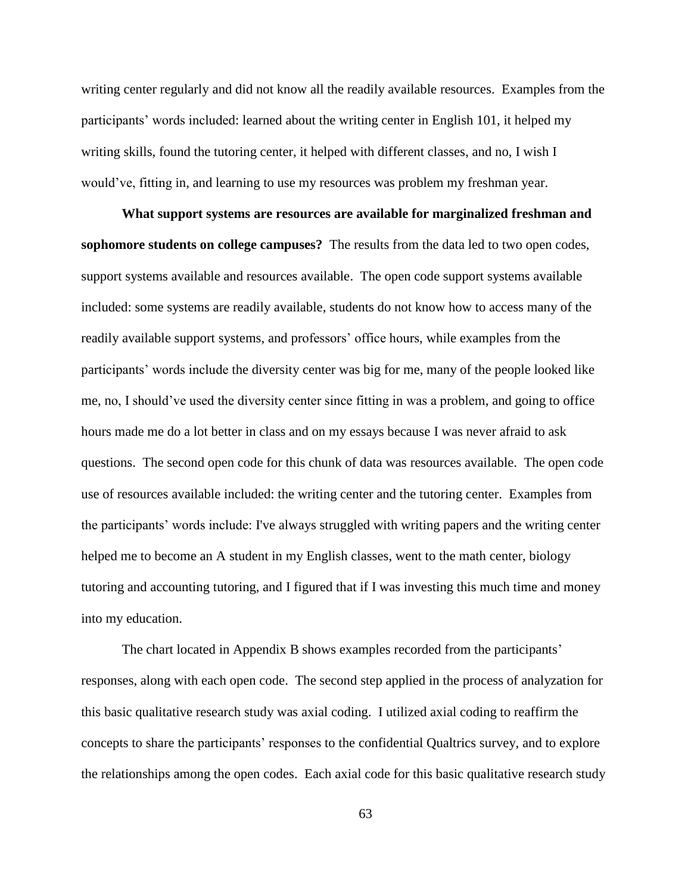writing center regularly and did not know all the readily available resources. Examples from the participants' words included: learned about the writing center in English 101, it helped my writing skills, found the tutoring center, it helped with different classes, and no, I wish I would've, fitting in, and learning to use my resources was problem my freshman year.

**What support systems are resources are available for marginalized freshman and sophomore students on college campuses?** The results from the data led to two open codes, support systems available and resources available. The open code support systems available included: some systems are readily available, students do not know how to access many of the readily available support systems, and professors' office hours, while examples from the participants' words include the diversity center was big for me, many of the people looked like me, no, I should've used the diversity center since fitting in was a problem, and going to office hours made me do a lot better in class and on my essays because I was never afraid to ask questions. The second open code for this chunk of data was resources available. The open code use of resources available included: the writing center and the tutoring center. Examples from the participants' words include: I've always struggled with writing papers and the writing center helped me to become an A student in my English classes, went to the math center, biology tutoring and accounting tutoring, and I figured that if I was investing this much time and money into my education.

The chart located in Appendix B shows examples recorded from the participants' responses, along with each open code. The second step applied in the process of analyzation for this basic qualitative research study was axial coding. I utilized axial coding to reaffirm the concepts to share the participants' responses to the confidential Qualtrics survey, and to explore the relationships among the open codes. Each axial code for this basic qualitative research study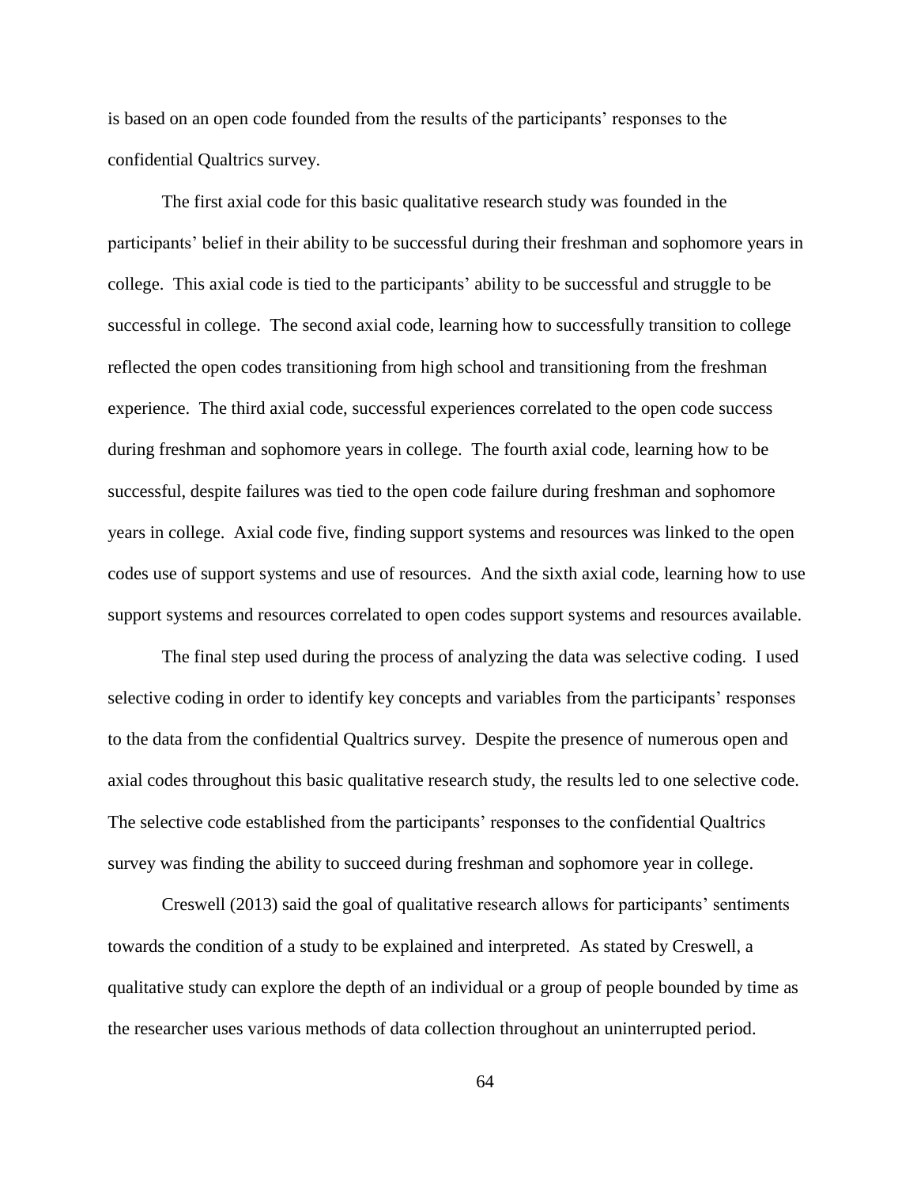is based on an open code founded from the results of the participants' responses to the confidential Qualtrics survey.

The first axial code for this basic qualitative research study was founded in the participants' belief in their ability to be successful during their freshman and sophomore years in college. This axial code is tied to the participants' ability to be successful and struggle to be successful in college. The second axial code, learning how to successfully transition to college reflected the open codes transitioning from high school and transitioning from the freshman experience. The third axial code, successful experiences correlated to the open code success during freshman and sophomore years in college. The fourth axial code, learning how to be successful, despite failures was tied to the open code failure during freshman and sophomore years in college. Axial code five, finding support systems and resources was linked to the open codes use of support systems and use of resources. And the sixth axial code, learning how to use support systems and resources correlated to open codes support systems and resources available.

The final step used during the process of analyzing the data was selective coding. I used selective coding in order to identify key concepts and variables from the participants' responses to the data from the confidential Qualtrics survey. Despite the presence of numerous open and axial codes throughout this basic qualitative research study, the results led to one selective code. The selective code established from the participants' responses to the confidential Qualtrics survey was finding the ability to succeed during freshman and sophomore year in college.

Creswell (2013) said the goal of qualitative research allows for participants' sentiments towards the condition of a study to be explained and interpreted. As stated by Creswell, a qualitative study can explore the depth of an individual or a group of people bounded by time as the researcher uses various methods of data collection throughout an uninterrupted period.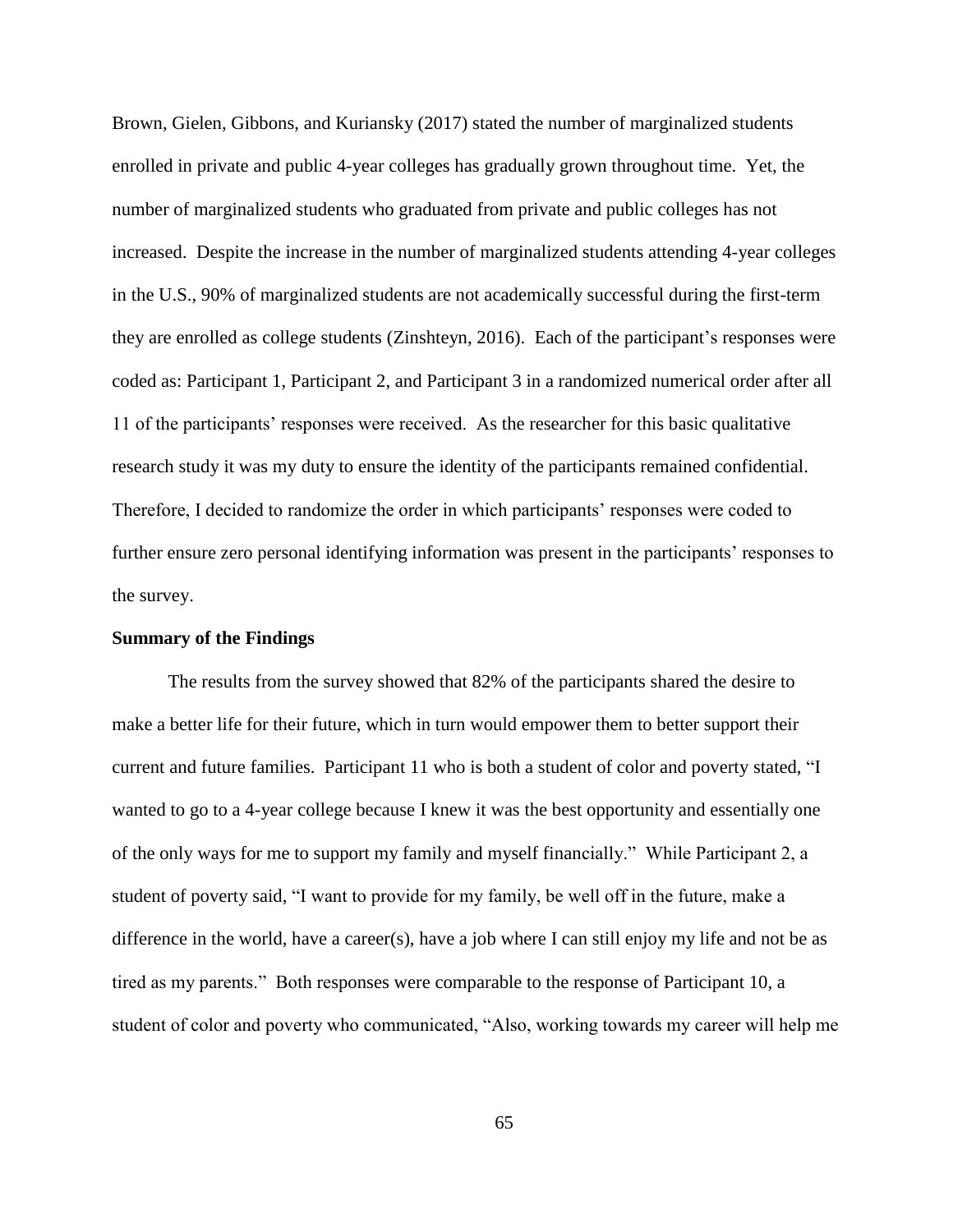Brown, Gielen, Gibbons, and Kuriansky (2017) stated the number of marginalized students enrolled in private and public 4-year colleges has gradually grown throughout time. Yet, the number of marginalized students who graduated from private and public colleges has not increased. Despite the increase in the number of marginalized students attending 4-year colleges in the U.S., 90% of marginalized students are not academically successful during the first-term they are enrolled as college students (Zinshteyn, 2016). Each of the participant's responses were coded as: Participant 1, Participant 2, and Participant 3 in a randomized numerical order after all 11 of the participants' responses were received. As the researcher for this basic qualitative research study it was my duty to ensure the identity of the participants remained confidential. Therefore, I decided to randomize the order in which participants' responses were coded to further ensure zero personal identifying information was present in the participants' responses to the survey.

**Summary of the Findings**

The results from the survey showed that 82% of the participants shared the desire to make a better life for their future, which in turn would empower them to better support their current and future families. Participant 11 who is both a student of color and poverty stated, "I wanted to go to a 4-year college because I knew it was the best opportunity and essentially one of the only ways for me to support my family and myself financially." While Participant 2, a student of poverty said, "I want to provide for my family, be well off in the future, make a difference in the world, have a career(s), have a job where I can still enjoy my life and not be as tired as my parents." Both responses were comparable to the response of Participant 10, a student of color and poverty who communicated, "Also, working towards my career will help me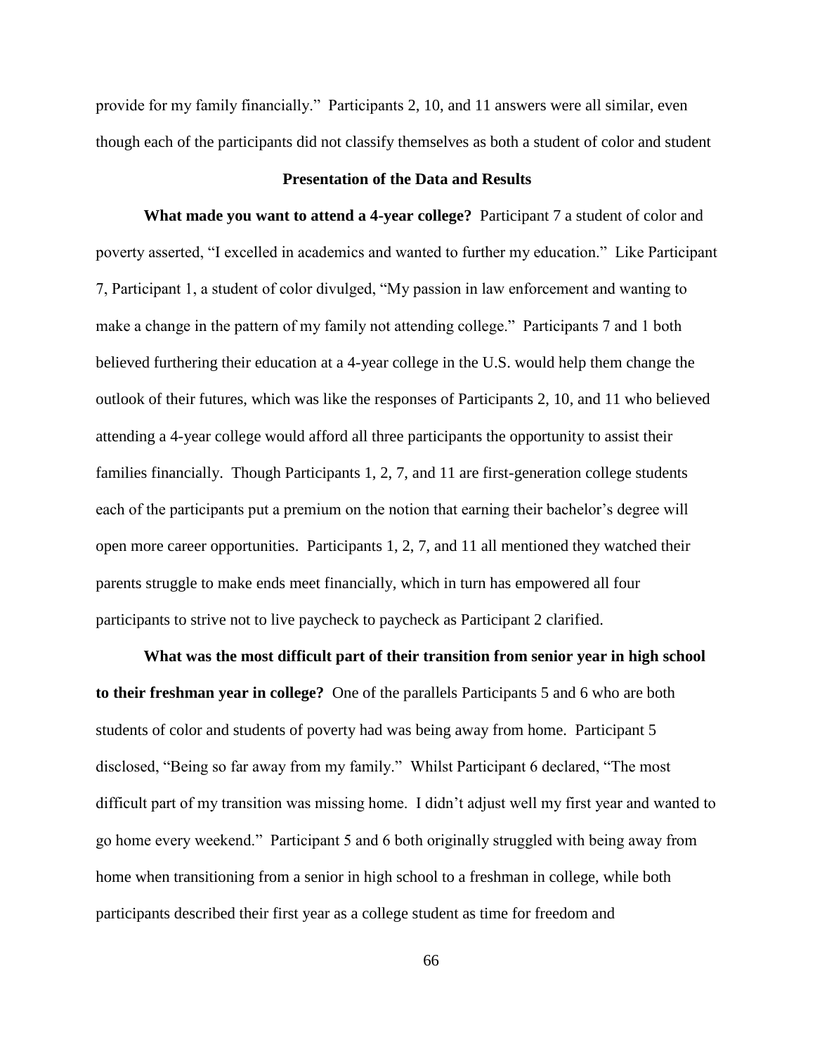provide for my family financially." Participants 2, 10, and 11 answers were all similar, even though each of the participants did not classify themselves as both a student of color and student

### Presentation of the Data and Results

**What made you want to attend a 4-year college?** Participant 7 a student of color and poverty asserted, "I excelled in academics and wanted to further my education." Like Participant 7, Participant 1, a student of color divulged, "My passion in law enforcement and wanting to make a change in the pattern of my family not attending college." Participants 7 and 1 both believed furthering their education at a 4-year college in the U.S. would help them change the outlook of their futures, which was like the responses of Participants 2, 10, and 11 who believed attending a 4-year college would afford all three participants the opportunity to assist their families financially. Though Participants 1, 2, 7, and 11 are first-generation college students each of the participants put a premium on the notion that earning their bachelor's degree will open more career opportunities. Participants 1, 2, 7, and 11 all mentioned they watched their parents struggle to make ends meet financially, which in turn has empowered all four participants to strive not to live paycheck to paycheck as Participant 2 clarified.

**What was the most difficult part of their transition from senior year in high school to their freshman year in college?** One of the parallels Participants 5 and 6 who are both students of color and students of poverty had was being away from home. Participant 5 disclosed, "Being so far away from my family." Whilst Participant 6 declared, "The most difficult part of my transition was missing home. I didn't adjust well my first year and wanted to go home every weekend." Participant 5 and 6 both originally struggled with being away from home when transitioning from a senior in high school to a freshman in college, while both participants described their first year as a college student as time for freedom and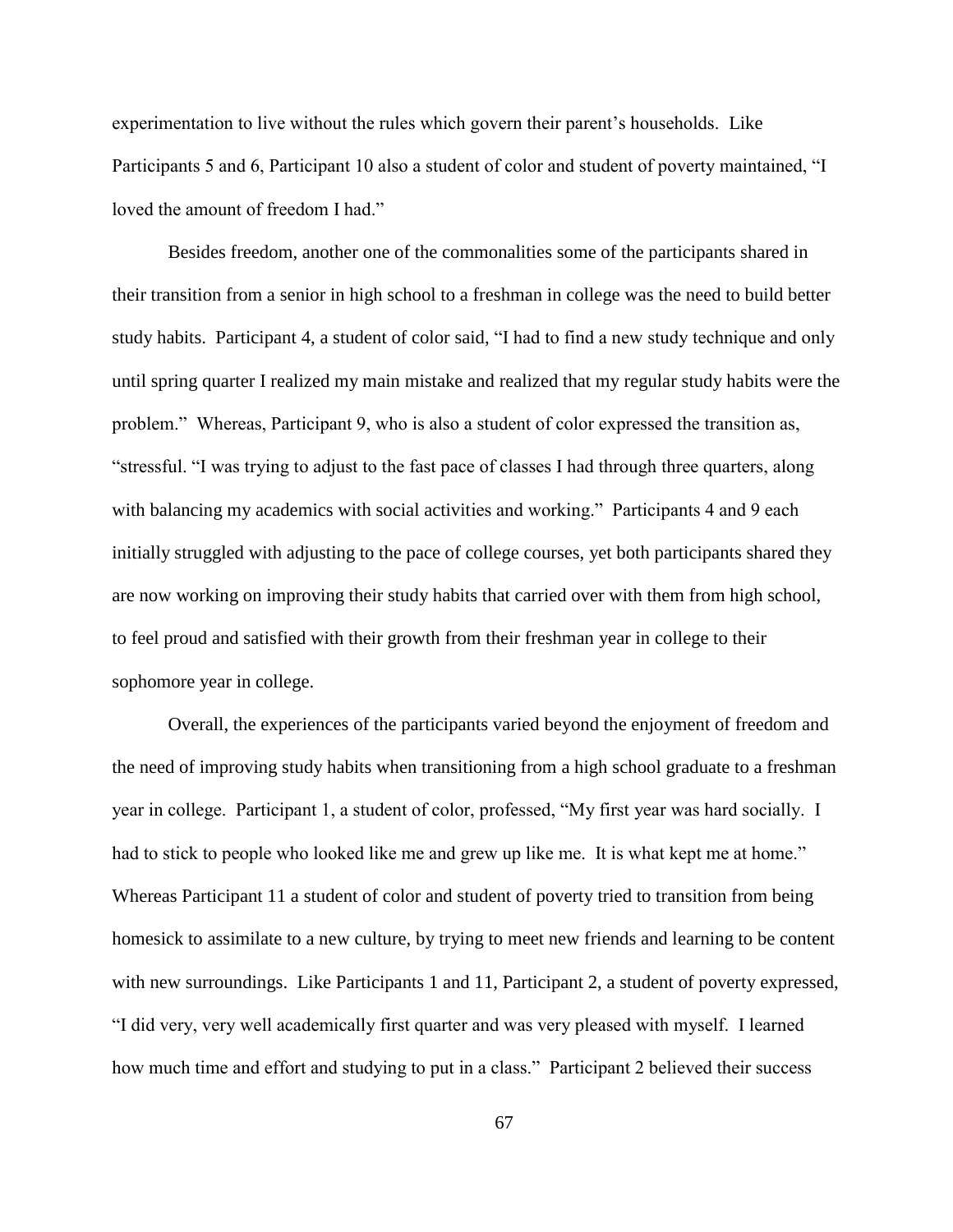experimentation to live without the rules which govern their parent's households. Like Participants 5 and 6, Participant 10 also a student of color and student of poverty maintained, "I loved the amount of freedom I had."

Besides freedom, another one of the commonalities some of the participants shared in their transition from a senior in high school to a freshman in college was the need to build better study habits. Participant 4, a student of color said, "I had to find a new study technique and only until spring quarter I realized my main mistake and realized that my regular study habits were the problem." Whereas, Participant 9, who is also a student of color expressed the transition as, "stressful. "I was trying to adjust to the fast pace of classes I had through three quarters, along with balancing my academics with social activities and working." Participants 4 and 9 each initially struggled with adjusting to the pace of college courses, yet both participants shared they are now working on improving their study habits that carried over with them from high school, to feel proud and satisfied with their growth from their freshman year in college to their sophomore year in college.

Overall, the experiences of the participants varied beyond the enjoyment of freedom and the need of improving study habits when transitioning from a high school graduate to a freshman year in college. Participant 1, a student of color, professed, "My first year was hard socially. I had to stick to people who looked like me and grew up like me. It is what kept me at home." Whereas Participant 11 a student of color and student of poverty tried to transition from being homesick to assimilate to a new culture, by trying to meet new friends and learning to be content with new surroundings. Like Participants 1 and 11, Participant 2, a student of poverty expressed, "I did very, very well academically first quarter and was very pleased with myself. I learned how much time and effort and studying to put in a class." Participant 2 believed their success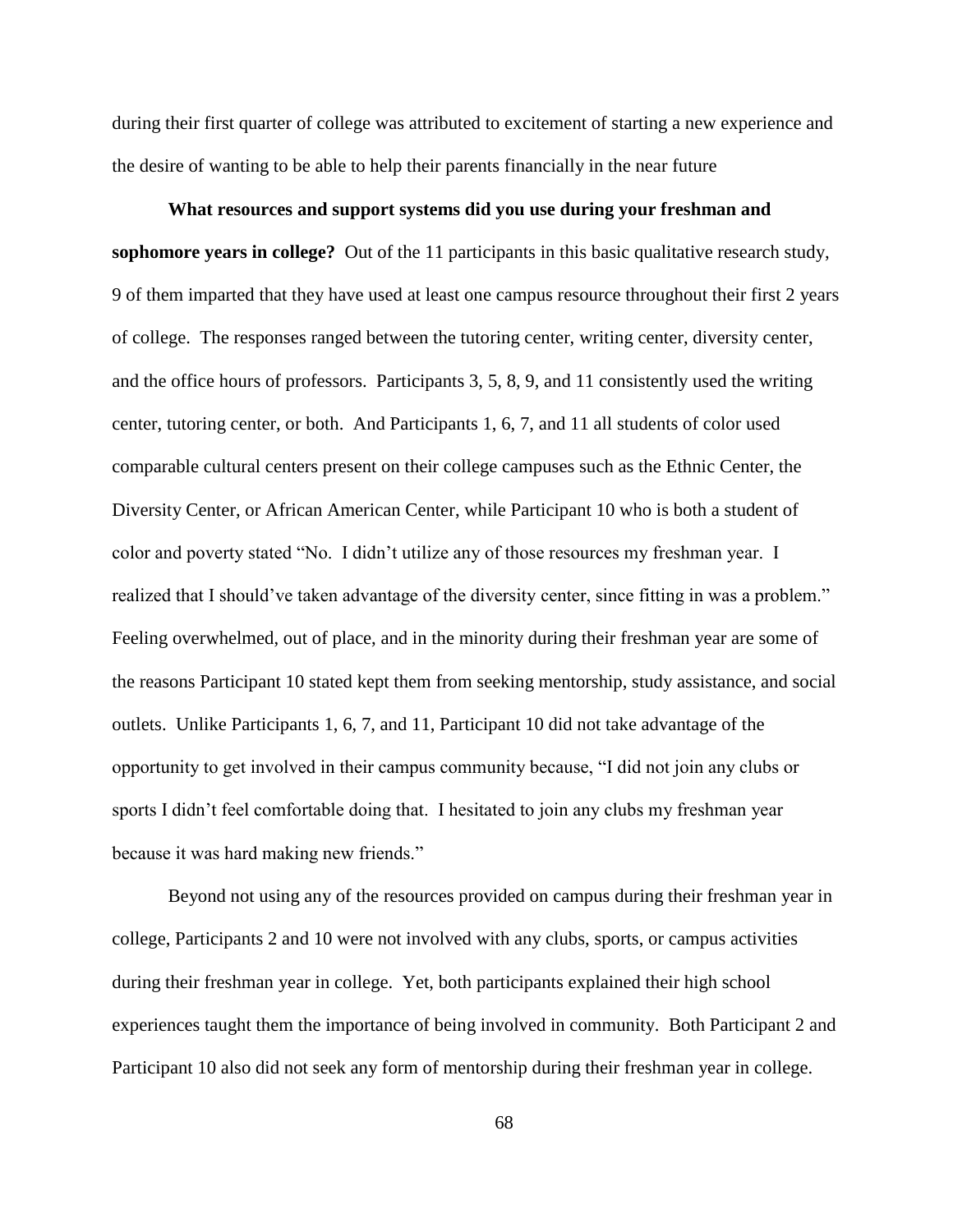during their first quarter of college was attributed to excitement of starting a new experience and the desire of wanting to be able to help their parents financially in the near future

**What resources and support systems did you use during your freshman and sophomore years in college?** Out of the 11 participants in this basic qualitative research study, 9 of them imparted that they have used at least one campus resource throughout their first 2 years of college. The responses ranged between the tutoring center, writing center, diversity center, and the office hours of professors. Participants 3, 5, 8, 9, and 11 consistently used the writing center, tutoring center, or both. And Participants 1, 6, 7, and 11 all students of color used comparable cultural centers present on their college campuses such as the Ethnic Center, the Diversity Center, or African American Center, while Participant 10 who is both a student of color and poverty stated "No. I didn't utilize any of those resources my freshman year. I realized that I should've taken advantage of the diversity center, since fitting in was a problem." Feeling overwhelmed, out of place, and in the minority during their freshman year are some of the reasons Participant 10 stated kept them from seeking mentorship, study assistance, and social outlets. Unlike Participants 1, 6, 7, and 11, Participant 10 did not take advantage of the opportunity to get involved in their campus community because, "I did not join any clubs or sports I didn't feel comfortable doing that. I hesitated to join any clubs my freshman year because it was hard making new friends."

Beyond not using any of the resources provided on campus during their freshman year in college, Participants 2 and 10 were not involved with any clubs, sports, or campus activities during their freshman year in college. Yet, both participants explained their high school experiences taught them the importance of being involved in community. Both Participant 2 and Participant 10 also did not seek any form of mentorship during their freshman year in college.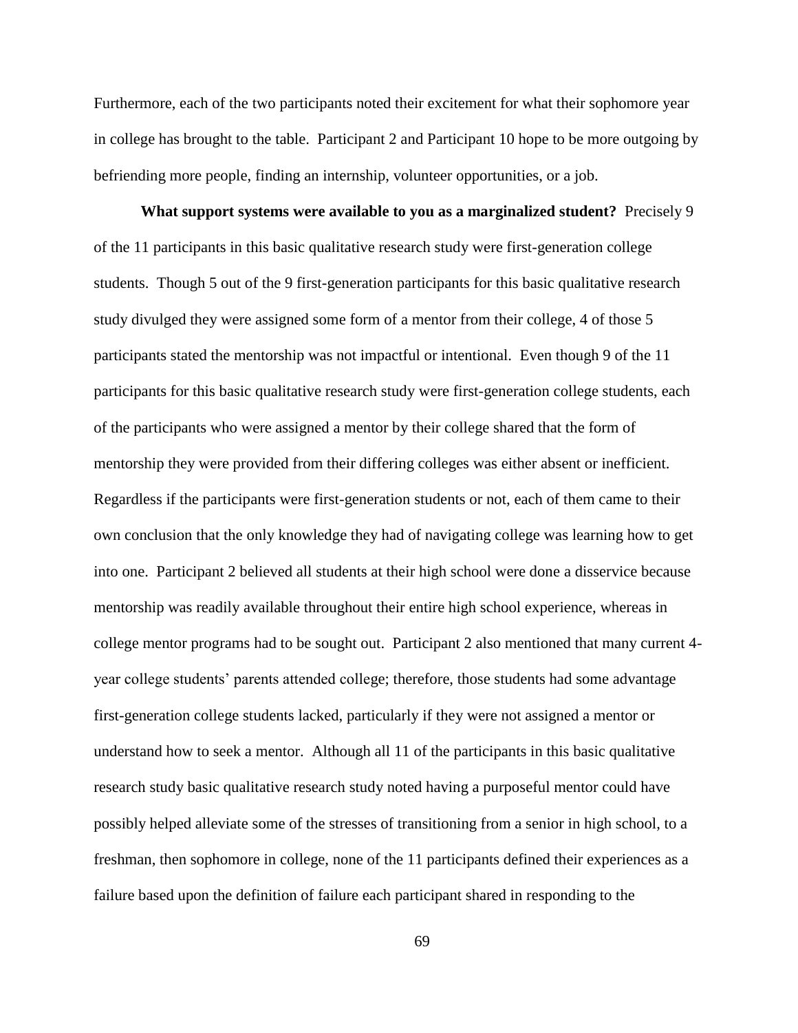Furthermore, each of the two participants noted their excitement for what their sophomore year in college has brought to the table. Participant 2 and Participant 10 hope to be more outgoing by befriending more people, finding an internship, volunteer opportunities, or a job.

**What support systems were available to you as a marginalized student?** Precisely 9 of the 11 participants in this basic qualitative research study were first-generation college students. Though 5 out of the 9 first-generation participants for this basic qualitative research study divulged they were assigned some form of a mentor from their college, 4 of those 5 participants stated the mentorship was not impactful or intentional. Even though 9 of the 11 participants for this basic qualitative research study were first-generation college students, each of the participants who were assigned a mentor by their college shared that the form of mentorship they were provided from their differing colleges was either absent or inefficient. Regardless if the participants were first-generation students or not, each of them came to their own conclusion that the only knowledge they had of navigating college was learning how to get into one. Participant 2 believed all students at their high school were done a disservice because mentorship was readily available throughout their entire high school experience, whereas in college mentor programs had to be sought out. Participant 2 also mentioned that many current 4-year college students' parents attended college; therefore, those students had some advantage first-generation college students lacked, particularly if they were not assigned a mentor or understand how to seek a mentor. Although all 11 of the participants in this basic qualitative research study basic qualitative research study noted having a purposeful mentor could have possibly helped alleviate some of the stresses of transitioning from a senior in high school, to a freshman, then sophomore in college, none of the 11 participants defined their experiences as a failure based upon the definition of failure each participant shared in responding to the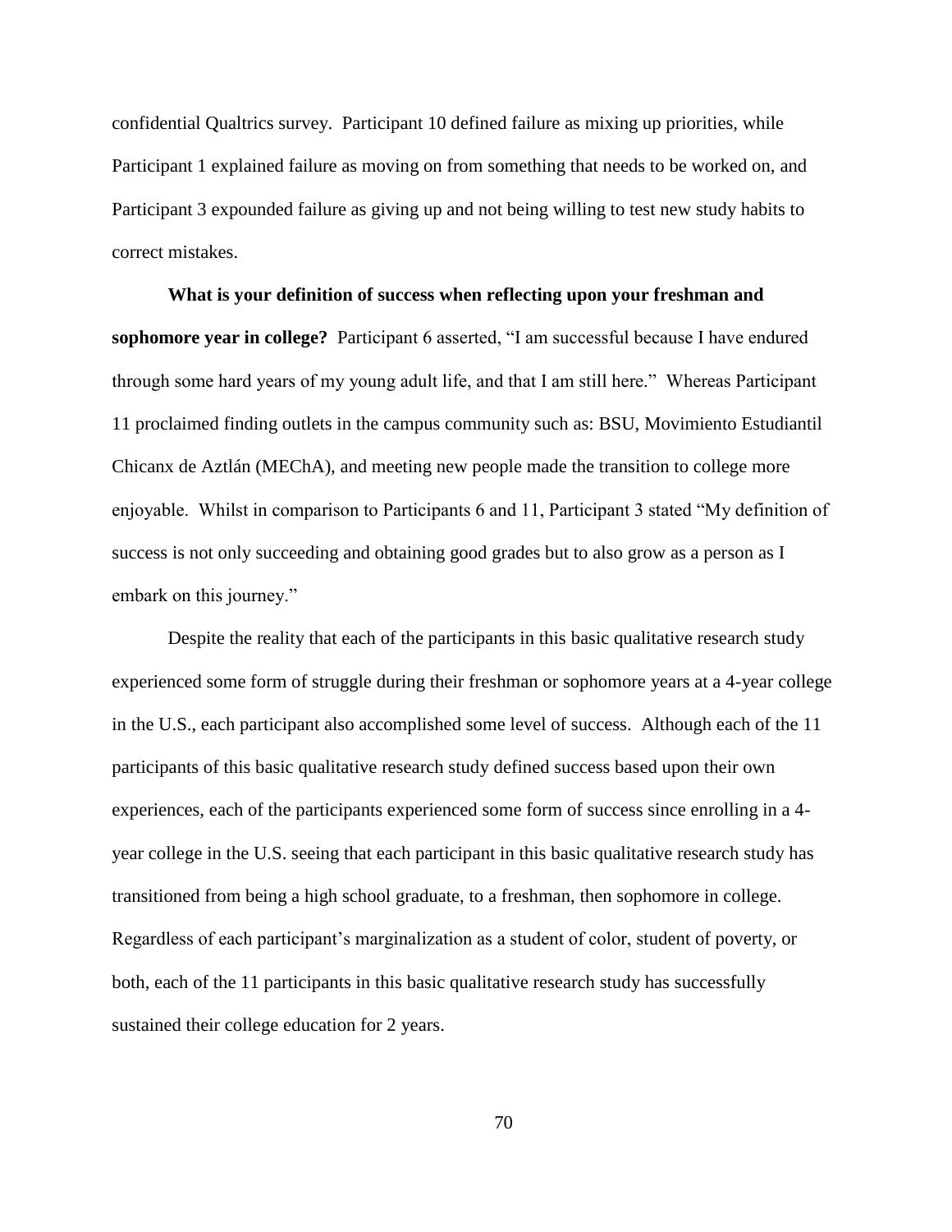confidential Qualtrics survey. Participant 10 defined failure as mixing up priorities, while Participant 1 explained failure as moving on from something that needs to be worked on, and Participant 3 expounded failure as giving up and not being willing to test new study habits to correct mistakes.

**What is your definition of success when reflecting upon your freshman and sophomore year in college?** Participant 6 asserted, "I am successful because I have endured through some hard years of my young adult life, and that I am still here." Whereas Participant 11 proclaimed finding outlets in the campus community such as: BSU, Movimiento Estudiantil Chicanx de Aztlán (MEChA), and meeting new people made the transition to college more enjoyable. Whilst in comparison to Participants 6 and 11, Participant 3 stated "My definition of success is not only succeeding and obtaining good grades but to also grow as a person as I embark on this journey."

Despite the reality that each of the participants in this basic qualitative research study experienced some form of struggle during their freshman or sophomore years at a 4-year college in the U.S., each participant also accomplished some level of success. Although each of the 11 participants of this basic qualitative research study defined success based upon their own experiences, each of the participants experienced some form of success since enrolling in a 4-year college in the U.S. seeing that each participant in this basic qualitative research study has transitioned from being a high school graduate, to a freshman, then sophomore in college. Regardless of each participant's marginalization as a student of color, student of poverty, or both, each of the 11 participants in this basic qualitative research study has successfully sustained their college education for 2 years.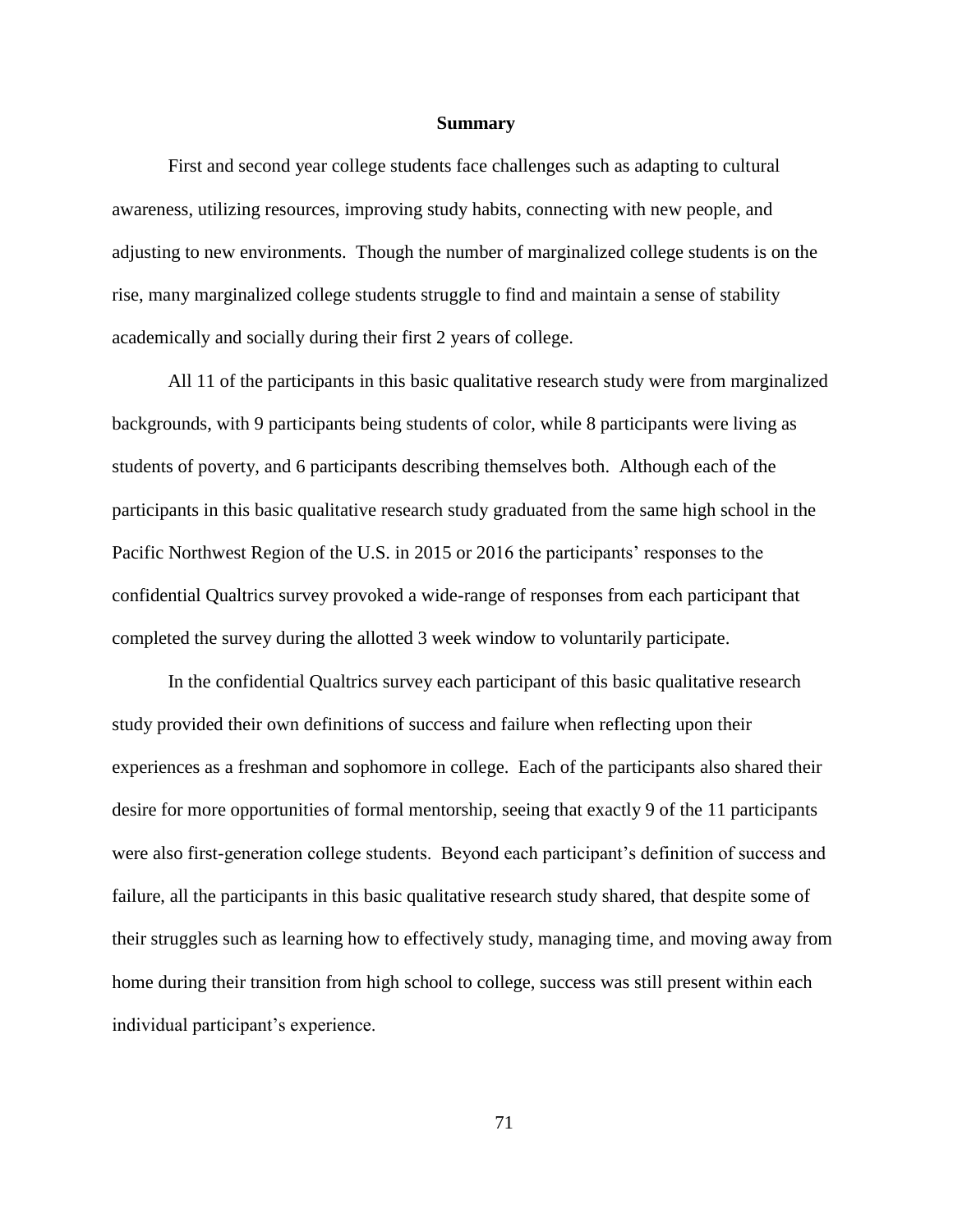## Summary

First and second year college students face challenges such as adapting to cultural awareness, utilizing resources, improving study habits, connecting with new people, and adjusting to new environments. Though the number of marginalized college students is on the rise, many marginalized college students struggle to find and maintain a sense of stability academically and socially during their first 2 years of college.

All 11 of the participants in this basic qualitative research study were from marginalized backgrounds, with 9 participants being students of color, while 8 participants were living as students of poverty, and 6 participants describing themselves both. Although each of the participants in this basic qualitative research study graduated from the same high school in the Pacific Northwest Region of the U.S. in 2015 or 2016 the participants' responses to the confidential Qualtrics survey provoked a wide-range of responses from each participant that completed the survey during the allotted 3 week window to voluntarily participate.

In the confidential Qualtrics survey each participant of this basic qualitative research study provided their own definitions of success and failure when reflecting upon their experiences as a freshman and sophomore in college. Each of the participants also shared their desire for more opportunities of formal mentorship, seeing that exactly 9 of the 11 participants were also first-generation college students. Beyond each participant's definition of success and failure, all the participants in this basic qualitative research study shared, that despite some of their struggles such as learning how to effectively study, managing time, and moving away from home during their transition from high school to college, success was still present within each individual participant's experience.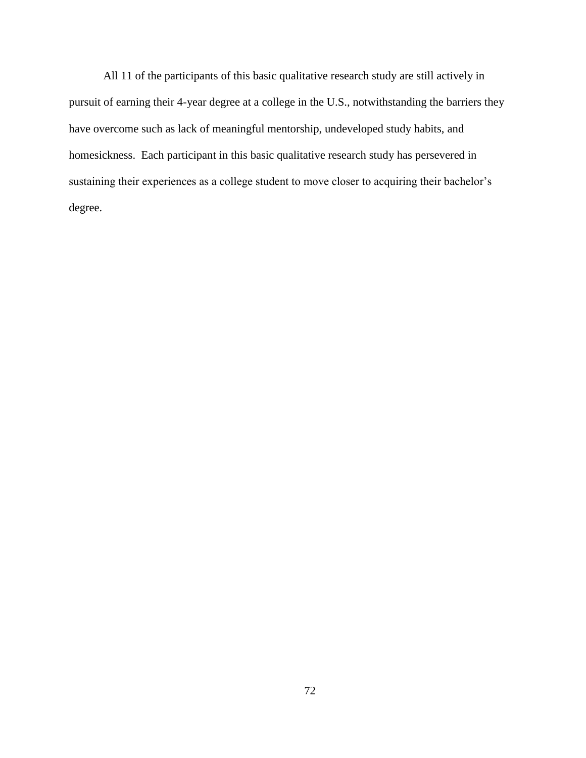All 11 of the participants of this basic qualitative research study are still actively in pursuit of earning their 4-year degree at a college in the U.S., notwithstanding the barriers they have overcome such as lack of meaningful mentorship, undeveloped study habits, and homesickness. Each participant in this basic qualitative research study has persevered in sustaining their experiences as a college student to move closer to acquiring their bachelor's degree.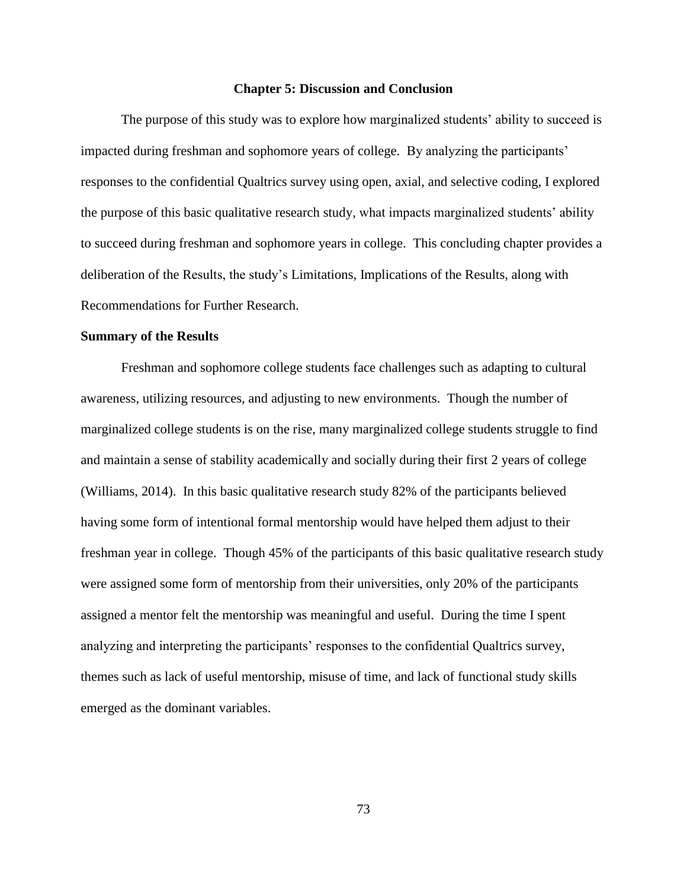# Chapter 5: Discussion and Conclusion

The purpose of this study was to explore how marginalized students' ability to succeed is impacted during freshman and sophomore years of college. By analyzing the participants' responses to the confidential Qualtrics survey using open, axial, and selective coding, I explored the purpose of this basic qualitative research study, what impacts marginalized students' ability to succeed during freshman and sophomore years in college. This concluding chapter provides a deliberation of the Results, the study's Limitations, Implications of the Results, along with Recommendations for Further Research.

## Summary of the Results

Freshman and sophomore college students face challenges such as adapting to cultural awareness, utilizing resources, and adjusting to new environments. Though the number of marginalized college students is on the rise, many marginalized college students struggle to find and maintain a sense of stability academically and socially during their first 2 years of college (Williams, 2014). In this basic qualitative research study 82% of the participants believed having some form of intentional formal mentorship would have helped them adjust to their freshman year in college. Though 45% of the participants of this basic qualitative research study were assigned some form of mentorship from their universities, only 20% of the participants assigned a mentor felt the mentorship was meaningful and useful. During the time I spent analyzing and interpreting the participants' responses to the confidential Qualtrics survey, themes such as lack of useful mentorship, misuse of time, and lack of functional study skills emerged as the dominant variables.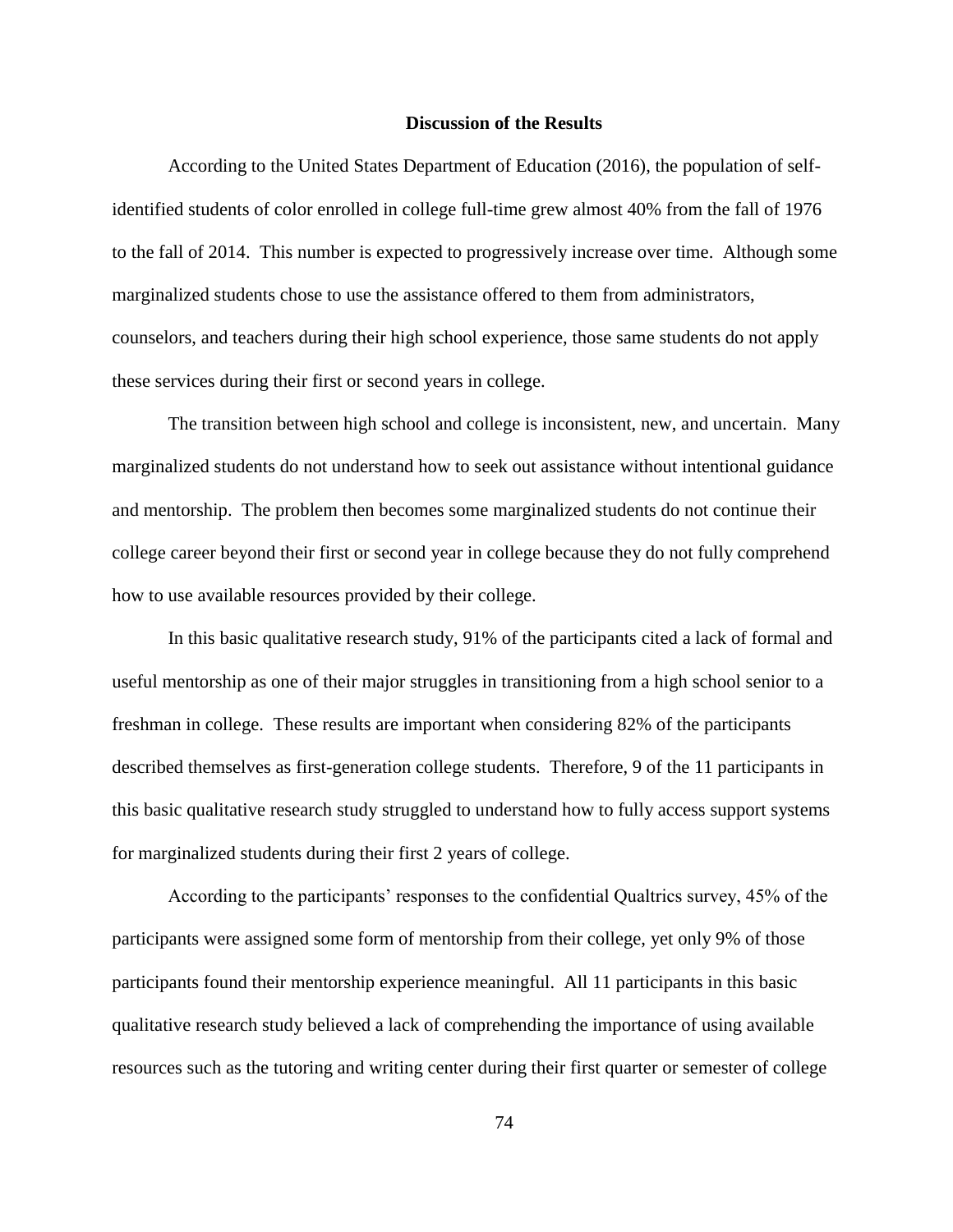## Discussion of the Results

According to the United States Department of Education (2016), the population of self-identified students of color enrolled in college full-time grew almost 40% from the fall of 1976 to the fall of 2014. This number is expected to progressively increase over time. Although some marginalized students chose to use the assistance offered to them from administrators, counselors, and teachers during their high school experience, those same students do not apply these services during their first or second years in college.

The transition between high school and college is inconsistent, new, and uncertain. Many marginalized students do not understand how to seek out assistance without intentional guidance and mentorship. The problem then becomes some marginalized students do not continue their college career beyond their first or second year in college because they do not fully comprehend how to use available resources provided by their college.

In this basic qualitative research study, 91% of the participants cited a lack of formal and useful mentorship as one of their major struggles in transitioning from a high school senior to a freshman in college. These results are important when considering 82% of the participants described themselves as first-generation college students. Therefore, 9 of the 11 participants in this basic qualitative research study struggled to understand how to fully access support systems for marginalized students during their first 2 years of college.

According to the participants' responses to the confidential Qualtrics survey, 45% of the participants were assigned some form of mentorship from their college, yet only 9% of those participants found their mentorship experience meaningful. All 11 participants in this basic qualitative research study believed a lack of comprehending the importance of using available resources such as the tutoring and writing center during their first quarter or semester of college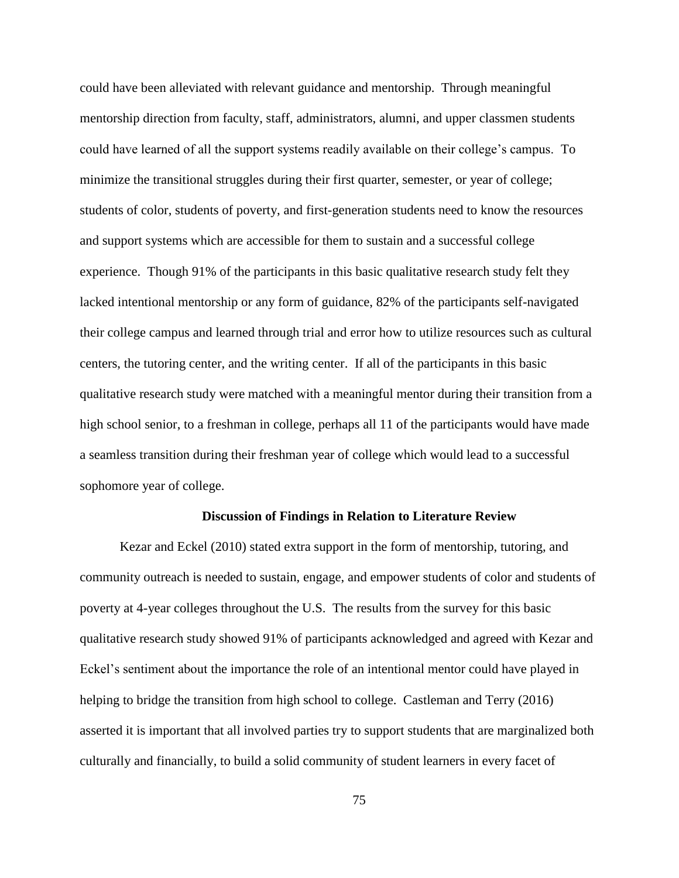could have been alleviated with relevant guidance and mentorship. Through meaningful mentorship direction from faculty, staff, administrators, alumni, and upper classmen students could have learned of all the support systems readily available on their college's campus. To minimize the transitional struggles during their first quarter, semester, or year of college; students of color, students of poverty, and first-generation students need to know the resources and support systems which are accessible for them to sustain and a successful college experience. Though 91% of the participants in this basic qualitative research study felt they lacked intentional mentorship or any form of guidance, 82% of the participants self-navigated their college campus and learned through trial and error how to utilize resources such as cultural centers, the tutoring center, and the writing center. If all of the participants in this basic qualitative research study were matched with a meaningful mentor during their transition from a high school senior, to a freshman in college, perhaps all 11 of the participants would have made a seamless transition during their freshman year of college which would lead to a successful sophomore year of college.

## Discussion of Findings in Relation to Literature Review

Kezar and Eckel (2010) stated extra support in the form of mentorship, tutoring, and community outreach is needed to sustain, engage, and empower students of color and students of poverty at 4-year colleges throughout the U.S. The results from the survey for this basic qualitative research study showed 91% of participants acknowledged and agreed with Kezar and Eckel's sentiment about the importance the role of an intentional mentor could have played in helping to bridge the transition from high school to college. Castleman and Terry (2016) asserted it is important that all involved parties try to support students that are marginalized both culturally and financially, to build a solid community of student learners in every facet of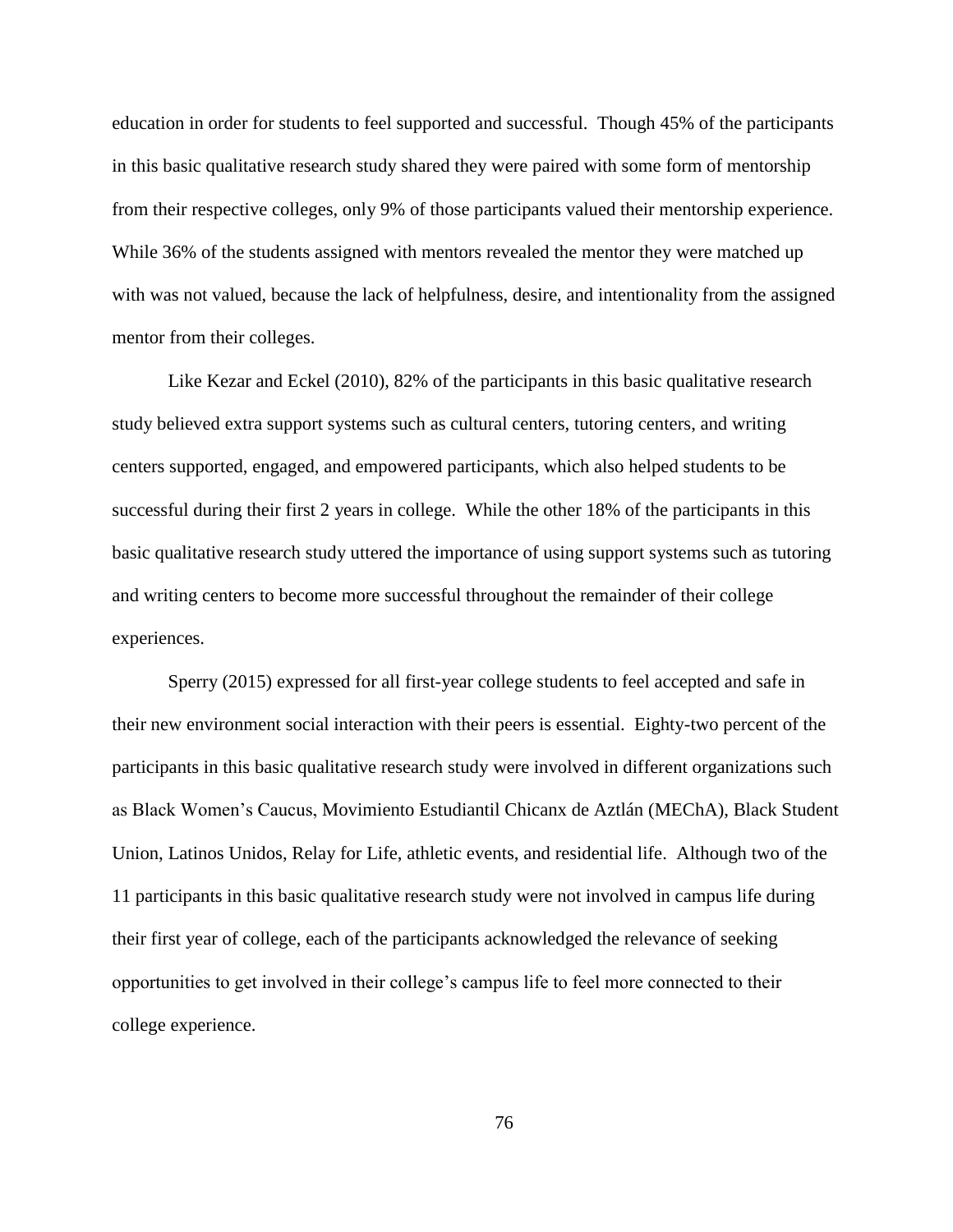education in order for students to feel supported and successful. Though 45% of the participants in this basic qualitative research study shared they were paired with some form of mentorship from their respective colleges, only 9% of those participants valued their mentorship experience. While 36% of the students assigned with mentors revealed the mentor they were matched up with was not valued, because the lack of helpfulness, desire, and intentionality from the assigned mentor from their colleges.

Like Kezar and Eckel (2010), 82% of the participants in this basic qualitative research study believed extra support systems such as cultural centers, tutoring centers, and writing centers supported, engaged, and empowered participants, which also helped students to be successful during their first 2 years in college. While the other 18% of the participants in this basic qualitative research study uttered the importance of using support systems such as tutoring and writing centers to become more successful throughout the remainder of their college experiences.

Sperry (2015) expressed for all first-year college students to feel accepted and safe in their new environment social interaction with their peers is essential. Eighty-two percent of the participants in this basic qualitative research study were involved in different organizations such as Black Women's Caucus, Movimiento Estudiantil Chicanx de Aztlán (MEChA), Black Student Union, Latinos Unidos, Relay for Life, athletic events, and residential life. Although two of the 11 participants in this basic qualitative research study were not involved in campus life during their first year of college, each of the participants acknowledged the relevance of seeking opportunities to get involved in their college's campus life to feel more connected to their college experience.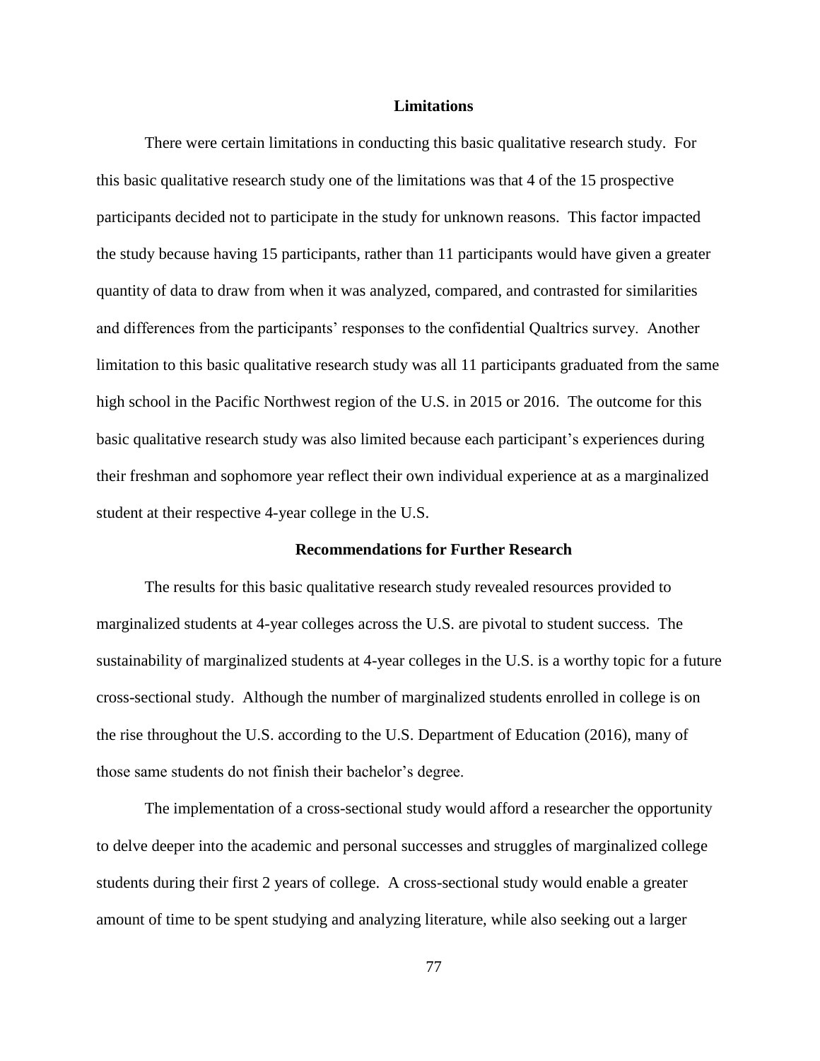## Limitations

There were certain limitations in conducting this basic qualitative research study. For this basic qualitative research study one of the limitations was that 4 of the 15 prospective participants decided not to participate in the study for unknown reasons. This factor impacted the study because having 15 participants, rather than 11 participants would have given a greater quantity of data to draw from when it was analyzed, compared, and contrasted for similarities and differences from the participants' responses to the confidential Qualtrics survey. Another limitation to this basic qualitative research study was all 11 participants graduated from the same high school in the Pacific Northwest region of the U.S. in 2015 or 2016. The outcome for this basic qualitative research study was also limited because each participant's experiences during their freshman and sophomore year reflect their own individual experience at as a marginalized student at their respective 4-year college in the U.S.

## Recommendations for Further Research

The results for this basic qualitative research study revealed resources provided to marginalized students at 4-year colleges across the U.S. are pivotal to student success. The sustainability of marginalized students at 4-year colleges in the U.S. is a worthy topic for a future cross-sectional study. Although the number of marginalized students enrolled in college is on the rise throughout the U.S. according to the U.S. Department of Education (2016), many of those same students do not finish their bachelor's degree.

The implementation of a cross-sectional study would afford a researcher the opportunity to delve deeper into the academic and personal successes and struggles of marginalized college students during their first 2 years of college. A cross-sectional study would enable a greater amount of time to be spent studying and analyzing literature, while also seeking out a larger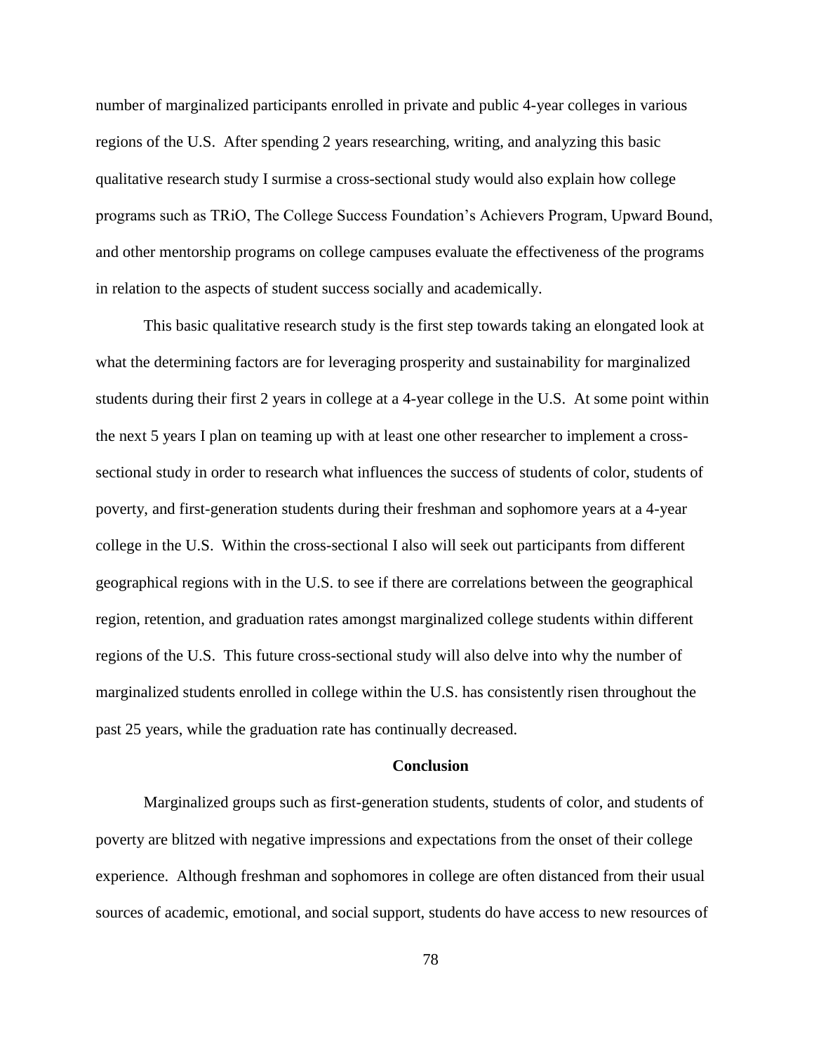number of marginalized participants enrolled in private and public 4-year colleges in various regions of the U.S. After spending 2 years researching, writing, and analyzing this basic qualitative research study I surmise a cross-sectional study would also explain how college programs such as TRiO, The College Success Foundation's Achievers Program, Upward Bound, and other mentorship programs on college campuses evaluate the effectiveness of the programs in relation to the aspects of student success socially and academically.

This basic qualitative research study is the first step towards taking an elongated look at what the determining factors are for leveraging prosperity and sustainability for marginalized students during their first 2 years in college at a 4-year college in the U.S. At some point within the next 5 years I plan on teaming up with at least one other researcher to implement a cross-sectional study in order to research what influences the success of students of color, students of poverty, and first-generation students during their freshman and sophomore years at a 4-year college in the U.S. Within the cross-sectional I also will seek out participants from different geographical regions with in the U.S. to see if there are correlations between the geographical region, retention, and graduation rates amongst marginalized college students within different regions of the U.S. This future cross-sectional study will also delve into why the number of marginalized students enrolled in college within the U.S. has consistently risen throughout the past 25 years, while the graduation rate has continually decreased.

## Conclusion

Marginalized groups such as first-generation students, students of color, and students of poverty are blitzed with negative impressions and expectations from the onset of their college experience. Although freshman and sophomores in college are often distanced from their usual sources of academic, emotional, and social support, students do have access to new resources of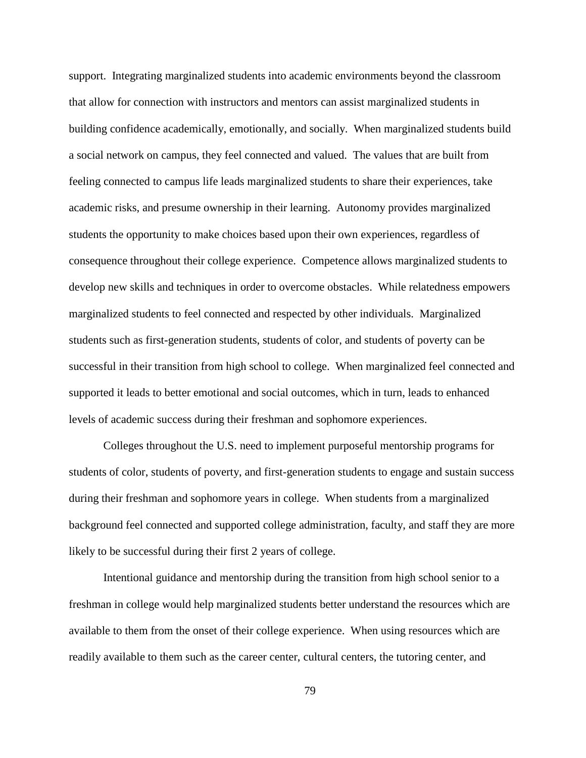support. Integrating marginalized students into academic environments beyond the classroom that allow for connection with instructors and mentors can assist marginalized students in building confidence academically, emotionally, and socially. When marginalized students build a social network on campus, they feel connected and valued. The values that are built from feeling connected to campus life leads marginalized students to share their experiences, take academic risks, and presume ownership in their learning. Autonomy provides marginalized students the opportunity to make choices based upon their own experiences, regardless of consequence throughout their college experience. Competence allows marginalized students to develop new skills and techniques in order to overcome obstacles. While relatedness empowers marginalized students to feel connected and respected by other individuals. Marginalized students such as first-generation students, students of color, and students of poverty can be successful in their transition from high school to college. When marginalized feel connected and supported it leads to better emotional and social outcomes, which in turn, leads to enhanced levels of academic success during their freshman and sophomore experiences.

Colleges throughout the U.S. need to implement purposeful mentorship programs for students of color, students of poverty, and first-generation students to engage and sustain success during their freshman and sophomore years in college. When students from a marginalized background feel connected and supported college administration, faculty, and staff they are more likely to be successful during their first 2 years of college.

Intentional guidance and mentorship during the transition from high school senior to a freshman in college would help marginalized students better understand the resources which are available to them from the onset of their college experience. When using resources which are readily available to them such as the career center, cultural centers, the tutoring center, and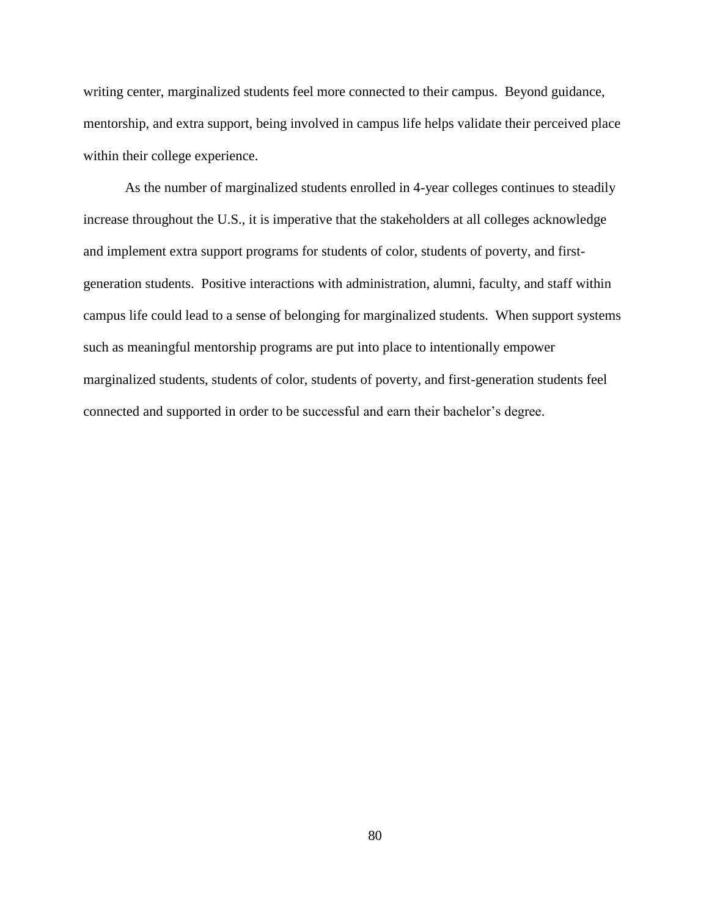writing center, marginalized students feel more connected to their campus. Beyond guidance, mentorship, and extra support, being involved in campus life helps validate their perceived place within their college experience.

As the number of marginalized students enrolled in 4-year colleges continues to steadily increase throughout the U.S., it is imperative that the stakeholders at all colleges acknowledge and implement extra support programs for students of color, students of poverty, and first-generation students. Positive interactions with administration, alumni, faculty, and staff within campus life could lead to a sense of belonging for marginalized students. When support systems such as meaningful mentorship programs are put into place to intentionally empower marginalized students, students of color, students of poverty, and first-generation students feel connected and supported in order to be successful and earn their bachelor's degree.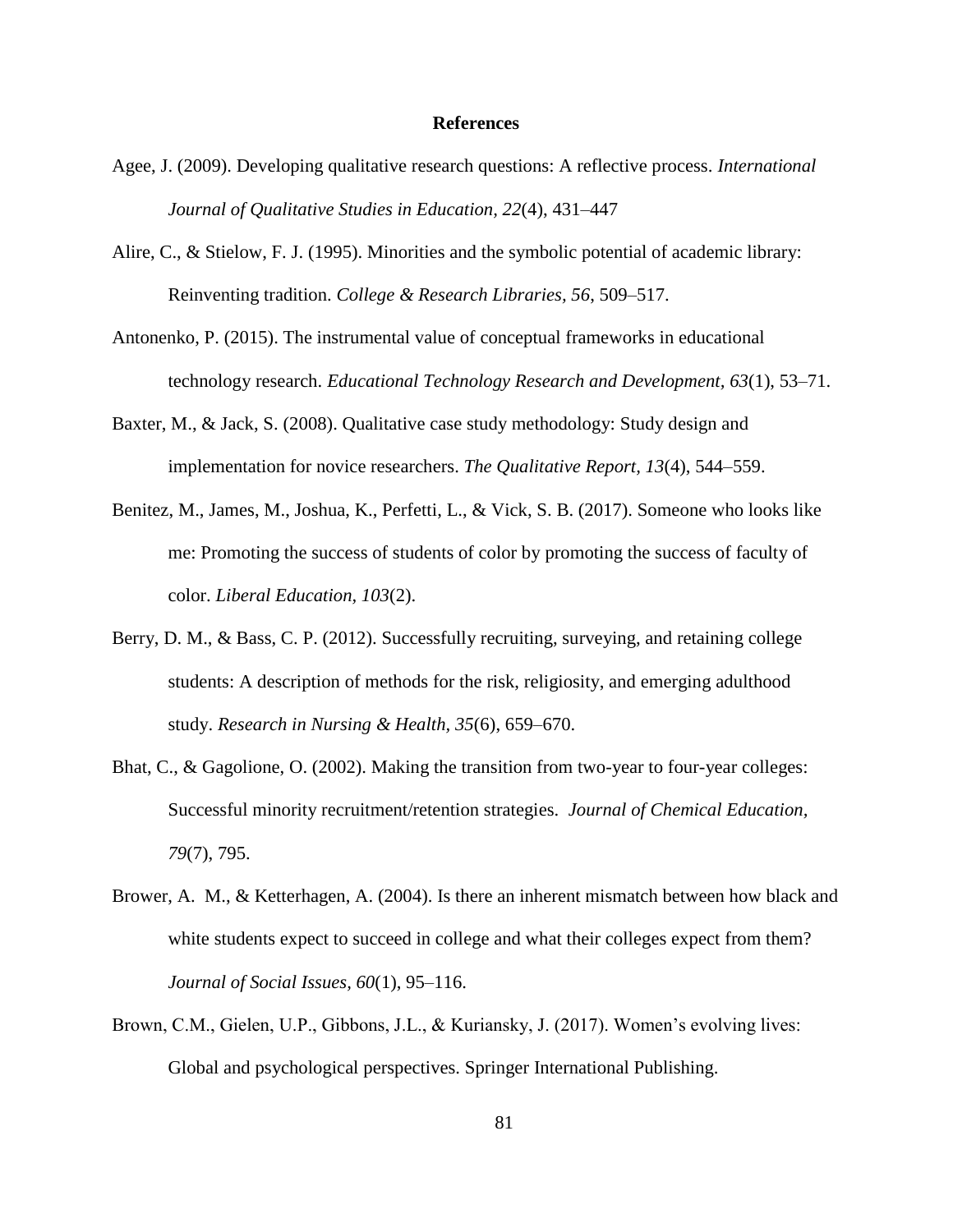# References

Agee, J. (2009). Developing qualitative research questions: A reflective process. *International Journal of Qualitative Studies in Education, 22*(4), 431–447

Alire, C., & Stielow, F. J. (1995). Minorities and the symbolic potential of academic library: Reinventing tradition. *College & Research Libraries, 56*, 509–517.

Antonenko, P. (2015). The instrumental value of conceptual frameworks in educational technology research. *Educational Technology Research and Development, 63*(1), 53–71.

Baxter, M., & Jack, S. (2008). Qualitative case study methodology: Study design and implementation for novice researchers. *The Qualitative Report, 13*(4), 544–559.

Benitez, M., James, M., Joshua, K., Perfetti, L., & Vick, S. B. (2017). Someone who looks like me: Promoting the success of students of color by promoting the success of faculty of color. *Liberal Education, 103*(2).

Berry, D. M., & Bass, C. P. (2012). Successfully recruiting, surveying, and retaining college students: A description of methods for the risk, religiosity, and emerging adulthood study. *Research in Nursing & Health, 35*(6), 659–670.

Bhat, C., & Gagolione, O. (2002). Making the transition from two-year to four-year colleges: Successful minority recruitment/retention strategies. *Journal of Chemical Education, 79*(7), 795.

Brower, A. M., & Ketterhagen, A. (2004). Is there an inherent mismatch between how black and white students expect to succeed in college and what their colleges expect from them? *Journal of Social Issues, 60*(1), 95–116.

Brown, C.M., Gielen, U.P., Gibbons, J.L., & Kuriansky, J. (2017). Women's evolving lives: Global and psychological perspectives. Springer International Publishing.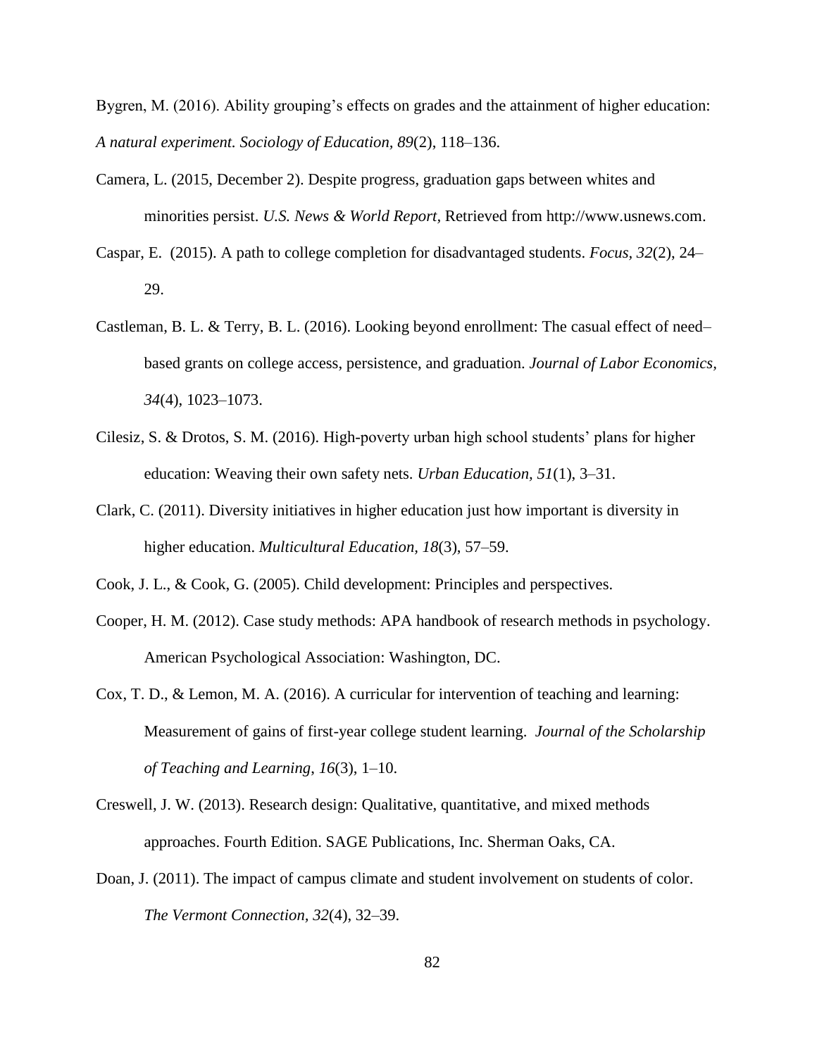Bygren, M. (2016). Ability grouping's effects on grades and the attainment of higher education: *A natural experiment. Sociology of Education, 89*(2), 118–136.

Camera, L. (2015, December 2). Despite progress, graduation gaps between whites and minorities persist. *U.S. News & World Report,* Retrieved from http://www.usnews.com.

Caspar, E. (2015). A path to college completion for disadvantaged students. *Focus, 32*(2), 24–29.

Castleman, B. L. & Terry, B. L. (2016). Looking beyond enrollment: The casual effect of need–based grants on college access, persistence, and graduation. *Journal of Labor Economics, 34*(4), 1023–1073.

Cilesiz, S. & Drotos, S. M. (2016). High-poverty urban high school students' plans for higher education: Weaving their own safety nets. *Urban Education, 51*(1), 3–31.

Clark, C. (2011). Diversity initiatives in higher education just how important is diversity in higher education. *Multicultural Education, 18*(3), 57–59.

Cook, J. L., & Cook, G. (2005). Child development: Principles and perspectives.

Cooper, H. M. (2012). Case study methods: APA handbook of research methods in psychology. American Psychological Association: Washington, DC.

Cox, T. D., & Lemon, M. A. (2016). A curricular for intervention of teaching and learning: Measurement of gains of first-year college student learning. *Journal of the Scholarship of Teaching and Learning, 16*(3), 1–10.

Creswell, J. W. (2013). Research design: Qualitative, quantitative, and mixed methods approaches. Fourth Edition. SAGE Publications, Inc. Sherman Oaks, CA.

Doan, J. (2011). The impact of campus climate and student involvement on students of color. *The Vermont Connection, 32*(4), 32–39.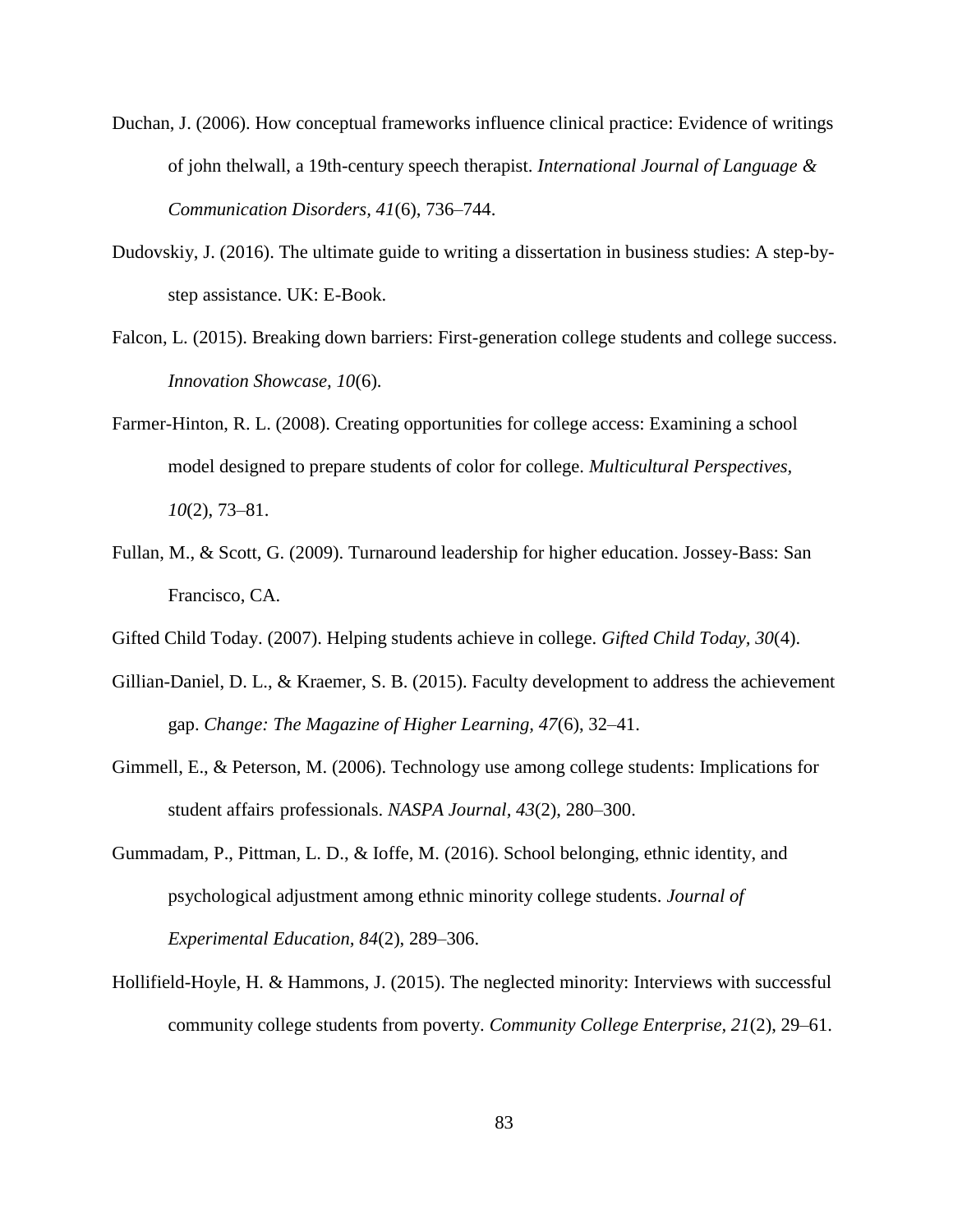Duchan, J. (2006). How conceptual frameworks influence clinical practice: Evidence of writings of john thelwall, a 19th-century speech therapist. *International Journal of Language & Communication Disorders, 41*(6), 736–744.

Dudovskiy, J. (2016). The ultimate guide to writing a dissertation in business studies: A step-by-step assistance. UK: E-Book.

Falcon, L. (2015). Breaking down barriers: First-generation college students and college success. *Innovation Showcase, 10*(6).

Farmer-Hinton, R. L. (2008). Creating opportunities for college access: Examining a school model designed to prepare students of color for college. *Multicultural Perspectives, 10*(2), 73–81.

Fullan, M., & Scott, G. (2009). Turnaround leadership for higher education. Jossey-Bass: San Francisco, CA.

Gifted Child Today. (2007). Helping students achieve in college. *Gifted Child Today, 30*(4).

Gillian-Daniel, D. L., & Kraemer, S. B. (2015). Faculty development to address the achievement gap. *Change: The Magazine of Higher Learning, 47*(6), 32–41.

Gimmell, E., & Peterson, M. (2006). Technology use among college students: Implications for student affairs professionals. *NASPA Journal, 43*(2), 280–300.

Gummadam, P., Pittman, L. D., & Ioffe, M. (2016). School belonging, ethnic identity, and psychological adjustment among ethnic minority college students. *Journal of Experimental Education, 84*(2), 289–306.

Hollifield-Hoyle, H. & Hammons, J. (2015). The neglected minority: Interviews with successful community college students from poverty. *Community College Enterprise, 21*(2), 29–61.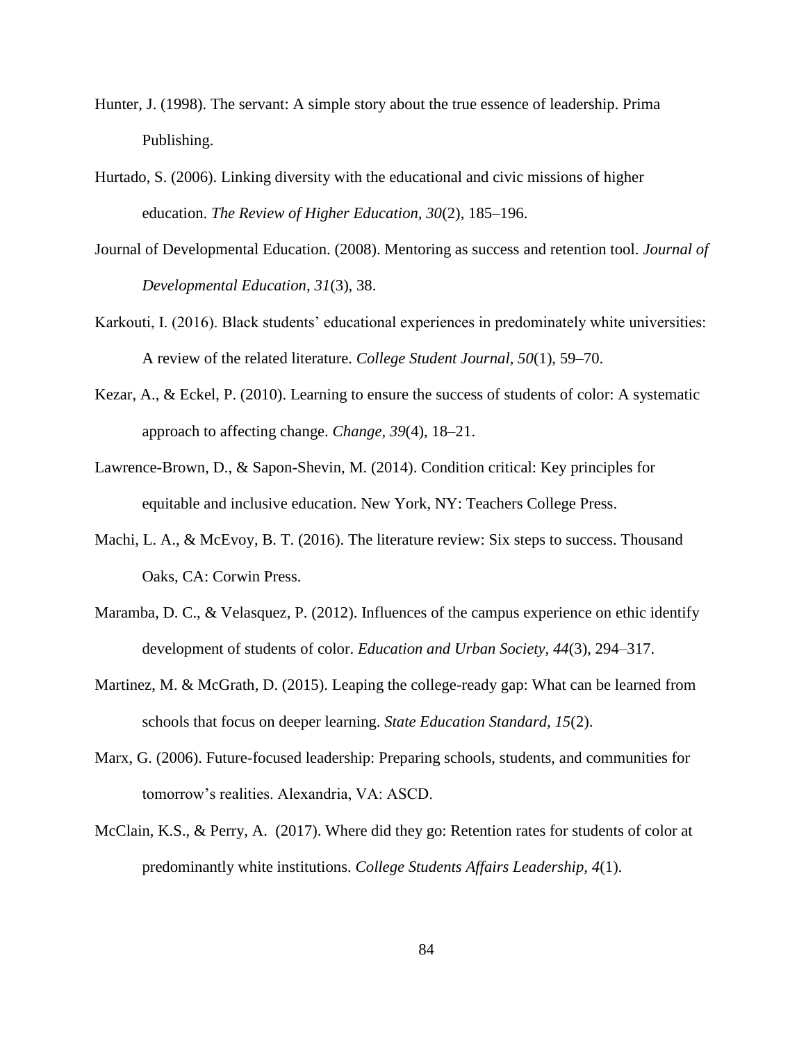Hunter, J. (1998). The servant: A simple story about the true essence of leadership. Prima Publishing.

Hurtado, S. (2006). Linking diversity with the educational and civic missions of higher education. *The Review of Higher Education, 30*(2), 185–196.

Journal of Developmental Education. (2008). Mentoring as success and retention tool. *Journal of Developmental Education, 31*(3), 38.

Karkouti, I. (2016). Black students' educational experiences in predominately white universities: A review of the related literature. *College Student Journal, 50*(1), 59–70.

Kezar, A., & Eckel, P. (2010). Learning to ensure the success of students of color: A systematic approach to affecting change. *Change, 39*(4), 18–21.

Lawrence-Brown, D., & Sapon-Shevin, M. (2014). Condition critical: Key principles for equitable and inclusive education. New York, NY: Teachers College Press.

Machi, L. A., & McEvoy, B. T. (2016). The literature review: Six steps to success. Thousand Oaks, CA: Corwin Press.

Maramba, D. C., & Velasquez, P. (2012). Influences of the campus experience on ethic identify development of students of color. *Education and Urban Society, 44*(3), 294–317.

Martinez, M. & McGrath, D. (2015). Leaping the college-ready gap: What can be learned from schools that focus on deeper learning. *State Education Standard, 15*(2).

Marx, G. (2006). Future-focused leadership: Preparing schools, students, and communities for tomorrow's realities. Alexandria, VA: ASCD.

McClain, K.S., & Perry, A. (2017). Where did they go: Retention rates for students of color at predominantly white institutions. *College Students Affairs Leadership, 4*(1).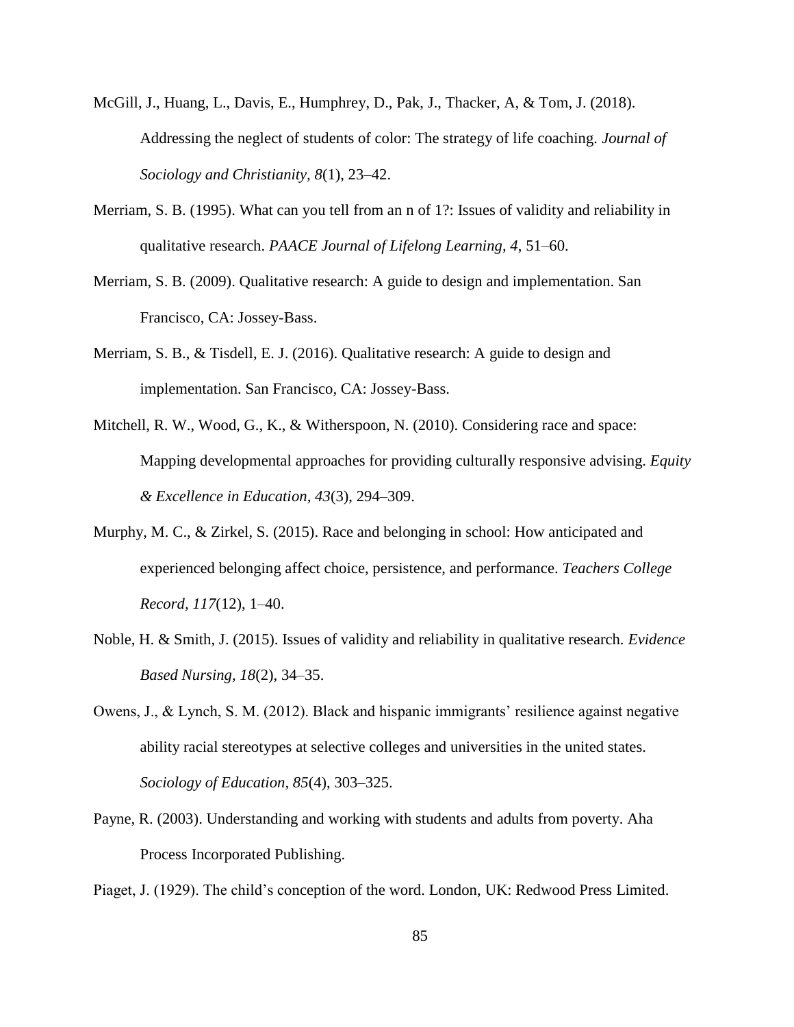McGill, J., Huang, L., Davis, E., Humphrey, D., Pak, J., Thacker, A, & Tom, J. (2018). Addressing the neglect of students of color: The strategy of life coaching. *Journal of Sociology and Christianity, 8*(1), 23–42.

Merriam, S. B. (1995). What can you tell from an n of 1?: Issues of validity and reliability in qualitative research. *PAACE Journal of Lifelong Learning, 4*, 51–60.

Merriam, S. B. (2009). Qualitative research: A guide to design and implementation. San Francisco, CA: Jossey-Bass.

Merriam, S. B., & Tisdell, E. J. (2016). Qualitative research: A guide to design and implementation. San Francisco, CA: Jossey-Bass.

Mitchell, R. W., Wood, G., K., & Witherspoon, N. (2010). Considering race and space: Mapping developmental approaches for providing culturally responsive advising. *Equity & Excellence in Education, 43*(3), 294–309.

Murphy, M. C., & Zirkel, S. (2015). Race and belonging in school: How anticipated and experienced belonging affect choice, persistence, and performance. *Teachers College Record, 117*(12), 1–40.

Noble, H. & Smith, J. (2015). Issues of validity and reliability in qualitative research. *Evidence Based Nursing, 18*(2), 34–35.

Owens, J., & Lynch, S. M. (2012). Black and hispanic immigrants' resilience against negative ability racial stereotypes at selective colleges and universities in the united states. *Sociology of Education, 85*(4), 303–325.

Payne, R. (2003). Understanding and working with students and adults from poverty. Aha Process Incorporated Publishing.

Piaget, J. (1929). The child's conception of the word. London, UK: Redwood Press Limited.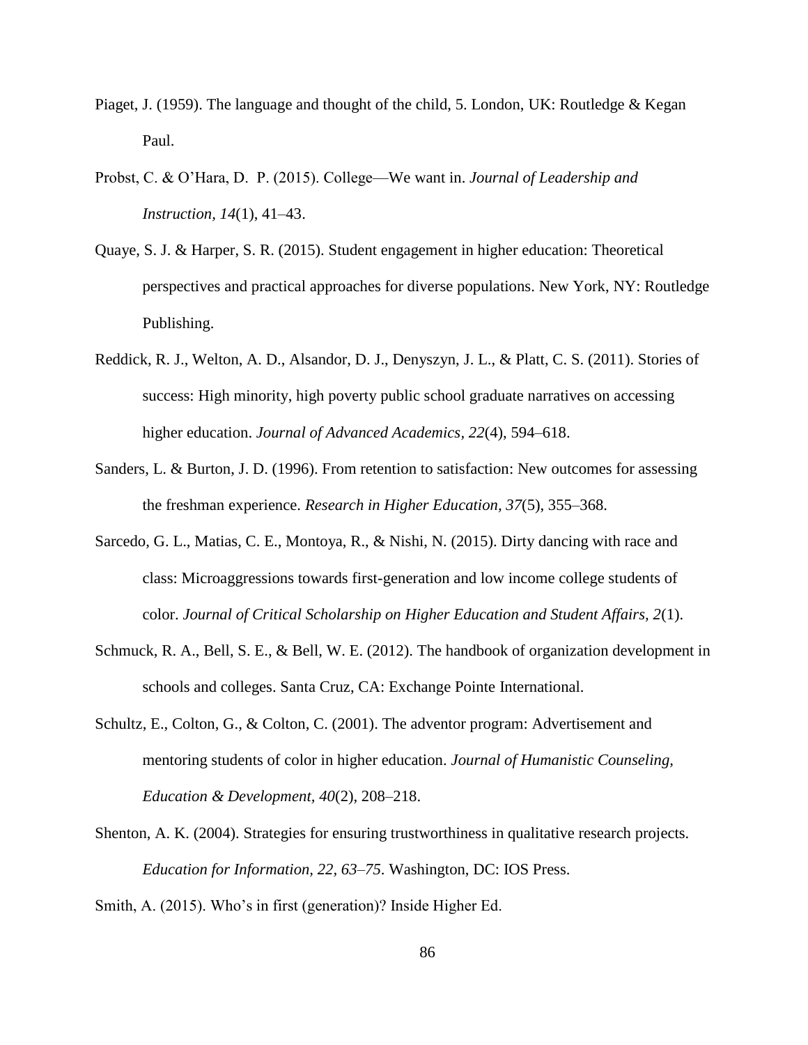Piaget, J. (1959). The language and thought of the child, 5. London, UK: Routledge & Kegan Paul.

Probst, C. & O'Hara, D. P. (2015). College—We want in. *Journal of Leadership and Instruction, 14*(1), 41–43.

Quaye, S. J. & Harper, S. R. (2015). Student engagement in higher education: Theoretical perspectives and practical approaches for diverse populations. New York, NY: Routledge Publishing.

Reddick, R. J., Welton, A. D., Alsandor, D. J., Denyszyn, J. L., & Platt, C. S. (2011). Stories of success: High minority, high poverty public school graduate narratives on accessing higher education. *Journal of Advanced Academics*, *22*(4), 594–618.

Sanders, L. & Burton, J. D. (1996). From retention to satisfaction: New outcomes for assessing the freshman experience. *Research in Higher Education, 37*(5), 355–368.

Sarcedo, G. L., Matias, C. E., Montoya, R., & Nishi, N. (2015). Dirty dancing with race and class: Microaggressions towards first-generation and low income college students of color. *Journal of Critical Scholarship on Higher Education and Student Affairs, 2*(1).

Schmuck, R. A., Bell, S. E., & Bell, W. E. (2012). The handbook of organization development in schools and colleges. Santa Cruz, CA: Exchange Pointe International.

Schultz, E., Colton, G., & Colton, C. (2001). The adventor program: Advertisement and mentoring students of color in higher education. *Journal of Humanistic Counseling, Education & Development, 40*(2), 208–218.

Shenton, A. K. (2004). Strategies for ensuring trustworthiness in qualitative research projects. *Education for Information, 22, 63–75*. Washington, DC: IOS Press.

Smith, A. (2015). Who's in first (generation)? Inside Higher Ed.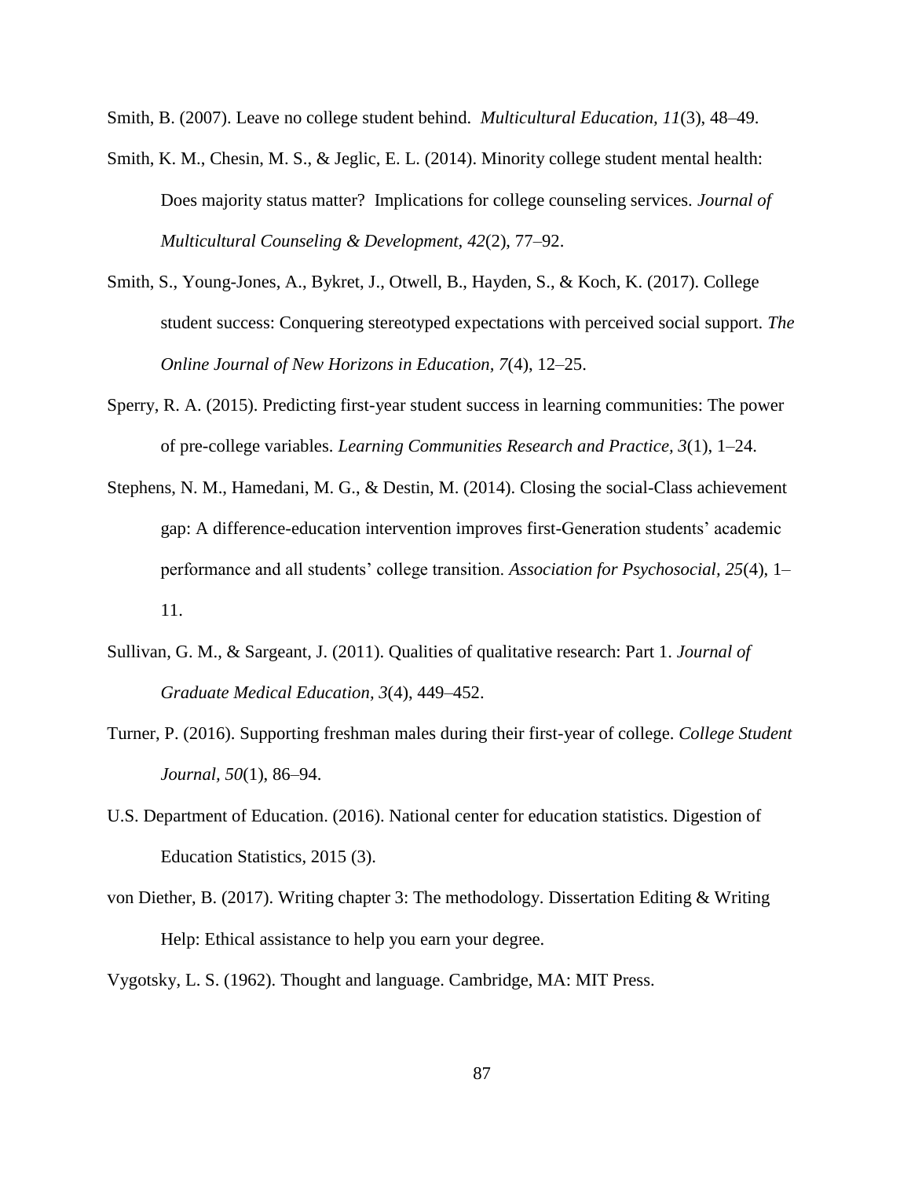Smith, B. (2007). Leave no college student behind. *Multicultural Education, 11*(3), 48–49.

Smith, K. M., Chesin, M. S., & Jeglic, E. L. (2014). Minority college student mental health: Does majority status matter? Implications for college counseling services. *Journal of Multicultural Counseling & Development, 42*(2), 77–92.

Smith, S., Young-Jones, A., Bykret, J., Otwell, B., Hayden, S., & Koch, K. (2017). College student success: Conquering stereotyped expectations with perceived social support. *The Online Journal of New Horizons in Education, 7*(4), 12–25.

Sperry, R. A. (2015). Predicting first-year student success in learning communities: The power of pre-college variables. *Learning Communities Research and Practice, 3*(1), 1–24.

Stephens, N. M., Hamedani, M. G., & Destin, M. (2014). Closing the social-Class achievement gap: A difference-education intervention improves first-Generation students' academic performance and all students' college transition. *Association for Psychosocial, 25*(4), 1–11.

Sullivan, G. M., & Sargeant, J. (2011). Qualities of qualitative research: Part 1. *Journal of Graduate Medical Education, 3*(4), 449–452.

Turner, P. (2016). Supporting freshman males during their first-year of college. *College Student Journal, 50*(1), 86–94.

U.S. Department of Education. (2016). National center for education statistics. Digestion of Education Statistics, 2015 (3).

von Diether, B. (2017). Writing chapter 3: The methodology. Dissertation Editing & Writing Help: Ethical assistance to help you earn your degree.

Vygotsky, L. S. (1962). Thought and language. Cambridge, MA: MIT Press.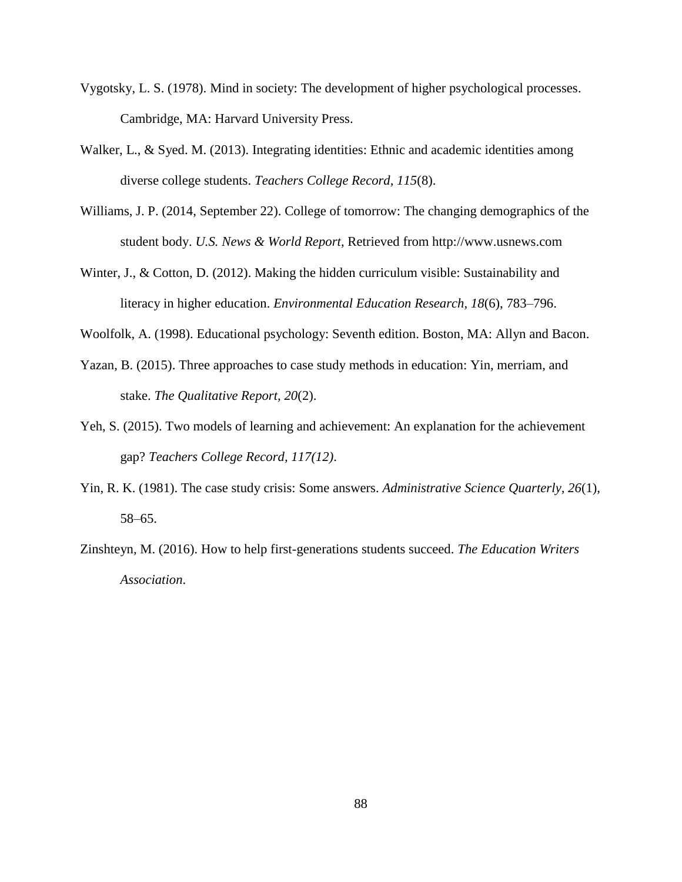Vygotsky, L. S. (1978). Mind in society: The development of higher psychological processes. Cambridge, MA: Harvard University Press.

Walker, L., & Syed. M. (2013). Integrating identities: Ethnic and academic identities among diverse college students. *Teachers College Record, 115*(8).

Williams, J. P. (2014, September 22). College of tomorrow: The changing demographics of the student body. *U.S. News & World Report*, Retrieved from http://www.usnews.com

Winter, J., & Cotton, D. (2012). Making the hidden curriculum visible: Sustainability and literacy in higher education. *Environmental Education Research, 18*(6), 783–796.

Woolfolk, A. (1998). Educational psychology: Seventh edition. Boston, MA: Allyn and Bacon.

Yazan, B. (2015). Three approaches to case study methods in education: Yin, merriam, and stake. *The Qualitative Report, 20*(2).

Yeh, S. (2015). Two models of learning and achievement: An explanation for the achievement gap? *Teachers College Record, 117(12)*.

Yin, R. K. (1981). The case study crisis: Some answers. *Administrative Science Quarterly, 26*(1), 58–65.

Zinshteyn, M. (2016). How to help first-generations students succeed. *The Education Writers Association.*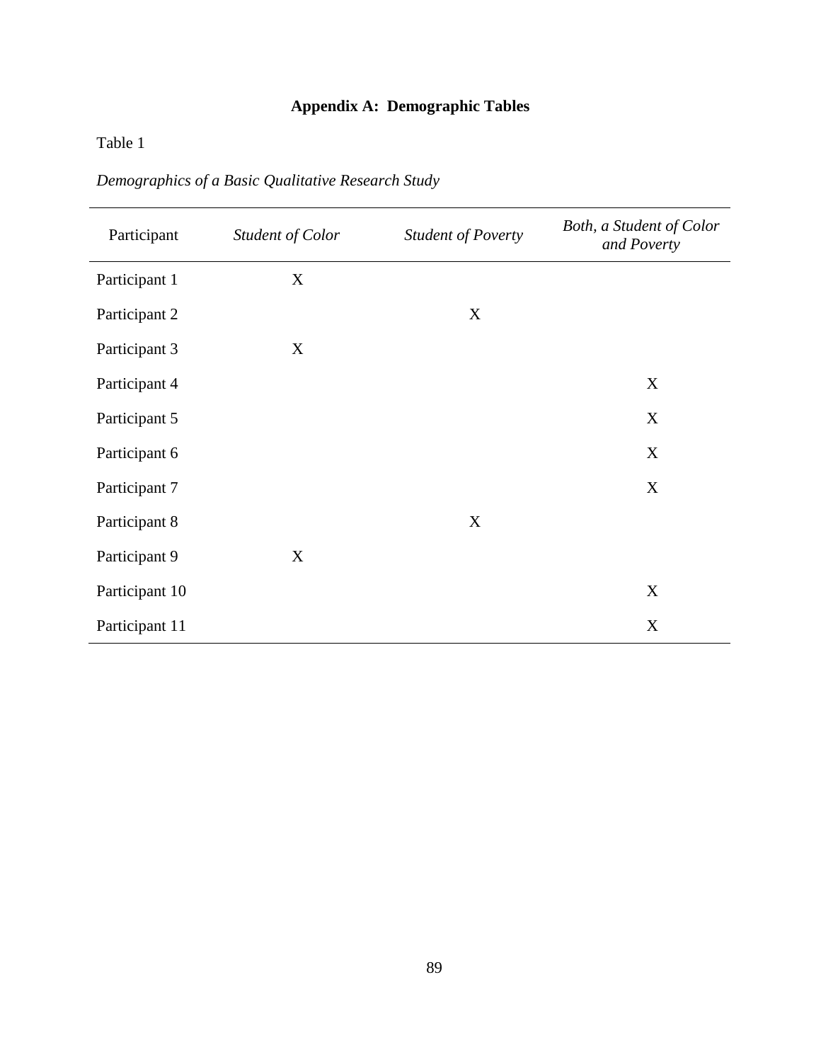# Appendix A: Demographic Tables

Table 1

*Demographics of a Basic Qualitative Research Study*

| Participant | *Student of Color* | *Student of Poverty* | *Both, a Student of Color and Poverty* |
|---|---|---|---|
| Participant 1 | X | | |
| Participant 2 | | X | |
| Participant 3 | X | | |
| Participant 4 | | | X |
| Participant 5 | | | X |
| Participant 6 | | | X |
| Participant 7 | | | X |
| Participant 8 | | X | |
| Participant 9 | X | | |
| Participant 10 | | | X |
| Participant 11 | | | X |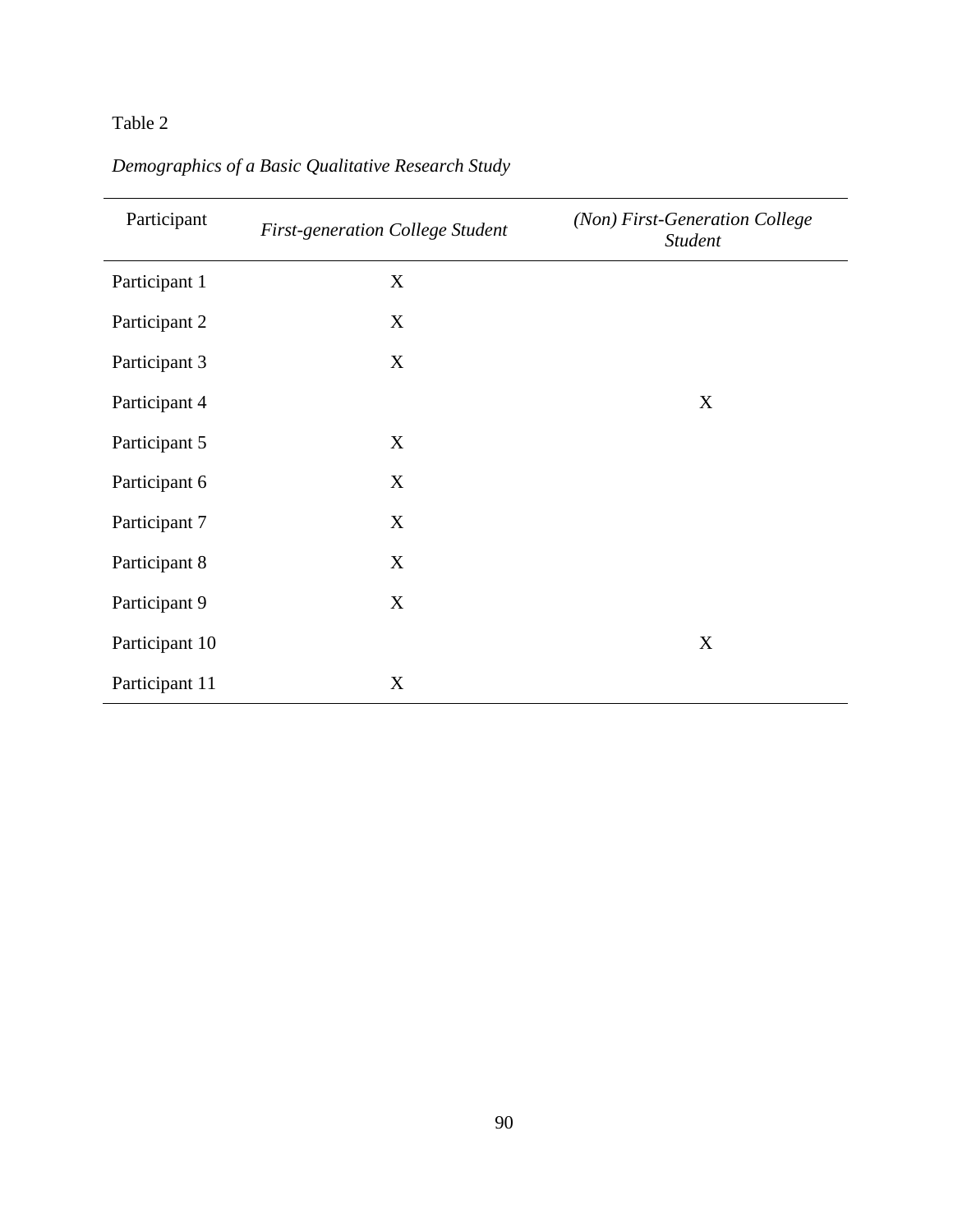Table 2

*Demographics of a Basic Qualitative Research Study*

| Participant | *First-generation College Student* | *(Non) First-Generation College Student* |
|---|---|---|
| Participant 1 | X | |
| Participant 2 | X | |
| Participant 3 | X | |
| Participant 4 | | X |
| Participant 5 | X | |
| Participant 6 | X | |
| Participant 7 | X | |
| Participant 8 | X | |
| Participant 9 | X | |
| Participant 10 | | X |
| Participant 11 | X | |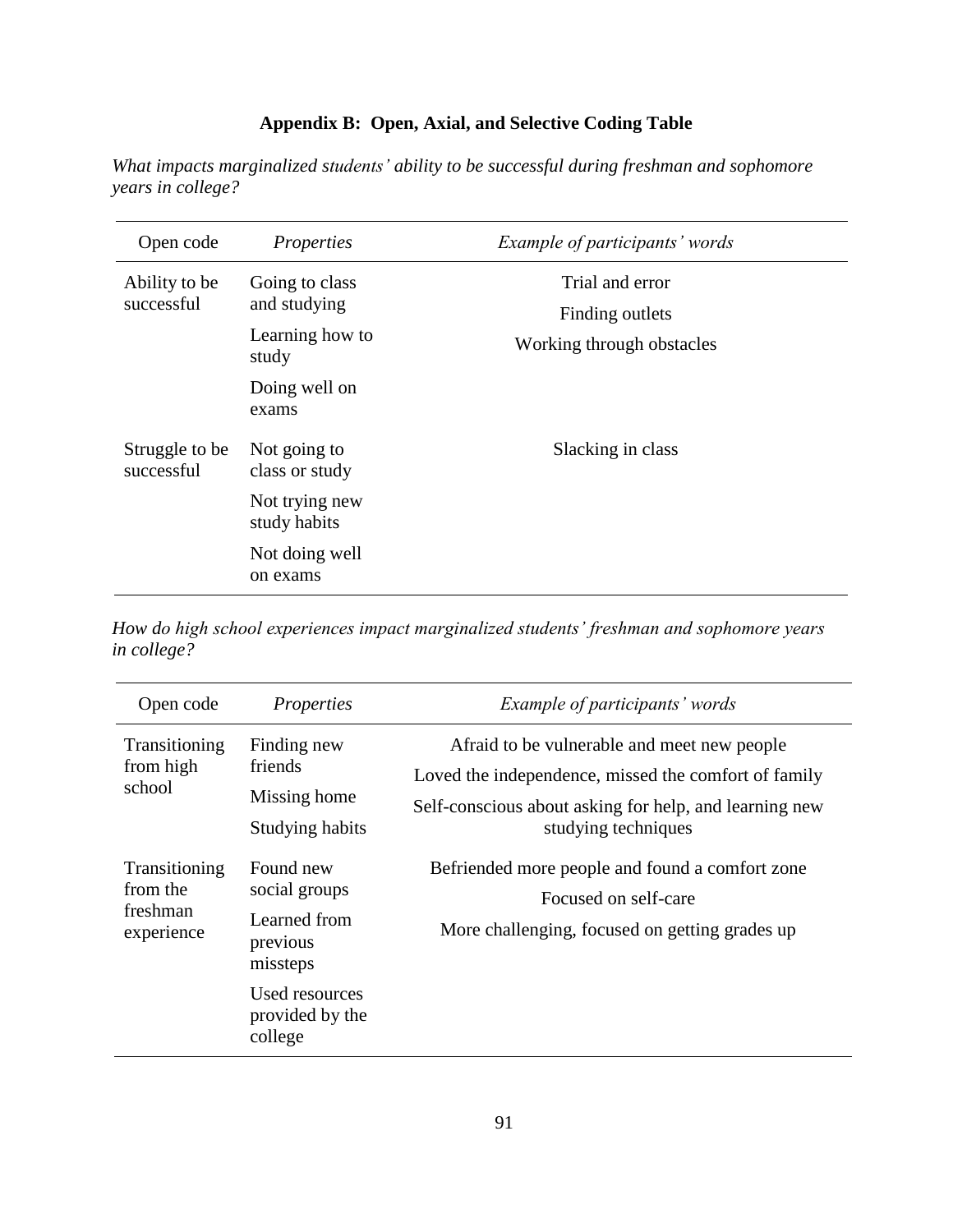# Appendix B: Open, Axial, and Selective Coding Table

*What impacts marginalized students' ability to be successful during freshman and sophomore years in college?*

| Open code | *Properties* | *Example of participants' words* |
|---|---|---|
| Ability to be successful | Going to class and studying<br>Learning how to study<br>Doing well on exams | Trial and error<br>Finding outlets<br>Working through obstacles |
| Struggle to be successful | Not going to class or study<br>Not trying new study habits<br>Not doing well on exams | Slacking in class |

*How do high school experiences impact marginalized students' freshman and sophomore years in college?*

| Open code | *Properties* | *Example of participants' words* |
|---|---|---|
| Transitioning from high school | Finding new friends<br>Missing home<br>Studying habits | Afraid to be vulnerable and meet new people<br>Loved the independence, missed the comfort of family<br>Self-conscious about asking for help, and learning new studying techniques |
| Transitioning from the freshman experience | Found new social groups<br>Learned from previous missteps<br>Used resources provided by the college | Befriended more people and found a comfort zone<br>Focused on self-care<br>More challenging, focused on getting grades up |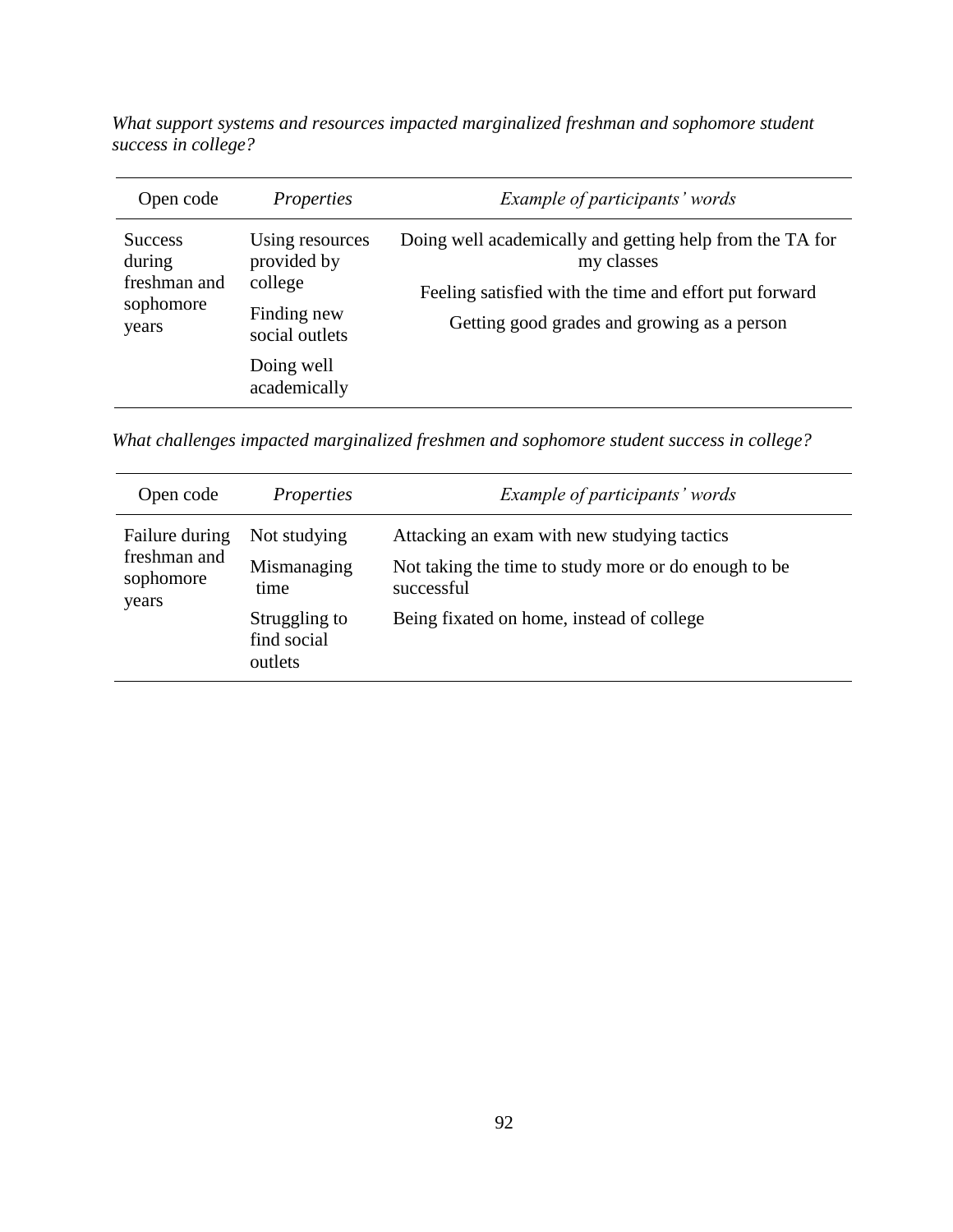*What support systems and resources impacted marginalized freshman and sophomore student success in college?*

| Open code | *Properties* | *Example of participants' words* |
|---|---|---|
| Success during freshman and sophomore years | Using resources provided by college | Doing well academically and getting help from the TA for my classes |
| | Finding new social outlets | Feeling satisfied with the time and effort put forward |
| | Doing well academically | Getting good grades and growing as a person |

*What challenges impacted marginalized freshmen and sophomore student success in college?*

| Open code | *Properties* | *Example of participants' words* |
|---|---|---|
| Failure during freshman and sophomore years | Not studying | Attacking an exam with new studying tactics |
| | Mismanaging time | Not taking the time to study more or do enough to be successful |
| | Struggling to find social outlets | Being fixated on home, instead of college |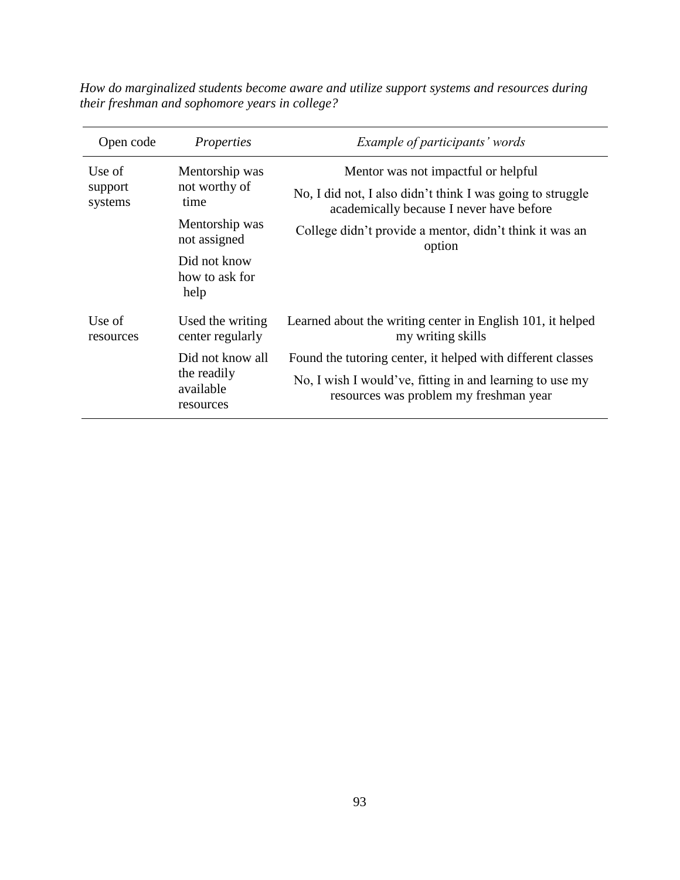*How do marginalized students become aware and utilize support systems and resources during their freshman and sophomore years in college?*

| Open code | *Properties* | *Example of participants' words* |
|---|---|---|
| Use of support systems | Mentorship was not worthy of time | Mentor was not impactful or helpful |
| | Mentorship was not assigned | No, I did not, I also didn't think I was going to struggle academically because I never have before |
| | Did not know how to ask for help | College didn't provide a mentor, didn't think it was an option |
| Use of resources | Used the writing center regularly | Learned about the writing center in English 101, it helped my writing skills |
| | Did not know all the readily available resources | Found the tutoring center, it helped with different classes |
| | | No, I wish I would've, fitting in and learning to use my resources was problem my freshman year |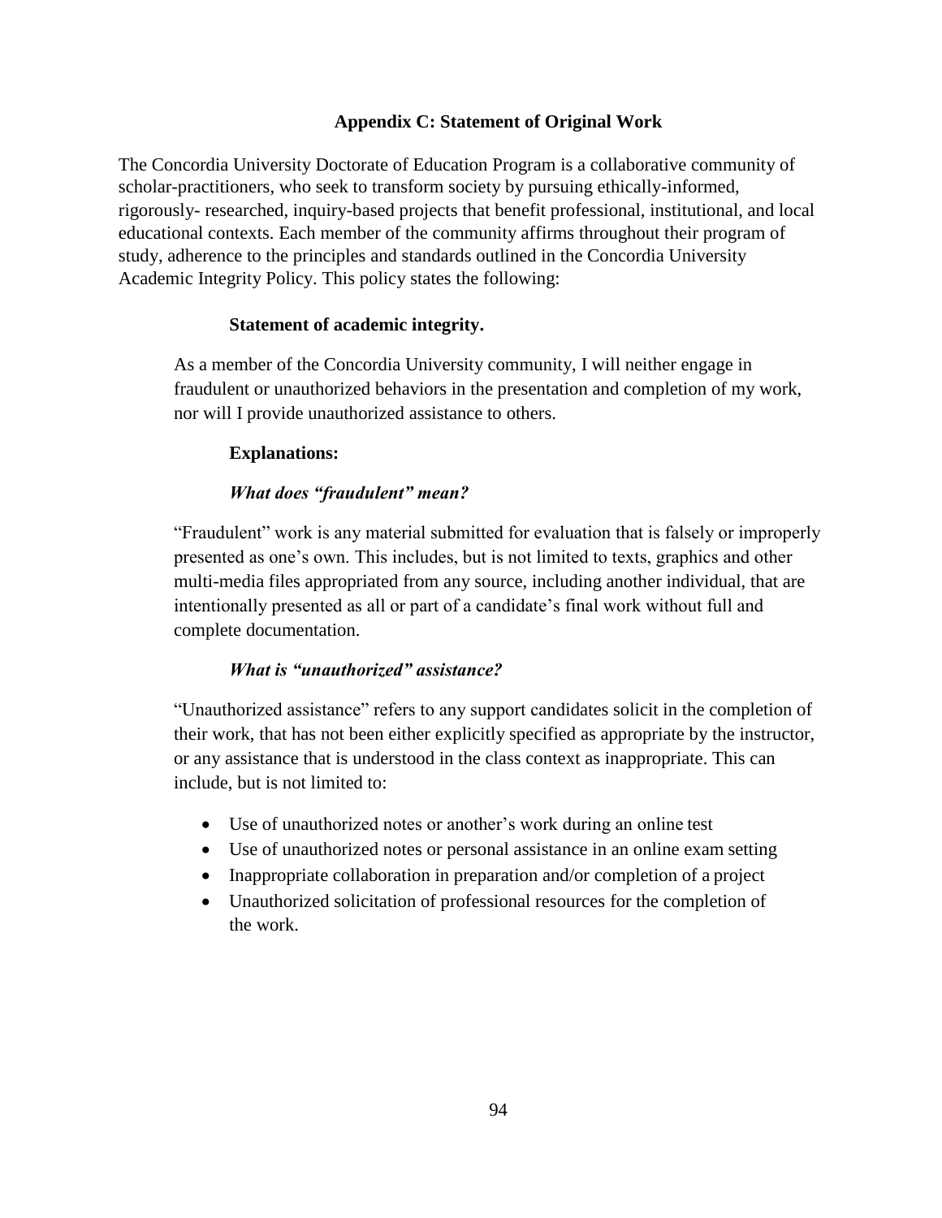## Appendix C: Statement of Original Work

The Concordia University Doctorate of Education Program is a collaborative community of scholar-practitioners, who seek to transform society by pursuing ethically-informed, rigorously- researched, inquiry-based projects that benefit professional, institutional, and local educational contexts. Each member of the community affirms throughout their program of study, adherence to the principles and standards outlined in the Concordia University Academic Integrity Policy. This policy states the following:

### Statement of academic integrity.

As a member of the Concordia University community, I will neither engage in fraudulent or unauthorized behaviors in the presentation and completion of my work, nor will I provide unauthorized assistance to others.

### Explanations:

#### *What does "fraudulent" mean?*

"Fraudulent" work is any material submitted for evaluation that is falsely or improperly presented as one's own. This includes, but is not limited to texts, graphics and other multi-media files appropriated from any source, including another individual, that are intentionally presented as all or part of a candidate's final work without full and complete documentation.

#### *What is "unauthorized" assistance?*

"Unauthorized assistance" refers to any support candidates solicit in the completion of their work, that has not been either explicitly specified as appropriate by the instructor, or any assistance that is understood in the class context as inappropriate. This can include, but is not limited to:

- Use of unauthorized notes or another's work during an online test
- Use of unauthorized notes or personal assistance in an online exam setting
- Inappropriate collaboration in preparation and/or completion of a project
- Unauthorized solicitation of professional resources for the completion of the work.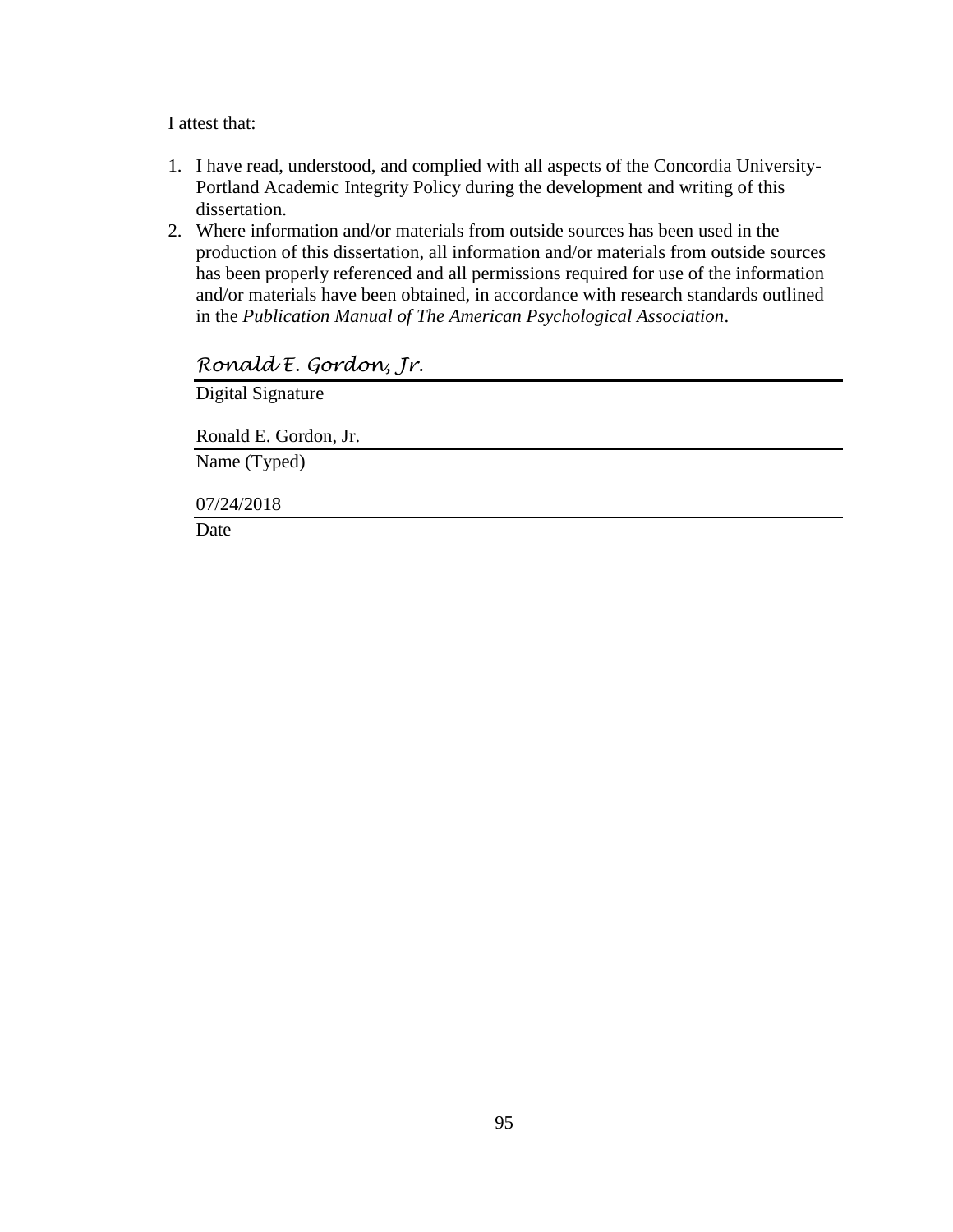I attest that:

1. I have read, understood, and complied with all aspects of the Concordia University-Portland Academic Integrity Policy during the development and writing of this dissertation.
2. Where information and/or materials from outside sources has been used in the production of this dissertation, all information and/or materials from outside sources has been properly referenced and all permissions required for use of the information and/or materials have been obtained, in accordance with research standards outlined in the *Publication Manual of The American Psychological Association*.

*Ronald E. Gordon, Jr.*

Digital Signature

Ronald E. Gordon, Jr.

Name (Typed)

07/24/2018

Date